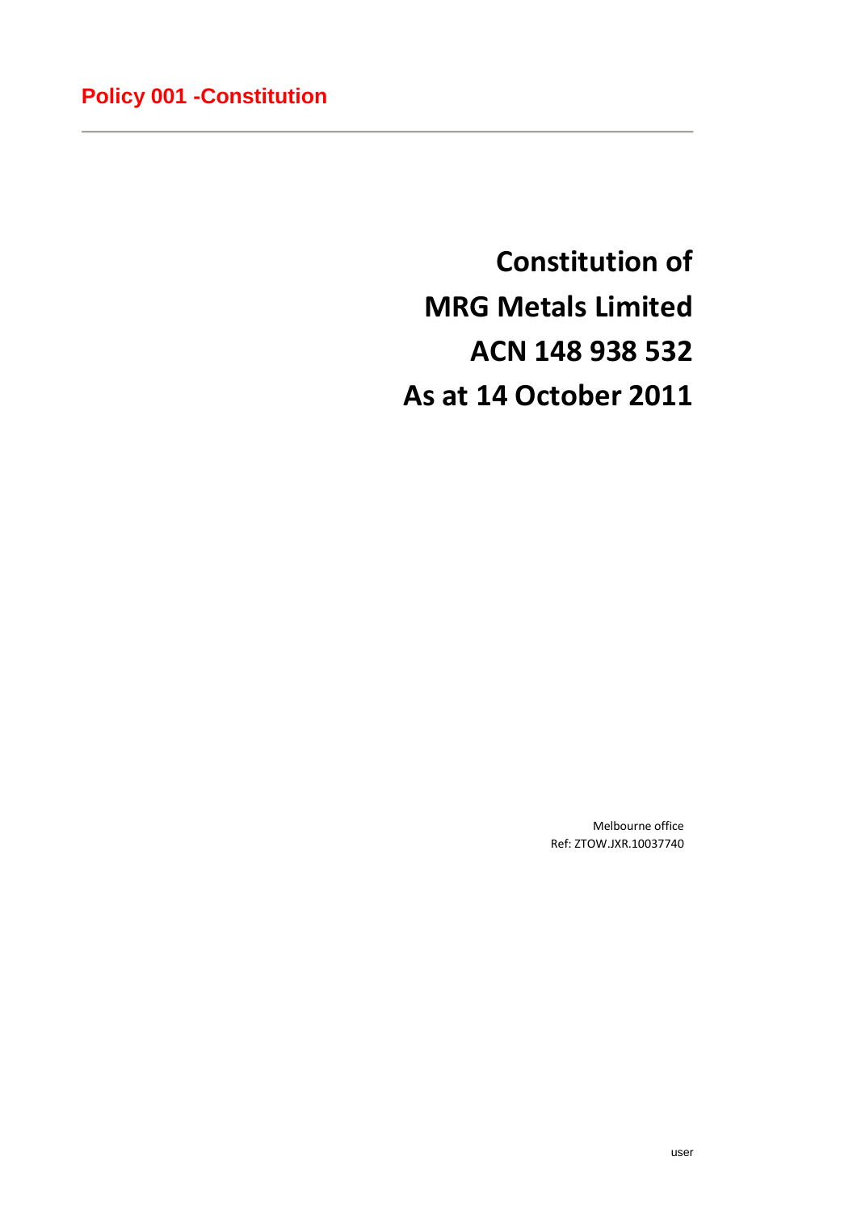**Policy 001 -Constitution**

# Constitution of MRG Metals Limited ACN 148 938 532 As at 14 October 2011

Melbourne office
Ref: ZTOW.JXR.10037740

user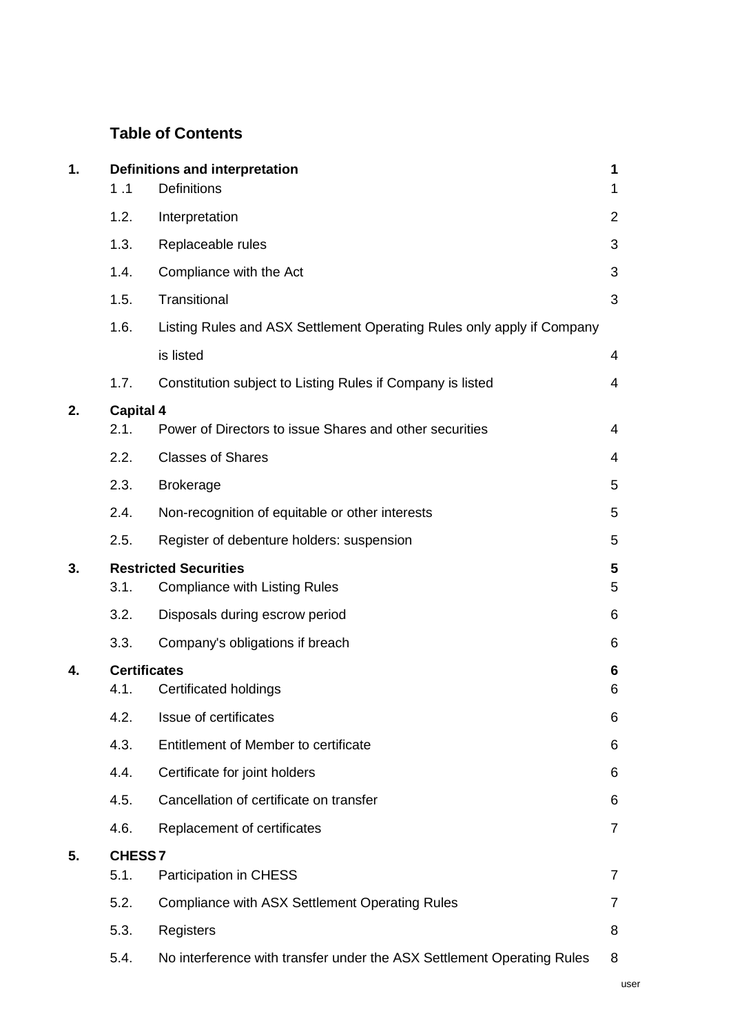## Table of Contents

| | | | |
|---|---|---|---|
| **1.** | **Definitions and interpretation** | | **1** |
| | 1 .1 | Definitions | 1 |
| | 1.2. | Interpretation | 2 |
| | 1.3. | Replaceable rules | 3 |
| | 1.4. | Compliance with the Act | 3 |
| | 1.5. | Transitional | 3 |
| | 1.6. | Listing Rules and ASX Settlement Operating Rules only apply if Company is listed | 4 |
| | 1.7. | Constitution subject to Listing Rules if Company is listed | 4 |
| **2.** | **Capital** | | **4** |
| | 2.1. | Power of Directors to issue Shares and other securities | 4 |
| | 2.2. | Classes of Shares | 4 |
| | 2.3. | Brokerage | 5 |
| | 2.4. | Non-recognition of equitable or other interests | 5 |
| | 2.5. | Register of debenture holders: suspension | 5 |
| **3.** | **Restricted Securities** | | **5** |
| | 3.1. | Compliance with Listing Rules | 5 |
| | 3.2. | Disposals during escrow period | 6 |
| | 3.3. | Company's obligations if breach | 6 |
| **4.** | **Certificates** | | **6** |
| | 4.1. | Certificated holdings | 6 |
| | 4.2. | Issue of certificates | 6 |
| | 4.3. | Entitlement of Member to certificate | 6 |
| | 4.4. | Certificate for joint holders | 6 |
| | 4.5. | Cancellation of certificate on transfer | 6 |
| | 4.6. | Replacement of certificates | 7 |
| **5.** | **CHESS** | | **7** |
| | 5.1. | Participation in CHESS | 7 |
| | 5.2. | Compliance with ASX Settlement Operating Rules | 7 |
| | 5.3. | Registers | 8 |
| | 5.4. | No interference with transfer under the ASX Settlement Operating Rules | 8 |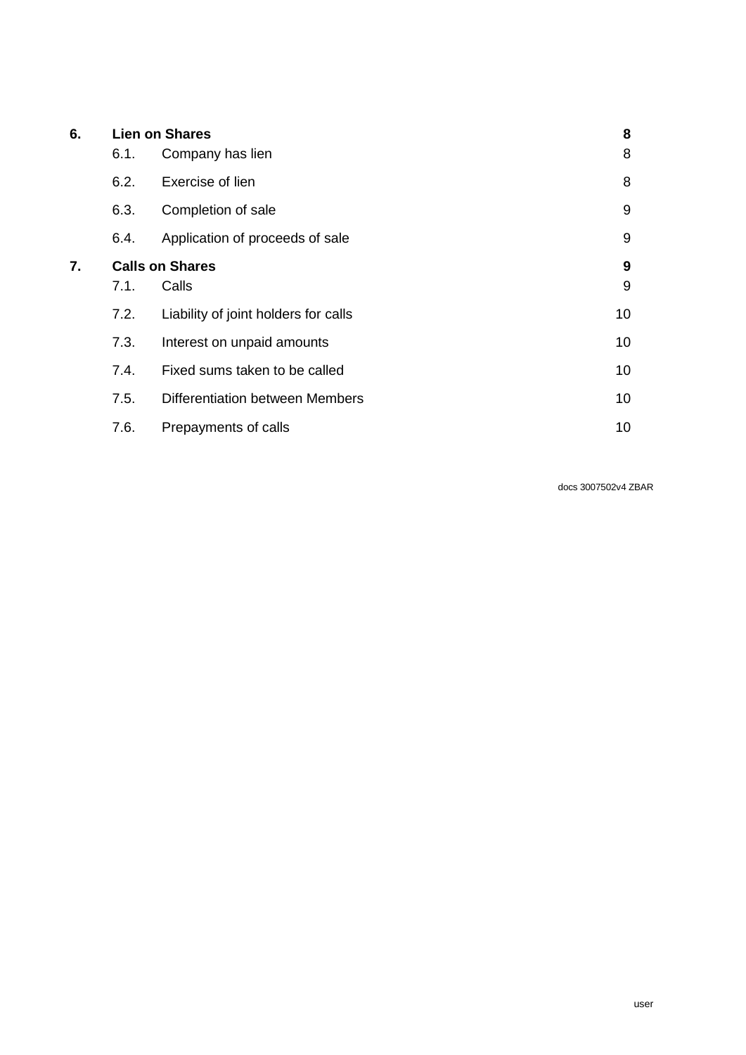| | | | |
|---|---|---|---|
| **6.** | **Lien on Shares** | | **8** |
| | 6.1. | Company has lien | 8 |
| | 6.2. | Exercise of lien | 8 |
| | 6.3. | Completion of sale | 9 |
| | 6.4. | Application of proceeds of sale | 9 |
| **7.** | **Calls on Shares** | | **9** |
| | 7.1. | Calls | 9 |
| | 7.2. | Liability of joint holders for calls | 10 |
| | 7.3. | Interest on unpaid amounts | 10 |
| | 7.4. | Fixed sums taken to be called | 10 |
| | 7.5. | Differentiation between Members | 10 |
| | 7.6. | Prepayments of calls | 10 |

docs 3007502v4 ZBAR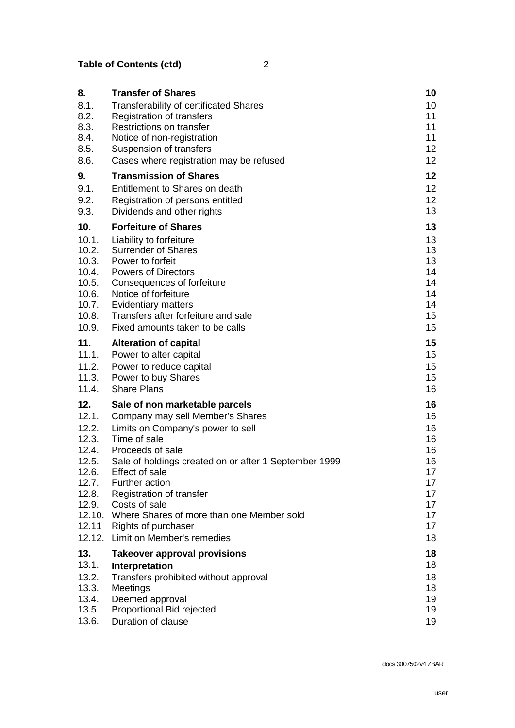**Table of Contents (ctd)**

| | | |
|---|---|---|
| **8.** | **Transfer of Shares** | **10** |
| 8.1. | Transferability of certificated Shares | 10 |
| 8.2. | Registration of transfers | 11 |
| 8.3. | Restrictions on transfer | 11 |
| 8.4. | Notice of non-registration | 11 |
| 8.5. | Suspension of transfers | 12 |
| 8.6. | Cases where registration may be refused | 12 |
| **9.** | **Transmission of Shares** | **12** |
| 9.1. | Entitlement to Shares on death | 12 |
| 9.2. | Registration of persons entitled | 12 |
| 9.3. | Dividends and other rights | 13 |
| **10.** | **Forfeiture of Shares** | **13** |
| 10.1. | Liability to forfeiture | 13 |
| 10.2. | Surrender of Shares | 13 |
| 10.3. | Power to forfeit | 13 |
| 10.4. | Powers of Directors | 14 |
| 10.5. | Consequences of forfeiture | 14 |
| 10.6. | Notice of forfeiture | 14 |
| 10.7. | Evidentiary matters | 14 |
| 10.8. | Transfers after forfeiture and sale | 15 |
| 10.9. | Fixed amounts taken to be calls | 15 |
| **11.** | **Alteration of capital** | **15** |
| 11.1. | Power to alter capital | 15 |
| 11.2. | Power to reduce capital | 15 |
| 11.3. | Power to buy Shares | 15 |
| 11.4. | Share Plans | 16 |
| **12.** | **Sale of non marketable parcels** | **16** |
| 12.1. | Company may sell Member's Shares | 16 |
| 12.2. | Limits on Company's power to sell | 16 |
| 12.3. | Time of sale | 16 |
| 12.4. | Proceeds of sale | 16 |
| 12.5. | Sale of holdings created on or after 1 September 1999 | 16 |
| 12.6. | Effect of sale | 17 |
| 12.7. | Further action | 17 |
| 12.8. | Registration of transfer | 17 |
| 12.9. | Costs of sale | 17 |
| 12.10. | Where Shares of more than one Member sold | 17 |
| 12.11 | Rights of purchaser | 17 |
| 12.12. | Limit on Member's remedies | 18 |
| **13.** | **Takeover approval provisions** | **18** |
| 13.1. | **Interpretation** | 18 |
| 13.2. | Transfers prohibited without approval | 18 |
| 13.3. | Meetings | 18 |
| 13.4. | Deemed approval | 19 |
| 13.5. | Proportional Bid rejected | 19 |
| 13.6. | Duration of clause | 19 |

docs 3007502v4 ZBAR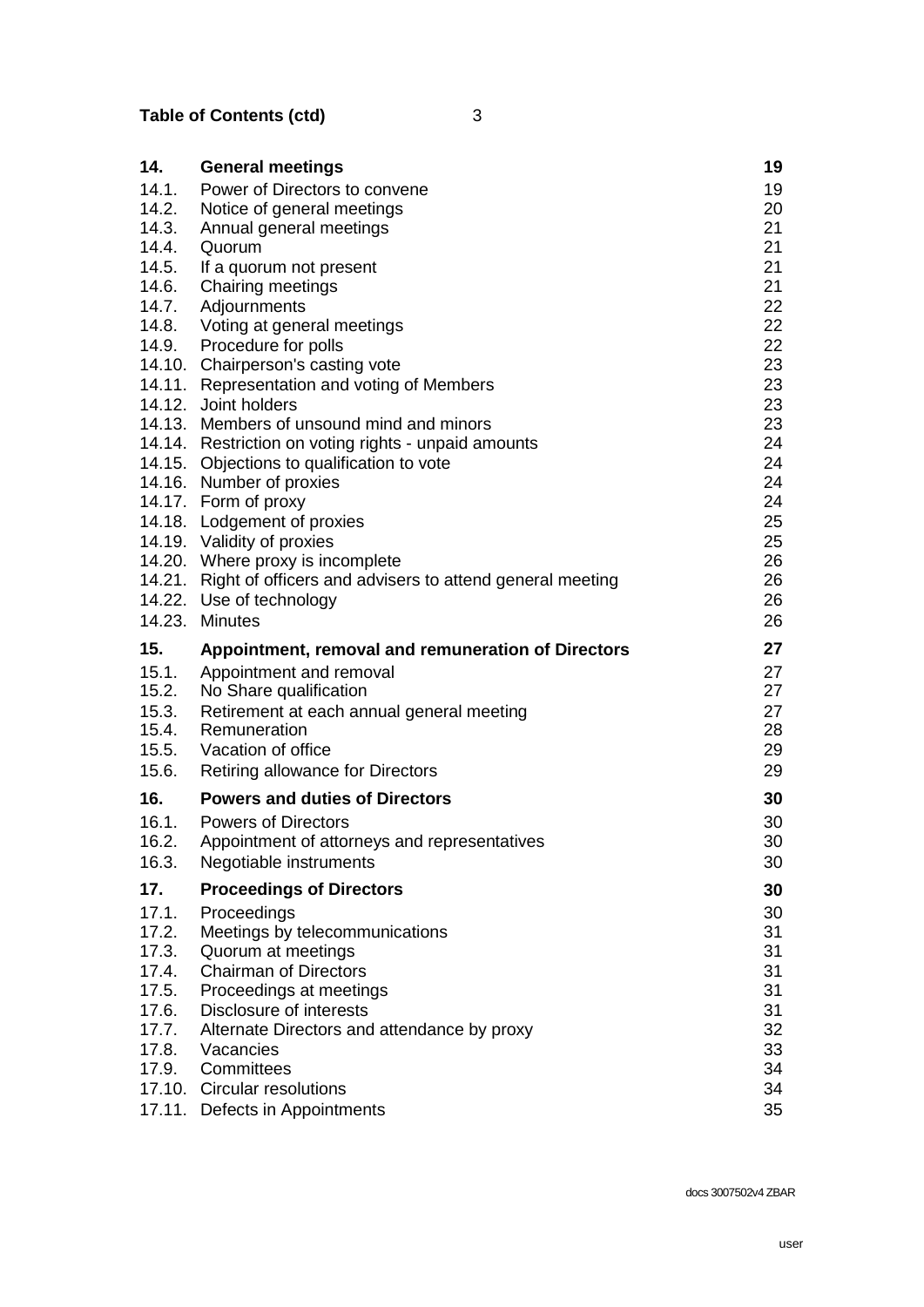**Table of Contents (ctd)**

| | | |
|---|---|---|
| **14.** | **General meetings** | **19** |
| 14.1. | Power of Directors to convene | 19 |
| 14.2. | Notice of general meetings | 20 |
| 14.3. | Annual general meetings | 21 |
| 14.4. | Quorum | 21 |
| 14.5. | If a quorum not present | 21 |
| 14.6. | Chairing meetings | 21 |
| 14.7. | Adjournments | 22 |
| 14.8. | Voting at general meetings | 22 |
| 14.9. | Procedure for polls | 22 |
| 14.10. | Chairperson's casting vote | 23 |
| 14.11. | Representation and voting of Members | 23 |
| 14.12. | Joint holders | 23 |
| 14.13. | Members of unsound mind and minors | 23 |
| 14.14. | Restriction on voting rights - unpaid amounts | 24 |
| 14.15. | Objections to qualification to vote | 24 |
| 14.16. | Number of proxies | 24 |
| 14.17. | Form of proxy | 24 |
| 14.18. | Lodgement of proxies | 25 |
| 14.19. | Validity of proxies | 25 |
| 14.20. | Where proxy is incomplete | 26 |
| 14.21. | Right of officers and advisers to attend general meeting | 26 |
| 14.22. | Use of technology | 26 |
| 14.23. | Minutes | 26 |
| **15.** | **Appointment, removal and remuneration of Directors** | **27** |
| 15.1. | Appointment and removal | 27 |
| 15.2. | No Share qualification | 27 |
| 15.3. | Retirement at each annual general meeting | 27 |
| 15.4. | Remuneration | 28 |
| 15.5. | Vacation of office | 29 |
| 15.6. | Retiring allowance for Directors | 29 |
| **16.** | **Powers and duties of Directors** | **30** |
| 16.1. | Powers of Directors | 30 |
| 16.2. | Appointment of attorneys and representatives | 30 |
| 16.3. | Negotiable instruments | 30 |
| **17.** | **Proceedings of Directors** | **30** |
| 17.1. | Proceedings | 30 |
| 17.2. | Meetings by telecommunications | 31 |
| 17.3. | Quorum at meetings | 31 |
| 17.4. | Chairman of Directors | 31 |
| 17.5. | Proceedings at meetings | 31 |
| 17.6. | Disclosure of interests | 31 |
| 17.7. | Alternate Directors and attendance by proxy | 32 |
| 17.8. | Vacancies | 33 |
| 17.9. | Committees | 34 |
| 17.10. | Circular resolutions | 34 |
| 17.11. | Defects in Appointments | 35 |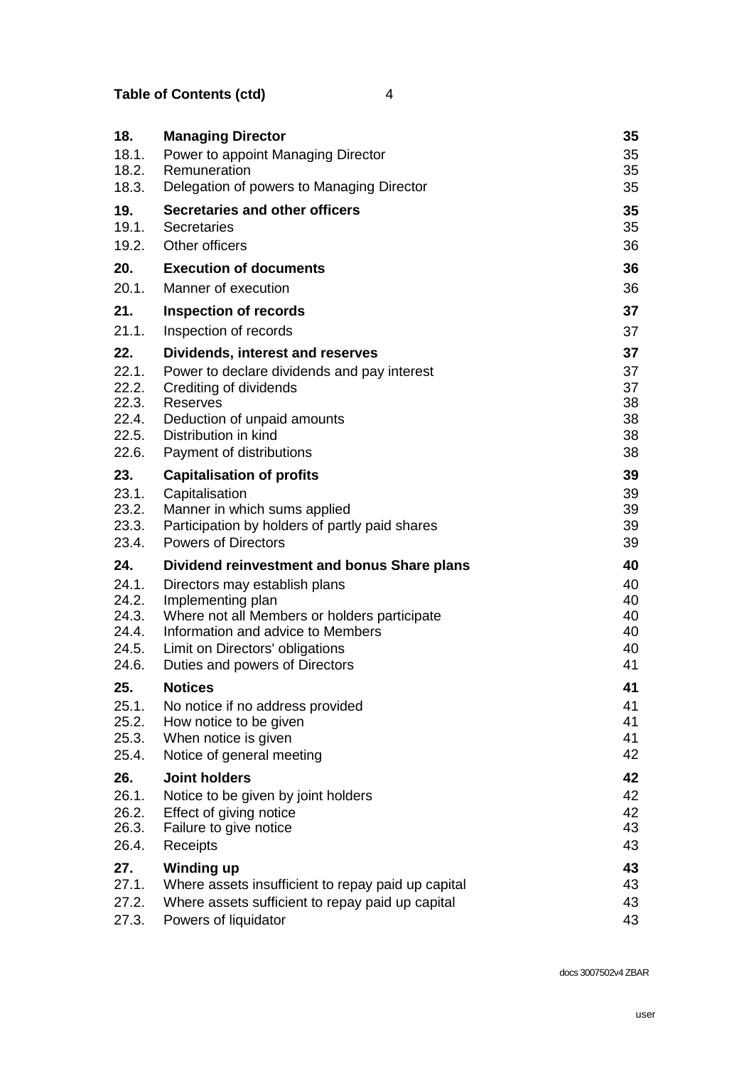**Table of Contents (ctd)**

| | | |
|---|---|---|
| **18.** | **Managing Director** | **35** |
| 18.1. | Power to appoint Managing Director | 35 |
| 18.2. | Remuneration | 35 |
| 18.3. | Delegation of powers to Managing Director | 35 |
| **19.** | **Secretaries and other officers** | **35** |
| 19.1. | Secretaries | 35 |
| 19.2. | Other officers | 36 |
| **20.** | **Execution of documents** | **36** |
| 20.1. | Manner of execution | 36 |
| **21.** | **Inspection of records** | **37** |
| 21.1. | Inspection of records | 37 |
| **22.** | **Dividends, interest and reserves** | **37** |
| 22.1. | Power to declare dividends and pay interest | 37 |
| 22.2. | Crediting of dividends | 37 |
| 22.3. | Reserves | 38 |
| 22.4. | Deduction of unpaid amounts | 38 |
| 22.5. | Distribution in kind | 38 |
| 22.6. | Payment of distributions | 38 |
| **23.** | **Capitalisation of profits** | **39** |
| 23.1. | Capitalisation | 39 |
| 23.2. | Manner in which sums applied | 39 |
| 23.3. | Participation by holders of partly paid shares | 39 |
| 23.4. | Powers of Directors | 39 |
| **24.** | **Dividend reinvestment and bonus Share plans** | **40** |
| 24.1. | Directors may establish plans | 40 |
| 24.2. | Implementing plan | 40 |
| 24.3. | Where not all Members or holders participate | 40 |
| 24.4. | Information and advice to Members | 40 |
| 24.5. | Limit on Directors' obligations | 40 |
| 24.6. | Duties and powers of Directors | 41 |
| **25.** | **Notices** | **41** |
| 25.1. | No notice if no address provided | 41 |
| 25.2. | How notice to be given | 41 |
| 25.3. | When notice is given | 41 |
| 25.4. | Notice of general meeting | 42 |
| **26.** | **Joint holders** | **42** |
| 26.1. | Notice to be given by joint holders | 42 |
| 26.2. | Effect of giving notice | 42 |
| 26.3. | Failure to give notice | 43 |
| 26.4. | Receipts | 43 |
| **27.** | **Winding up** | **43** |
| 27.1. | Where assets insufficient to repay paid up capital | 43 |
| 27.2. | Where assets sufficient to repay paid up capital | 43 |
| 27.3. | Powers of liquidator | 43 |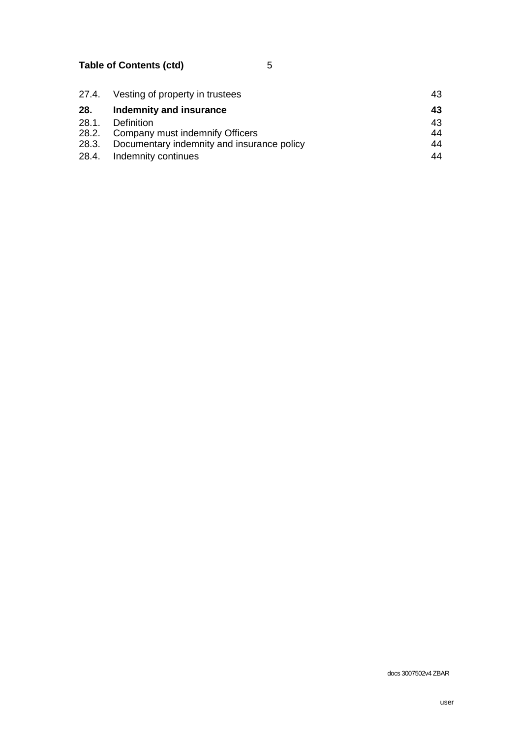**Table of Contents (ctd)**

| | | |
|---|---|---|
| 27.4. | Vesting of property in trustees | 43 |
| **28.** | **Indemnity and insurance** | **43** |
| 28.1. | Definition | 43 |
| 28.2. | Company must indemnify Officers | 44 |
| 28.3. | Documentary indemnity and insurance policy | 44 |
| 28.4. | Indemnity continues | 44 |

docs 3007502v4 ZBAR

user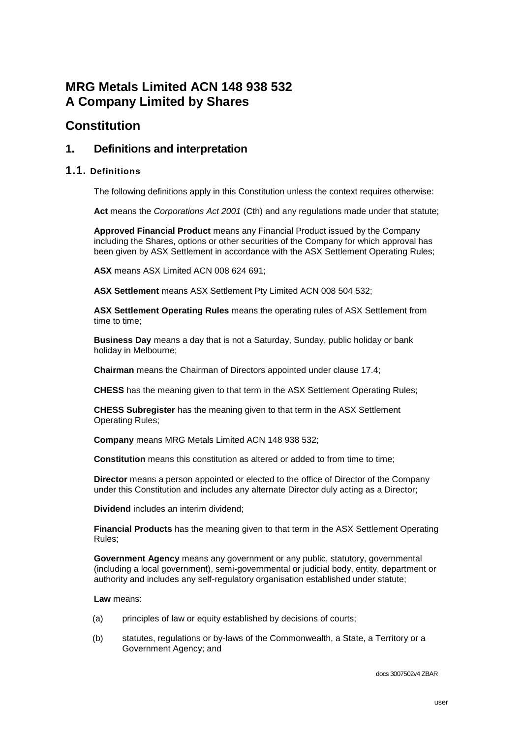# MRG Metals Limited ACN 148 938 532
# A Company Limited by Shares

# Constitution

## 1. Definitions and interpretation

### 1.1. Definitions

The following definitions apply in this Constitution unless the context requires otherwise:

**Act** means the *Corporations Act 2001* (Cth) and any regulations made under that statute;

**Approved Financial Product** means any Financial Product issued by the Company including the Shares, options or other securities of the Company for which approval has been given by ASX Settlement in accordance with the ASX Settlement Operating Rules;

**ASX** means ASX Limited ACN 008 624 691;

**ASX Settlement** means ASX Settlement Pty Limited ACN 008 504 532;

**ASX Settlement Operating Rules** means the operating rules of ASX Settlement from time to time;

**Business Day** means a day that is not a Saturday, Sunday, public holiday or bank holiday in Melbourne;

**Chairman** means the Chairman of Directors appointed under clause 17.4;

**CHESS** has the meaning given to that term in the ASX Settlement Operating Rules;

**CHESS Subregister** has the meaning given to that term in the ASX Settlement Operating Rules;

**Company** means MRG Metals Limited ACN 148 938 532;

**Constitution** means this constitution as altered or added to from time to time;

**Director** means a person appointed or elected to the office of Director of the Company under this Constitution and includes any alternate Director duly acting as a Director;

**Dividend** includes an interim dividend;

**Financial Products** has the meaning given to that term in the ASX Settlement Operating Rules;

**Government Agency** means any government or any public, statutory, governmental (including a local government), semi-governmental or judicial body, entity, department or authority and includes any self-regulatory organisation established under statute;

**Law** means:

(a) principles of law or equity established by decisions of courts;

(b) statutes, regulations or by-laws of the Commonwealth, a State, a Territory or a Government Agency; and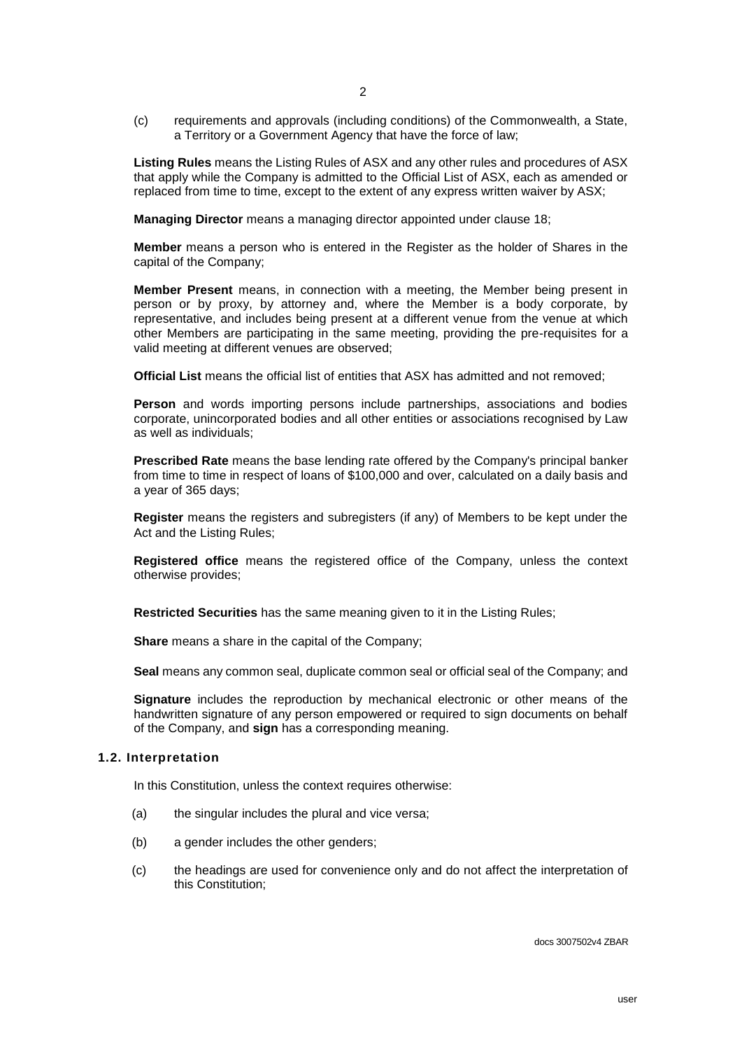(c) requirements and approvals (including conditions) of the Commonwealth, a State, a Territory or a Government Agency that have the force of law;

**Listing Rules** means the Listing Rules of ASX and any other rules and procedures of ASX that apply while the Company is admitted to the Official List of ASX, each as amended or replaced from time to time, except to the extent of any express written waiver by ASX;

**Managing Director** means a managing director appointed under clause 18;

**Member** means a person who is entered in the Register as the holder of Shares in the capital of the Company;

**Member Present** means, in connection with a meeting, the Member being present in person or by proxy, by attorney and, where the Member is a body corporate, by representative, and includes being present at a different venue from the venue at which other Members are participating in the same meeting, providing the pre-requisites for a valid meeting at different venues are observed;

**Official List** means the official list of entities that ASX has admitted and not removed;

**Person** and words importing persons include partnerships, associations and bodies corporate, unincorporated bodies and all other entities or associations recognised by Law as well as individuals;

**Prescribed Rate** means the base lending rate offered by the Company's principal banker from time to time in respect of loans of $100,000 and over, calculated on a daily basis and a year of 365 days;

**Register** means the registers and subregisters (if any) of Members to be kept under the Act and the Listing Rules;

**Registered office** means the registered office of the Company, unless the context otherwise provides;

**Restricted Securities** has the same meaning given to it in the Listing Rules;

**Share** means a share in the capital of the Company;

**Seal** means any common seal, duplicate common seal or official seal of the Company; and

**Signature** includes the reproduction by mechanical electronic or other means of the handwritten signature of any person empowered or required to sign documents on behalf of the Company, and **sign** has a corresponding meaning.

### 1.2. Interpretation

In this Constitution, unless the context requires otherwise:

(a) the singular includes the plural and vice versa;

(b) a gender includes the other genders;

(c) the headings are used for convenience only and do not affect the interpretation of this Constitution;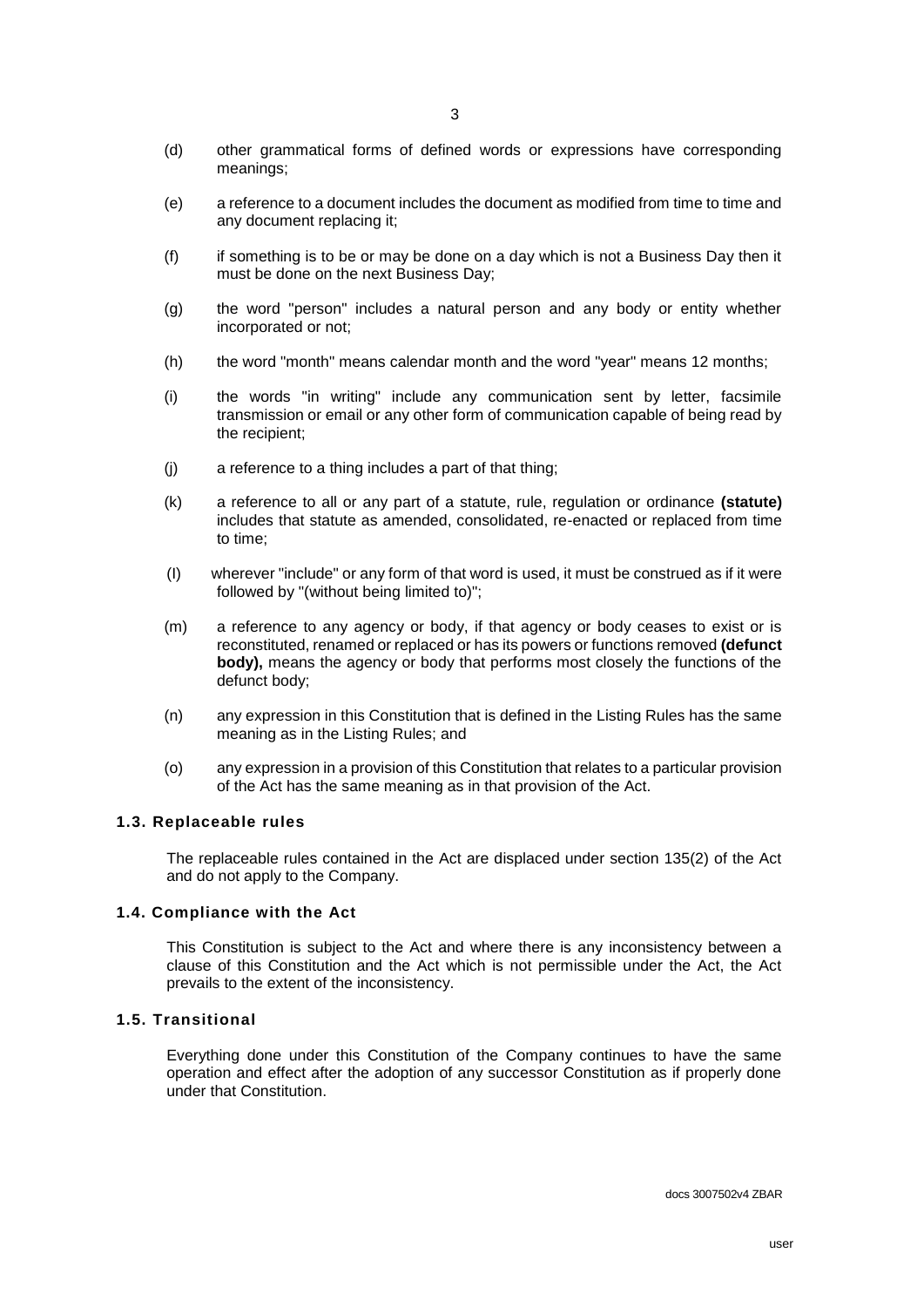(d) other grammatical forms of defined words or expressions have corresponding meanings;

(e) a reference to a document includes the document as modified from time to time and any document replacing it;

(f) if something is to be or may be done on a day which is not a Business Day then it must be done on the next Business Day;

(g) the word "person" includes a natural person and any body or entity whether incorporated or not;

(h) the word "month" means calendar month and the word "year" means 12 months;

(i) the words "in writing" include any communication sent by letter, facsimile transmission or email or any other form of communication capable of being read by the recipient;

(j) a reference to a thing includes a part of that thing;

(k) a reference to all or any part of a statute, rule, regulation or ordinance **(statute)** includes that statute as amended, consolidated, re-enacted or replaced from time to time;

(l) wherever "include" or any form of that word is used, it must be construed as if it were followed by "(without being limited to)";

(m) a reference to any agency or body, if that agency or body ceases to exist or is reconstituted, renamed or replaced or has its powers or functions removed **(defunct body),** means the agency or body that performs most closely the functions of the defunct body;

(n) any expression in this Constitution that is defined in the Listing Rules has the same meaning as in the Listing Rules; and

(o) any expression in a provision of this Constitution that relates to a particular provision of the Act has the same meaning as in that provision of the Act.

### 1.3. Replaceable rules

The replaceable rules contained in the Act are displaced under section 135(2) of the Act and do not apply to the Company.

### 1.4. Compliance with the Act

This Constitution is subject to the Act and where there is any inconsistency between a clause of this Constitution and the Act which is not permissible under the Act, the Act prevails to the extent of the inconsistency.

### 1.5. Transitional

Everything done under this Constitution of the Company continues to have the same operation and effect after the adoption of any successor Constitution as if properly done under that Constitution.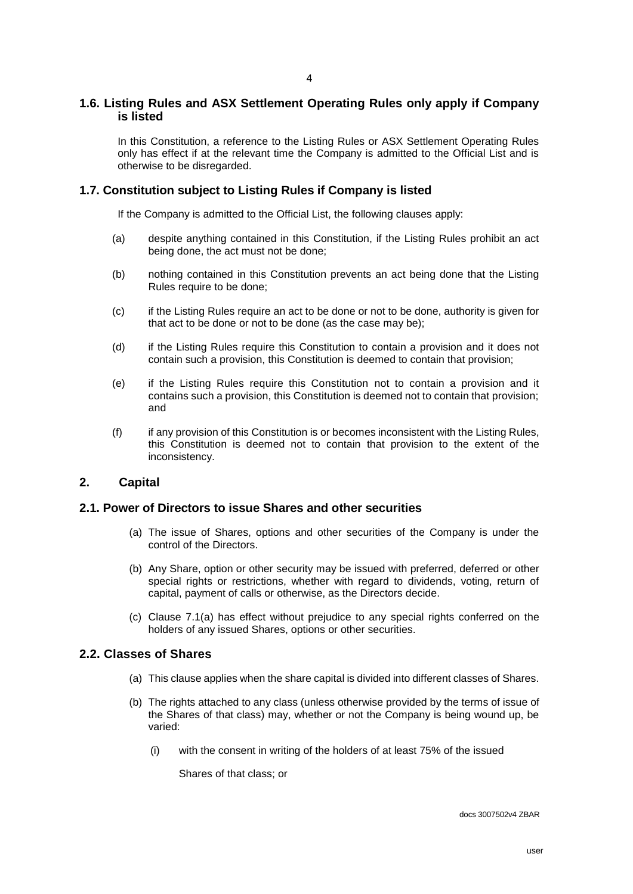## 1.6. Listing Rules and ASX Settlement Operating Rules only apply if Company is listed

In this Constitution, a reference to the Listing Rules or ASX Settlement Operating Rules only has effect if at the relevant time the Company is admitted to the Official List and is otherwise to be disregarded.

## 1.7. Constitution subject to Listing Rules if Company is listed

If the Company is admitted to the Official List, the following clauses apply:

(a) despite anything contained in this Constitution, if the Listing Rules prohibit an act being done, the act must not be done;

(b) nothing contained in this Constitution prevents an act being done that the Listing Rules require to be done;

(c) if the Listing Rules require an act to be done or not to be done, authority is given for that act to be done or not to be done (as the case may be);

(d) if the Listing Rules require this Constitution to contain a provision and it does not contain such a provision, this Constitution is deemed to contain that provision;

(e) if the Listing Rules require this Constitution not to contain a provision and it contains such a provision, this Constitution is deemed not to contain that provision; and

(f) if any provision of this Constitution is or becomes inconsistent with the Listing Rules, this Constitution is deemed not to contain that provision to the extent of the inconsistency.

# 2. Capital

## 2.1. Power of Directors to issue Shares and other securities

(a) The issue of Shares, options and other securities of the Company is under the control of the Directors.

(b) Any Share, option or other security may be issued with preferred, deferred or other special rights or restrictions, whether with regard to dividends, voting, return of capital, payment of calls or otherwise, as the Directors decide.

(c) Clause 7.1(a) has effect without prejudice to any special rights conferred on the holders of any issued Shares, options or other securities.

## 2.2. Classes of Shares

(a) This clause applies when the share capital is divided into different classes of Shares.

(b) The rights attached to any class (unless otherwise provided by the terms of issue of the Shares of that class) may, whether or not the Company is being wound up, be varied:

(i) with the consent in writing of the holders of at least 75% of the issued Shares of that class; or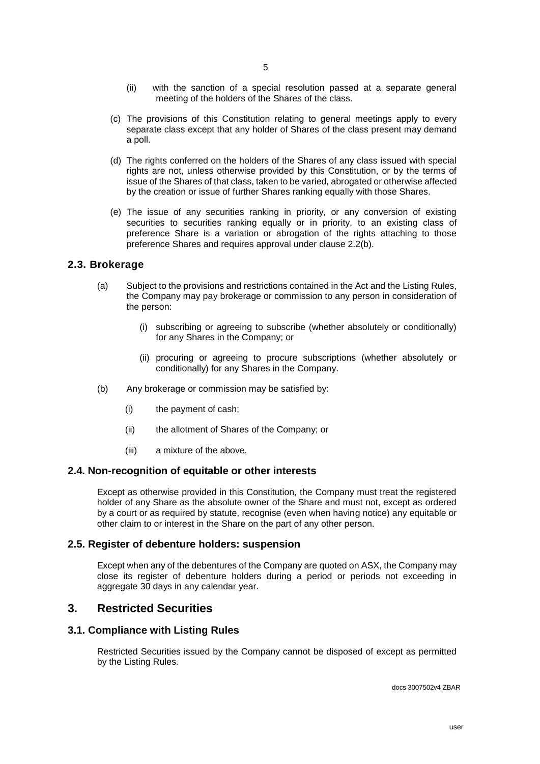(ii) with the sanction of a special resolution passed at a separate general meeting of the holders of the Shares of the class.

(c) The provisions of this Constitution relating to general meetings apply to every separate class except that any holder of Shares of the class present may demand a poll.

(d) The rights conferred on the holders of the Shares of any class issued with special rights are not, unless otherwise provided by this Constitution, or by the terms of issue of the Shares of that class, taken to be varied, abrogated or otherwise affected by the creation or issue of further Shares ranking equally with those Shares.

(e) The issue of any securities ranking in priority, or any conversion of existing securities to securities ranking equally or in priority, to an existing class of preference Share is a variation or abrogation of the rights attaching to those preference Shares and requires approval under clause 2.2(b).

### 2.3. Brokerage

(a) Subject to the provisions and restrictions contained in the Act and the Listing Rules, the Company may pay brokerage or commission to any person in consideration of the person:

(i) subscribing or agreeing to subscribe (whether absolutely or conditionally) for any Shares in the Company; or

(ii) procuring or agreeing to procure subscriptions (whether absolutely or conditionally) for any Shares in the Company.

(b) Any brokerage or commission may be satisfied by:

(i) the payment of cash;

(ii) the allotment of Shares of the Company; or

(iii) a mixture of the above.

### 2.4. Non-recognition of equitable or other interests

Except as otherwise provided in this Constitution, the Company must treat the registered holder of any Share as the absolute owner of the Share and must not, except as ordered by a court or as required by statute, recognise (even when having notice) any equitable or other claim to or interest in the Share on the part of any other person.

### 2.5. Register of debenture holders: suspension

Except when any of the debentures of the Company are quoted on ASX, the Company may close its register of debenture holders during a period or periods not exceeding in aggregate 30 days in any calendar year.

## 3. Restricted Securities

### 3.1. Compliance with Listing Rules

Restricted Securities issued by the Company cannot be disposed of except as permitted by the Listing Rules.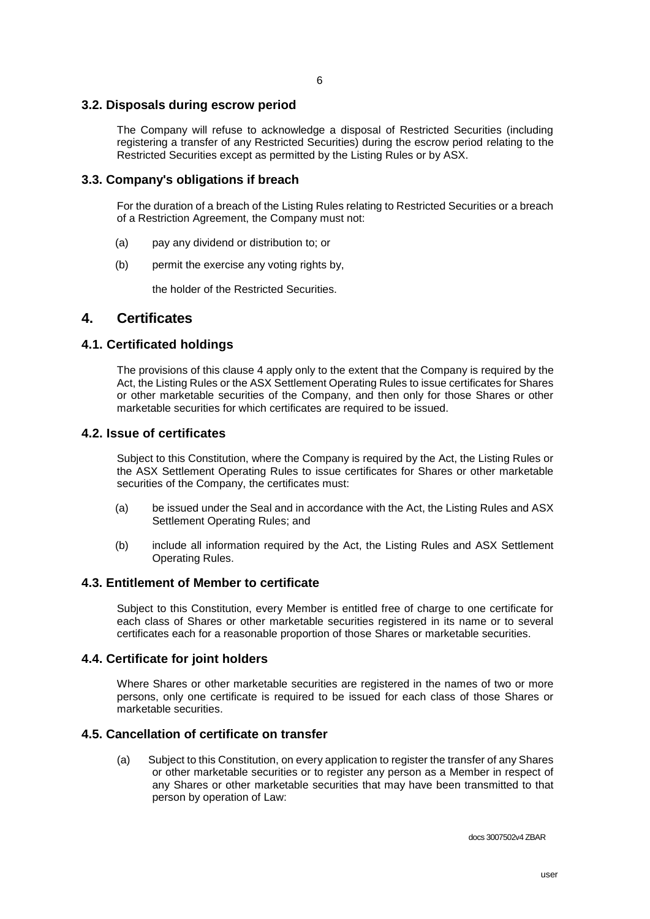### 3.2. Disposals during escrow period

The Company will refuse to acknowledge a disposal of Restricted Securities (including registering a transfer of any Restricted Securities) during the escrow period relating to the Restricted Securities except as permitted by the Listing Rules or by ASX.

### 3.3. Company's obligations if breach

For the duration of a breach of the Listing Rules relating to Restricted Securities or a breach of a Restriction Agreement, the Company must not:

(a) pay any dividend or distribution to; or

(b) permit the exercise any voting rights by,

the holder of the Restricted Securities.

## 4. Certificates

### 4.1. Certificated holdings

The provisions of this clause 4 apply only to the extent that the Company is required by the Act, the Listing Rules or the ASX Settlement Operating Rules to issue certificates for Shares or other marketable securities of the Company, and then only for those Shares or other marketable securities for which certificates are required to be issued.

### 4.2. Issue of certificates

Subject to this Constitution, where the Company is required by the Act, the Listing Rules or the ASX Settlement Operating Rules to issue certificates for Shares or other marketable securities of the Company, the certificates must:

(a) be issued under the Seal and in accordance with the Act, the Listing Rules and ASX Settlement Operating Rules; and

(b) include all information required by the Act, the Listing Rules and ASX Settlement Operating Rules.

### 4.3. Entitlement of Member to certificate

Subject to this Constitution, every Member is entitled free of charge to one certificate for each class of Shares or other marketable securities registered in its name or to several certificates each for a reasonable proportion of those Shares or marketable securities.

### 4.4. Certificate for joint holders

Where Shares or other marketable securities are registered in the names of two or more persons, only one certificate is required to be issued for each class of those Shares or marketable securities.

### 4.5. Cancellation of certificate on transfer

(a) Subject to this Constitution, on every application to register the transfer of any Shares or other marketable securities or to register any person as a Member in respect of any Shares or other marketable securities that may have been transmitted to that person by operation of Law: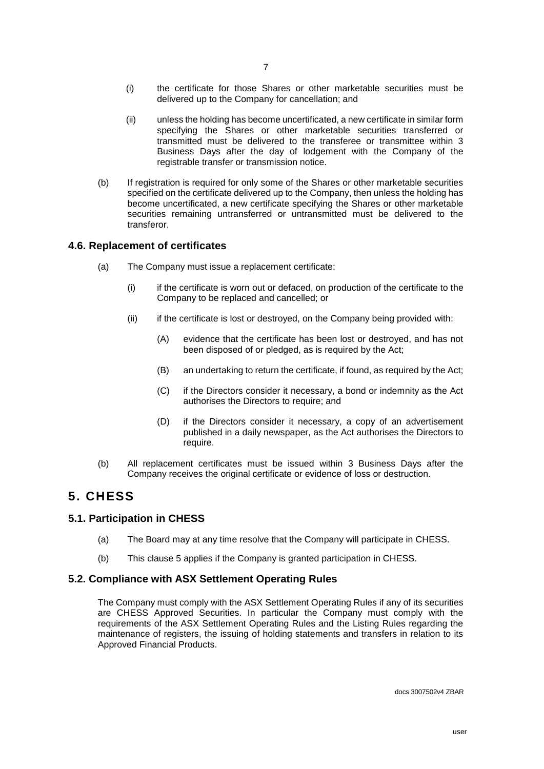(i) the certificate for those Shares or other marketable securities must be delivered up to the Company for cancellation; and

(ii) unless the holding has become uncertificated, a new certificate in similar form specifying the Shares or other marketable securities transferred or transmitted must be delivered to the transferee or transmittee within 3 Business Days after the day of lodgement with the Company of the registrable transfer or transmission notice.

(b) If registration is required for only some of the Shares or other marketable securities specified on the certificate delivered up to the Company, then unless the holding has become uncertificated, a new certificate specifying the Shares or other marketable securities remaining untransferred or untransmitted must be delivered to the transferor.

### 4.6. Replacement of certificates

(a) The Company must issue a replacement certificate:

(i) if the certificate is worn out or defaced, on production of the certificate to the Company to be replaced and cancelled; or

(ii) if the certificate is lost or destroyed, on the Company being provided with:

(A) evidence that the certificate has been lost or destroyed, and has not been disposed of or pledged, as is required by the Act;

(B) an undertaking to return the certificate, if found, as required by the Act;

(C) if the Directors consider it necessary, a bond or indemnity as the Act authorises the Directors to require; and

(D) if the Directors consider it necessary, a copy of an advertisement published in a daily newspaper, as the Act authorises the Directors to require.

(b) All replacement certificates must be issued within 3 Business Days after the Company receives the original certificate or evidence of loss or destruction.

## 5. CHESS

### 5.1. Participation in CHESS

(a) The Board may at any time resolve that the Company will participate in CHESS.

(b) This clause 5 applies if the Company is granted participation in CHESS.

### 5.2. Compliance with ASX Settlement Operating Rules

The Company must comply with the ASX Settlement Operating Rules if any of its securities are CHESS Approved Securities. In particular the Company must comply with the requirements of the ASX Settlement Operating Rules and the Listing Rules regarding the maintenance of registers, the issuing of holding statements and transfers in relation to its Approved Financial Products.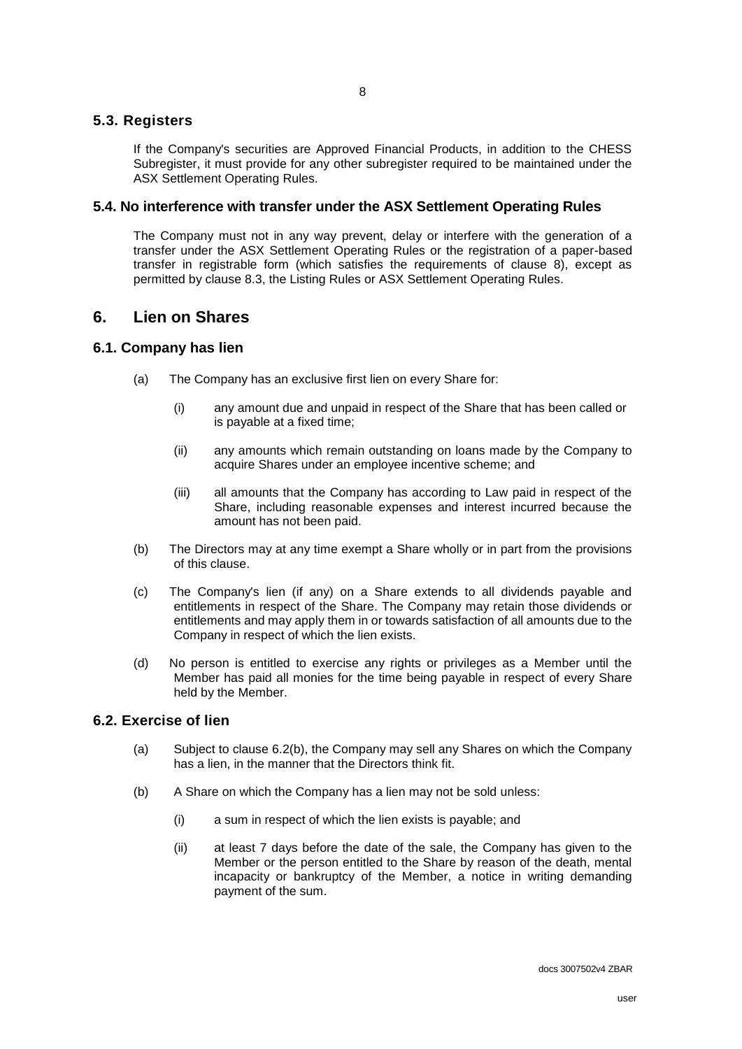### 5.3. Registers

If the Company's securities are Approved Financial Products, in addition to the CHESS Subregister, it must provide for any other subregister required to be maintained under the ASX Settlement Operating Rules.

### 5.4. No interference with transfer under the ASX Settlement Operating Rules

The Company must not in any way prevent, delay or interfere with the generation of a transfer under the ASX Settlement Operating Rules or the registration of a paper-based transfer in registrable form (which satisfies the requirements of clause 8), except as permitted by clause 8.3, the Listing Rules or ASX Settlement Operating Rules.

## 6. Lien on Shares

### 6.1. Company has lien

(a) The Company has an exclusive first lien on every Share for:

   (i) any amount due and unpaid in respect of the Share that has been called or is payable at a fixed time;

   (ii) any amounts which remain outstanding on loans made by the Company to acquire Shares under an employee incentive scheme; and

   (iii) all amounts that the Company has according to Law paid in respect of the Share, including reasonable expenses and interest incurred because the amount has not been paid.

(b) The Directors may at any time exempt a Share wholly or in part from the provisions of this clause.

(c) The Company's lien (if any) on a Share extends to all dividends payable and entitlements in respect of the Share. The Company may retain those dividends or entitlements and may apply them in or towards satisfaction of all amounts due to the Company in respect of which the lien exists.

(d) No person is entitled to exercise any rights or privileges as a Member until the Member has paid all monies for the time being payable in respect of every Share held by the Member.

### 6.2. Exercise of lien

(a) Subject to clause 6.2(b), the Company may sell any Shares on which the Company has a lien, in the manner that the Directors think fit.

(b) A Share on which the Company has a lien may not be sold unless:

   (i) a sum in respect of which the lien exists is payable; and

   (ii) at least 7 days before the date of the sale, the Company has given to the Member or the person entitled to the Share by reason of the death, mental incapacity or bankruptcy of the Member, a notice in writing demanding payment of the sum.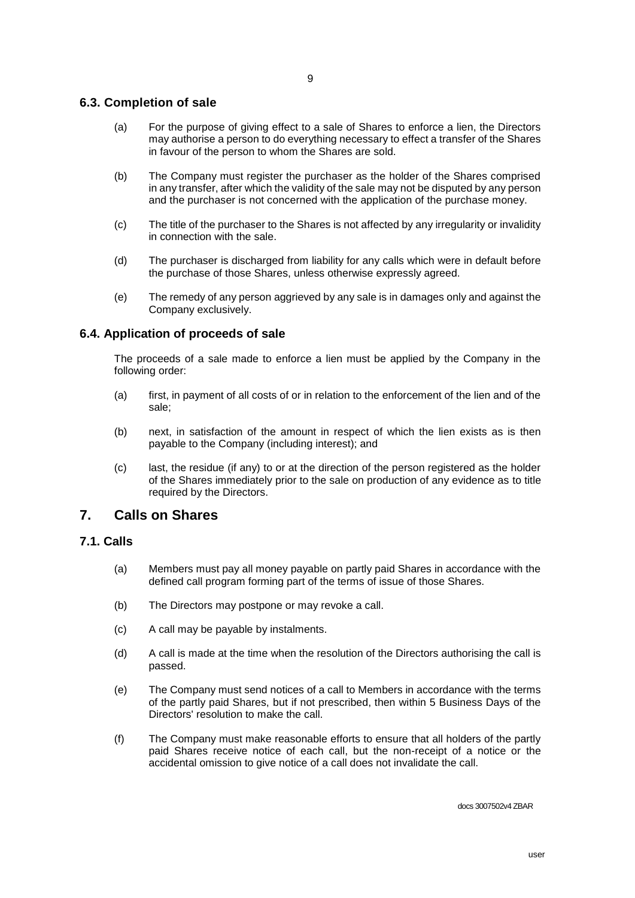### 6.3. Completion of sale

(a) For the purpose of giving effect to a sale of Shares to enforce a lien, the Directors may authorise a person to do everything necessary to effect a transfer of the Shares in favour of the person to whom the Shares are sold.

(b) The Company must register the purchaser as the holder of the Shares comprised in any transfer, after which the validity of the sale may not be disputed by any person and the purchaser is not concerned with the application of the purchase money.

(c) The title of the purchaser to the Shares is not affected by any irregularity or invalidity in connection with the sale.

(d) The purchaser is discharged from liability for any calls which were in default before the purchase of those Shares, unless otherwise expressly agreed.

(e) The remedy of any person aggrieved by any sale is in damages only and against the Company exclusively.

### 6.4. Application of proceeds of sale

The proceeds of a sale made to enforce a lien must be applied by the Company in the following order:

(a) first, in payment of all costs of or in relation to the enforcement of the lien and of the sale;

(b) next, in satisfaction of the amount in respect of which the lien exists as is then payable to the Company (including interest); and

(c) last, the residue (if any) to or at the direction of the person registered as the holder of the Shares immediately prior to the sale on production of any evidence as to title required by the Directors.

## 7. Calls on Shares

### 7.1. Calls

(a) Members must pay all money payable on partly paid Shares in accordance with the defined call program forming part of the terms of issue of those Shares.

(b) The Directors may postpone or may revoke a call.

(c) A call may be payable by instalments.

(d) A call is made at the time when the resolution of the Directors authorising the call is passed.

(e) The Company must send notices of a call to Members in accordance with the terms of the partly paid Shares, but if not prescribed, then within 5 Business Days of the Directors' resolution to make the call.

(f) The Company must make reasonable efforts to ensure that all holders of the partly paid Shares receive notice of each call, but the non-receipt of a notice or the accidental omission to give notice of a call does not invalidate the call.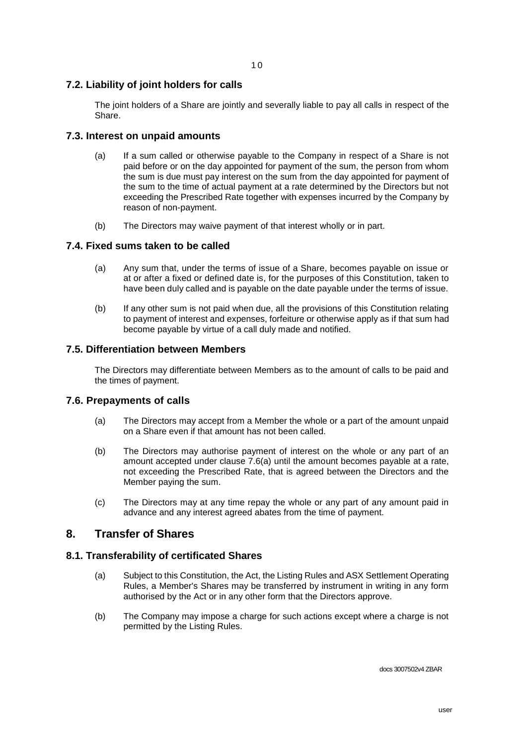### 7.2. Liability of joint holders for calls

The joint holders of a Share are jointly and severally liable to pay all calls in respect of the Share.

### 7.3. Interest on unpaid amounts

(a) If a sum called or otherwise payable to the Company in respect of a Share is not paid before or on the day appointed for payment of the sum, the person from whom the sum is due must pay interest on the sum from the day appointed for payment of the sum to the time of actual payment at a rate determined by the Directors but not exceeding the Prescribed Rate together with expenses incurred by the Company by reason of non-payment.

(b) The Directors may waive payment of that interest wholly or in part.

### 7.4. Fixed sums taken to be called

(a) Any sum that, under the terms of issue of a Share, becomes payable on issue or at or after a fixed or defined date is, for the purposes of this Constitution, taken to have been duly called and is payable on the date payable under the terms of issue.

(b) If any other sum is not paid when due, all the provisions of this Constitution relating to payment of interest and expenses, forfeiture or otherwise apply as if that sum had become payable by virtue of a call duly made and notified.

### 7.5. Differentiation between Members

The Directors may differentiate between Members as to the amount of calls to be paid and the times of payment.

### 7.6. Prepayments of calls

(a) The Directors may accept from a Member the whole or a part of the amount unpaid on a Share even if that amount has not been called.

(b) The Directors may authorise payment of interest on the whole or any part of an amount accepted under clause 7.6(a) until the amount becomes payable at a rate, not exceeding the Prescribed Rate, that is agreed between the Directors and the Member paying the sum.

(c) The Directors may at any time repay the whole or any part of any amount paid in advance and any interest agreed abates from the time of payment.

## 8. Transfer of Shares

### 8.1. Transferability of certificated Shares

(a) Subject to this Constitution, the Act, the Listing Rules and ASX Settlement Operating Rules, a Member's Shares may be transferred by instrument in writing in any form authorised by the Act or in any other form that the Directors approve.

(b) The Company may impose a charge for such actions except where a charge is not permitted by the Listing Rules.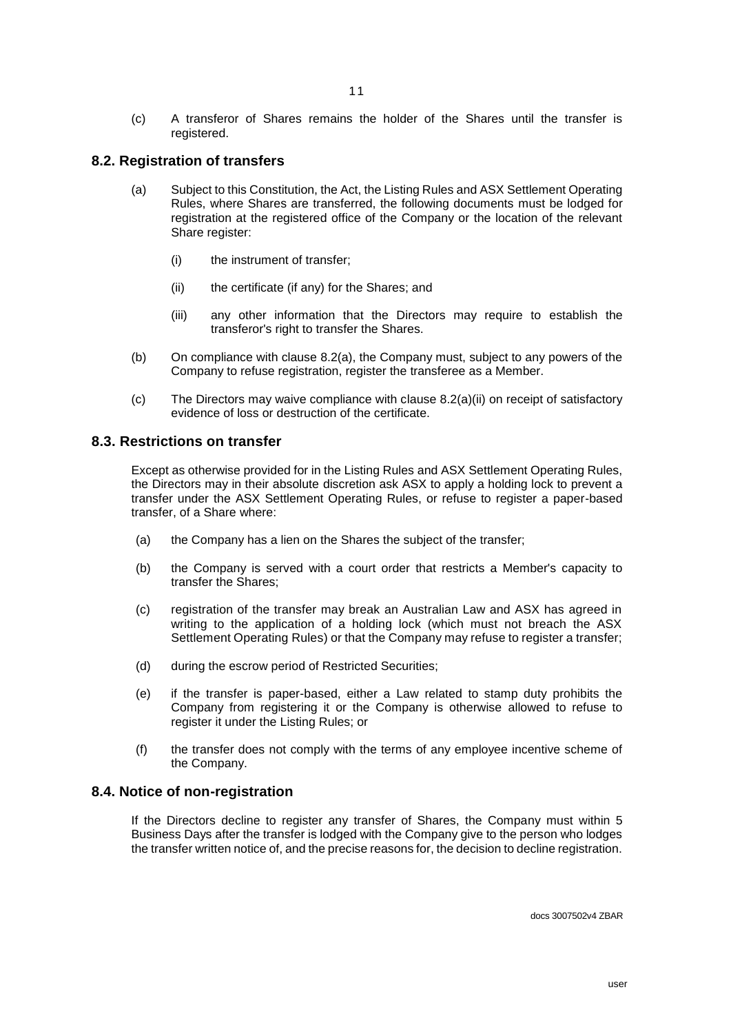(c) A transferor of Shares remains the holder of the Shares until the transfer is registered.

## 8.2. Registration of transfers

(a) Subject to this Constitution, the Act, the Listing Rules and ASX Settlement Operating Rules, where Shares are transferred, the following documents must be lodged for registration at the registered office of the Company or the location of the relevant Share register:

(i) the instrument of transfer;

(ii) the certificate (if any) for the Shares; and

(iii) any other information that the Directors may require to establish the transferor's right to transfer the Shares.

(b) On compliance with clause 8.2(a), the Company must, subject to any powers of the Company to refuse registration, register the transferee as a Member.

(c) The Directors may waive compliance with clause 8.2(a)(ii) on receipt of satisfactory evidence of loss or destruction of the certificate.

## 8.3. Restrictions on transfer

Except as otherwise provided for in the Listing Rules and ASX Settlement Operating Rules, the Directors may in their absolute discretion ask ASX to apply a holding lock to prevent a transfer under the ASX Settlement Operating Rules, or refuse to register a paper-based transfer, of a Share where:

(a) the Company has a lien on the Shares the subject of the transfer;

(b) the Company is served with a court order that restricts a Member's capacity to transfer the Shares;

(c) registration of the transfer may break an Australian Law and ASX has agreed in writing to the application of a holding lock (which must not breach the ASX Settlement Operating Rules) or that the Company may refuse to register a transfer;

(d) during the escrow period of Restricted Securities;

(e) if the transfer is paper-based, either a Law related to stamp duty prohibits the Company from registering it or the Company is otherwise allowed to refuse to register it under the Listing Rules; or

(f) the transfer does not comply with the terms of any employee incentive scheme of the Company.

## 8.4. Notice of non-registration

If the Directors decline to register any transfer of Shares, the Company must within 5 Business Days after the transfer is lodged with the Company give to the person who lodges the transfer written notice of, and the precise reasons for, the decision to decline registration.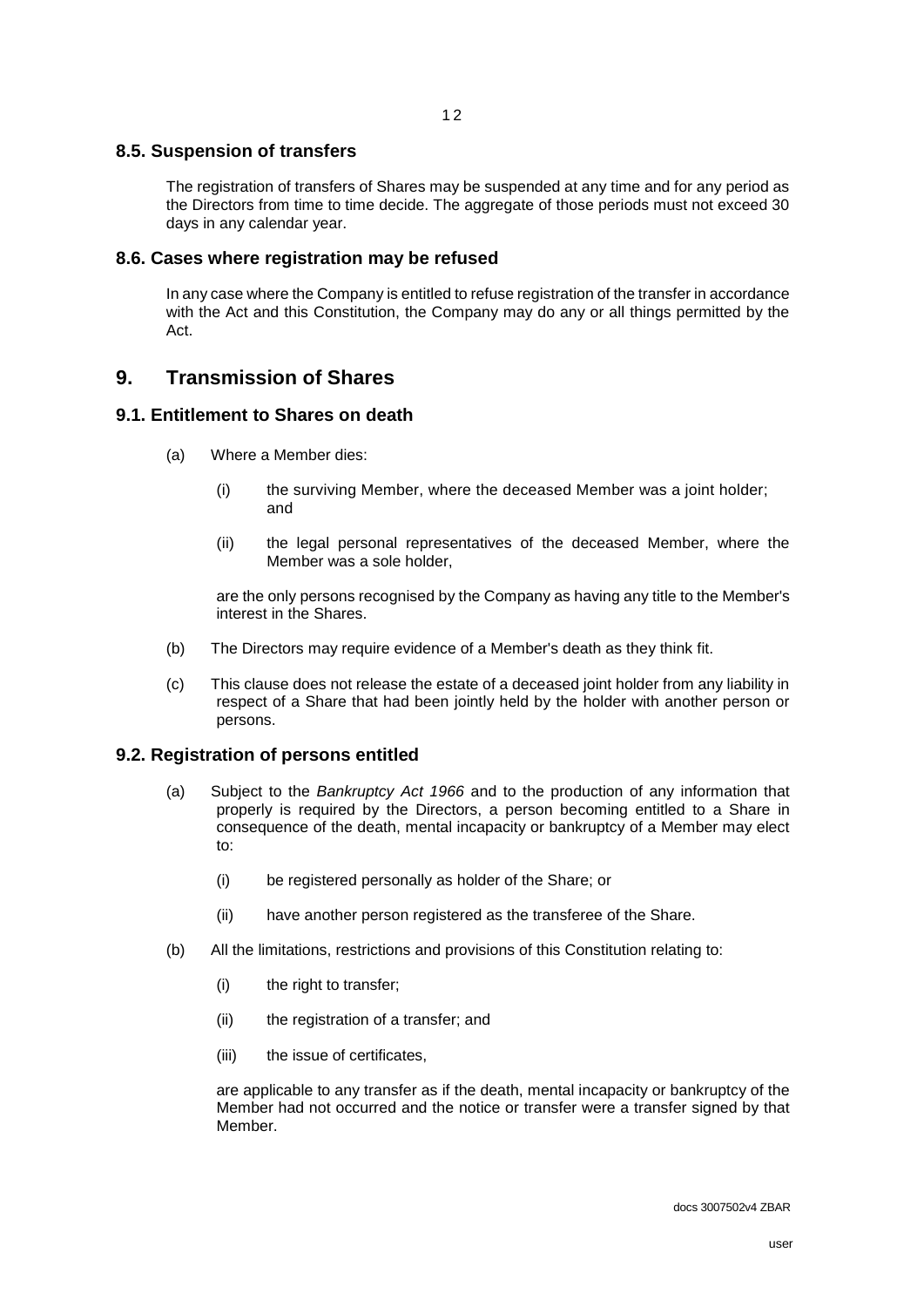### 8.5. Suspension of transfers

The registration of transfers of Shares may be suspended at any time and for any period as the Directors from time to time decide. The aggregate of those periods must not exceed 30 days in any calendar year.

### 8.6. Cases where registration may be refused

In any case where the Company is entitled to refuse registration of the transfer in accordance with the Act and this Constitution, the Company may do any or all things permitted by the Act.

## 9. Transmission of Shares

### 9.1. Entitlement to Shares on death

(a) Where a Member dies:

(i) the surviving Member, where the deceased Member was a joint holder; and

(ii) the legal personal representatives of the deceased Member, where the Member was a sole holder,

are the only persons recognised by the Company as having any title to the Member's interest in the Shares.

(b) The Directors may require evidence of a Member's death as they think fit.

(c) This clause does not release the estate of a deceased joint holder from any liability in respect of a Share that had been jointly held by the holder with another person or persons.

### 9.2. Registration of persons entitled

(a) Subject to the *Bankruptcy Act 1966* and to the production of any information that properly is required by the Directors, a person becoming entitled to a Share in consequence of the death, mental incapacity or bankruptcy of a Member may elect to:

(i) be registered personally as holder of the Share; or

(ii) have another person registered as the transferee of the Share.

(b) All the limitations, restrictions and provisions of this Constitution relating to:

(i) the right to transfer;

(ii) the registration of a transfer; and

(iii) the issue of certificates,

are applicable to any transfer as if the death, mental incapacity or bankruptcy of the Member had not occurred and the notice or transfer were a transfer signed by that Member.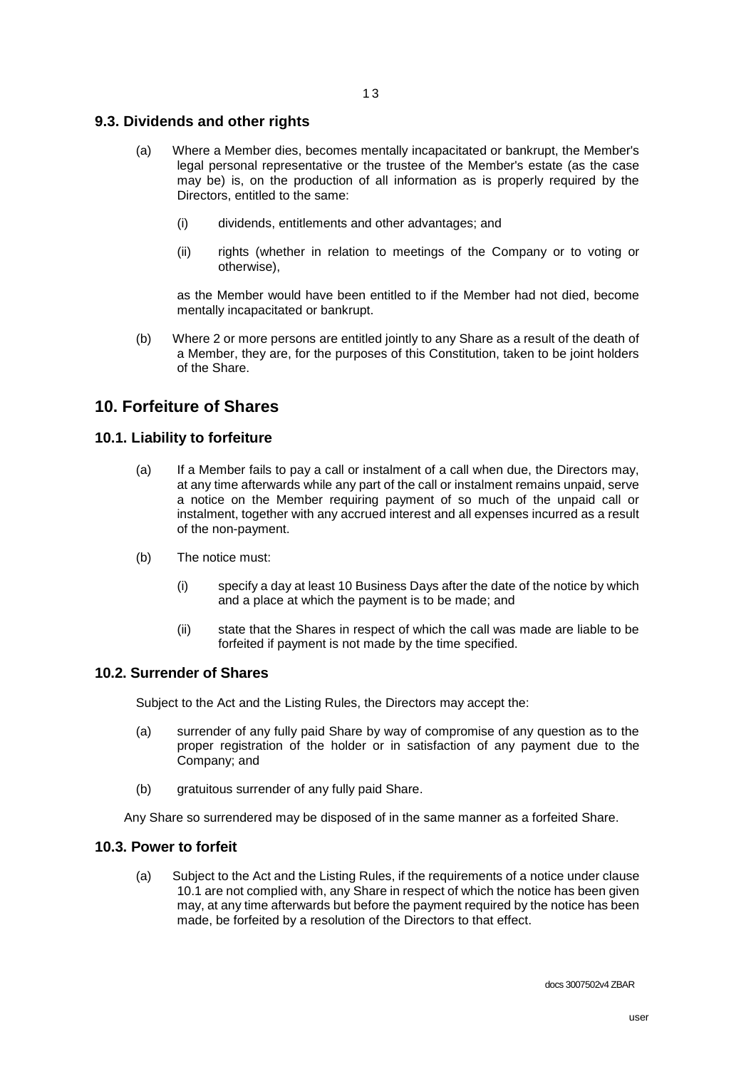### 9.3. Dividends and other rights

(a) Where a Member dies, becomes mentally incapacitated or bankrupt, the Member's legal personal representative or the trustee of the Member's estate (as the case may be) is, on the production of all information as is properly required by the Directors, entitled to the same:

   (i) dividends, entitlements and other advantages; and

   (ii) rights (whether in relation to meetings of the Company or to voting or otherwise),

   as the Member would have been entitled to if the Member had not died, become mentally incapacitated or bankrupt.

(b) Where 2 or more persons are entitled jointly to any Share as a result of the death of a Member, they are, for the purposes of this Constitution, taken to be joint holders of the Share.

## 10. Forfeiture of Shares

### 10.1. Liability to forfeiture

(a) If a Member fails to pay a call or instalment of a call when due, the Directors may, at any time afterwards while any part of the call or instalment remains unpaid, serve a notice on the Member requiring payment of so much of the unpaid call or instalment, together with any accrued interest and all expenses incurred as a result of the non-payment.

(b) The notice must:

   (i) specify a day at least 10 Business Days after the date of the notice by which and a place at which the payment is to be made; and

   (ii) state that the Shares in respect of which the call was made are liable to be forfeited if payment is not made by the time specified.

### 10.2. Surrender of Shares

Subject to the Act and the Listing Rules, the Directors may accept the:

(a) surrender of any fully paid Share by way of compromise of any question as to the proper registration of the holder or in satisfaction of any payment due to the Company; and

(b) gratuitous surrender of any fully paid Share.

Any Share so surrendered may be disposed of in the same manner as a forfeited Share.

### 10.3. Power to forfeit

(a) Subject to the Act and the Listing Rules, if the requirements of a notice under clause 10.1 are not complied with, any Share in respect of which the notice has been given may, at any time afterwards but before the payment required by the notice has been made, be forfeited by a resolution of the Directors to that effect.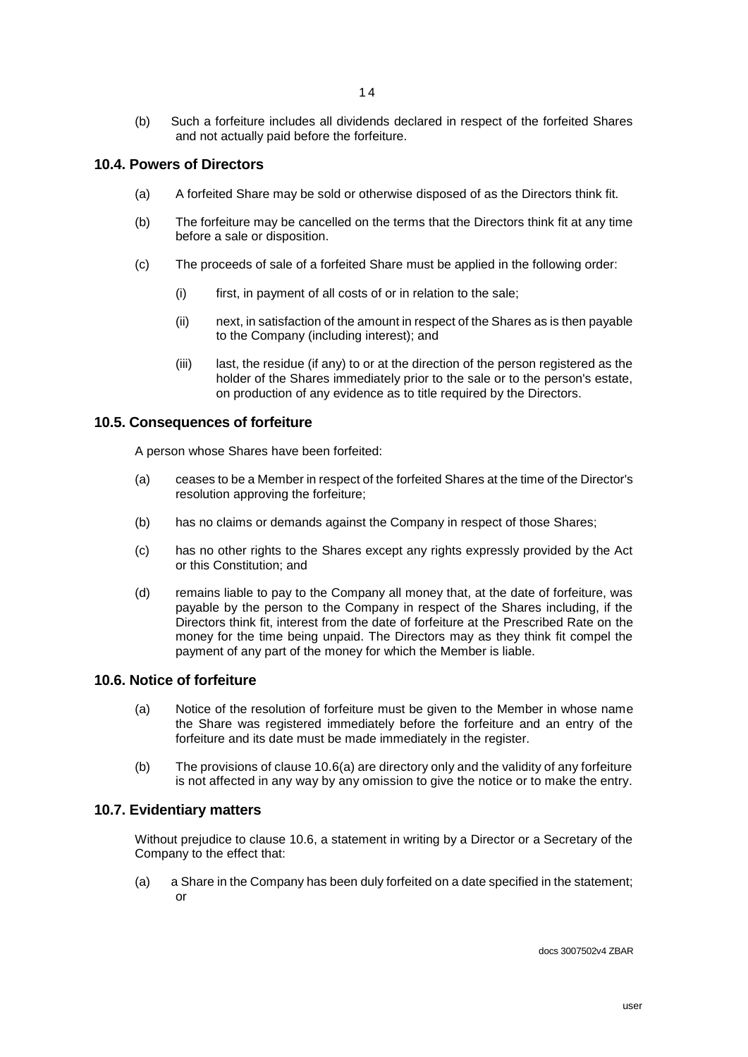(b) Such a forfeiture includes all dividends declared in respect of the forfeited Shares and not actually paid before the forfeiture.

## 10.4. Powers of Directors

(a) A forfeited Share may be sold or otherwise disposed of as the Directors think fit.

(b) The forfeiture may be cancelled on the terms that the Directors think fit at any time before a sale or disposition.

(c) The proceeds of sale of a forfeited Share must be applied in the following order:

  (i) first, in payment of all costs of or in relation to the sale;

  (ii) next, in satisfaction of the amount in respect of the Shares as is then payable to the Company (including interest); and

  (iii) last, the residue (if any) to or at the direction of the person registered as the holder of the Shares immediately prior to the sale or to the person's estate, on production of any evidence as to title required by the Directors.

## 10.5. Consequences of forfeiture

A person whose Shares have been forfeited:

(a) ceases to be a Member in respect of the forfeited Shares at the time of the Director's resolution approving the forfeiture;

(b) has no claims or demands against the Company in respect of those Shares;

(c) has no other rights to the Shares except any rights expressly provided by the Act or this Constitution; and

(d) remains liable to pay to the Company all money that, at the date of forfeiture, was payable by the person to the Company in respect of the Shares including, if the Directors think fit, interest from the date of forfeiture at the Prescribed Rate on the money for the time being unpaid. The Directors may as they think fit compel the payment of any part of the money for which the Member is liable.

## 10.6. Notice of forfeiture

(a) Notice of the resolution of forfeiture must be given to the Member in whose name the Share was registered immediately before the forfeiture and an entry of the forfeiture and its date must be made immediately in the register.

(b) The provisions of clause 10.6(a) are directory only and the validity of any forfeiture is not affected in any way by any omission to give the notice or to make the entry.

## 10.7. Evidentiary matters

Without prejudice to clause 10.6, a statement in writing by a Director or a Secretary of the Company to the effect that:

(a) a Share in the Company has been duly forfeited on a date specified in the statement; or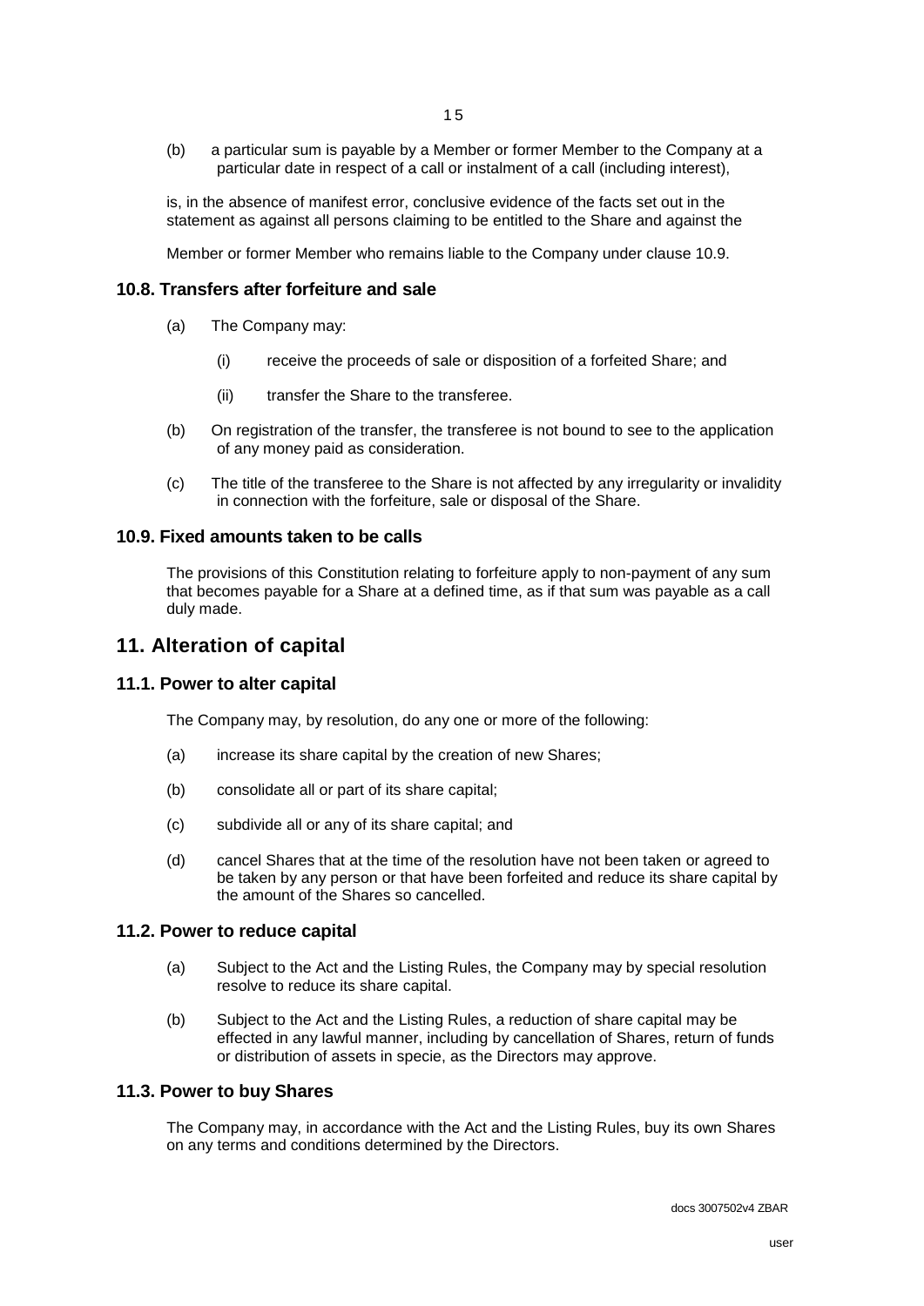(b) a particular sum is payable by a Member or former Member to the Company at a particular date in respect of a call or instalment of a call (including interest),

is, in the absence of manifest error, conclusive evidence of the facts set out in the statement as against all persons claiming to be entitled to the Share and against the

Member or former Member who remains liable to the Company under clause 10.9.

### 10.8. Transfers after forfeiture and sale

(a) The Company may:

(i) receive the proceeds of sale or disposition of a forfeited Share; and

(ii) transfer the Share to the transferee.

(b) On registration of the transfer, the transferee is not bound to see to the application of any money paid as consideration.

(c) The title of the transferee to the Share is not affected by any irregularity or invalidity in connection with the forfeiture, sale or disposal of the Share.

### 10.9. Fixed amounts taken to be calls

The provisions of this Constitution relating to forfeiture apply to non-payment of any sum that becomes payable for a Share at a defined time, as if that sum was payable as a call duly made.

## 11. Alteration of capital

### 11.1. Power to alter capital

The Company may, by resolution, do any one or more of the following:

(a) increase its share capital by the creation of new Shares;

(b) consolidate all or part of its share capital;

(c) subdivide all or any of its share capital; and

(d) cancel Shares that at the time of the resolution have not been taken or agreed to be taken by any person or that have been forfeited and reduce its share capital by the amount of the Shares so cancelled.

### 11.2. Power to reduce capital

(a) Subject to the Act and the Listing Rules, the Company may by special resolution resolve to reduce its share capital.

(b) Subject to the Act and the Listing Rules, a reduction of share capital may be effected in any lawful manner, including by cancellation of Shares, return of funds or distribution of assets in specie, as the Directors may approve.

### 11.3. Power to buy Shares

The Company may, in accordance with the Act and the Listing Rules, buy its own Shares on any terms and conditions determined by the Directors.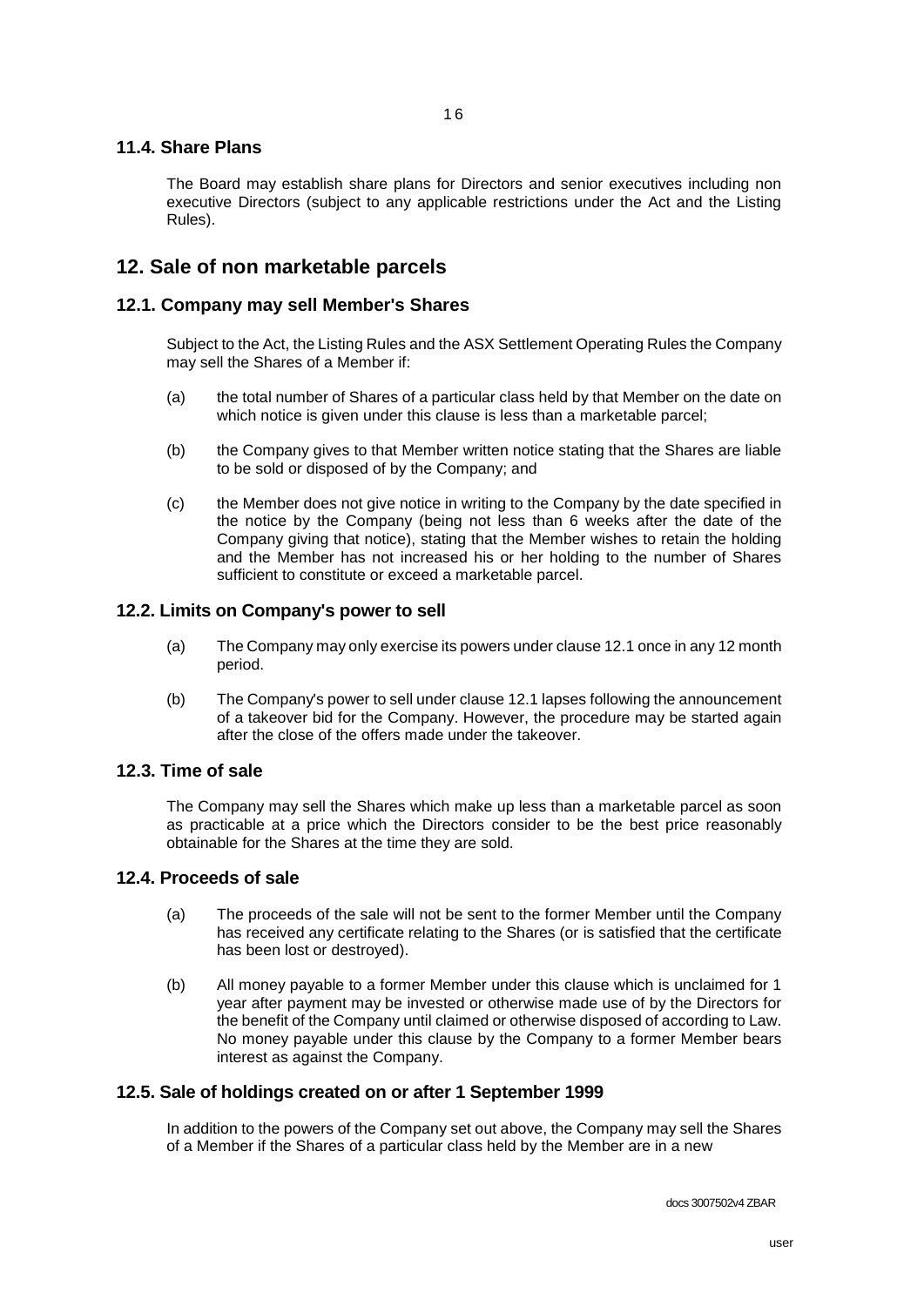### 11.4. Share Plans

The Board may establish share plans for Directors and senior executives including non executive Directors (subject to any applicable restrictions under the Act and the Listing Rules).

## 12. Sale of non marketable parcels

### 12.1. Company may sell Member's Shares

Subject to the Act, the Listing Rules and the ASX Settlement Operating Rules the Company may sell the Shares of a Member if:

(a) the total number of Shares of a particular class held by that Member on the date on which notice is given under this clause is less than a marketable parcel;

(b) the Company gives to that Member written notice stating that the Shares are liable to be sold or disposed of by the Company; and

(c) the Member does not give notice in writing to the Company by the date specified in the notice by the Company (being not less than 6 weeks after the date of the Company giving that notice), stating that the Member wishes to retain the holding and the Member has not increased his or her holding to the number of Shares sufficient to constitute or exceed a marketable parcel.

### 12.2. Limits on Company's power to sell

(a) The Company may only exercise its powers under clause 12.1 once in any 12 month period.

(b) The Company's power to sell under clause 12.1 lapses following the announcement of a takeover bid for the Company. However, the procedure may be started again after the close of the offers made under the takeover.

### 12.3. Time of sale

The Company may sell the Shares which make up less than a marketable parcel as soon as practicable at a price which the Directors consider to be the best price reasonably obtainable for the Shares at the time they are sold.

### 12.4. Proceeds of sale

(a) The proceeds of the sale will not be sent to the former Member until the Company has received any certificate relating to the Shares (or is satisfied that the certificate has been lost or destroyed).

(b) All money payable to a former Member under this clause which is unclaimed for 1 year after payment may be invested or otherwise made use of by the Directors for the benefit of the Company until claimed or otherwise disposed of according to Law. No money payable under this clause by the Company to a former Member bears interest as against the Company.

### 12.5. Sale of holdings created on or after 1 September 1999

In addition to the powers of the Company set out above, the Company may sell the Shares of a Member if the Shares of a particular class held by the Member are in a new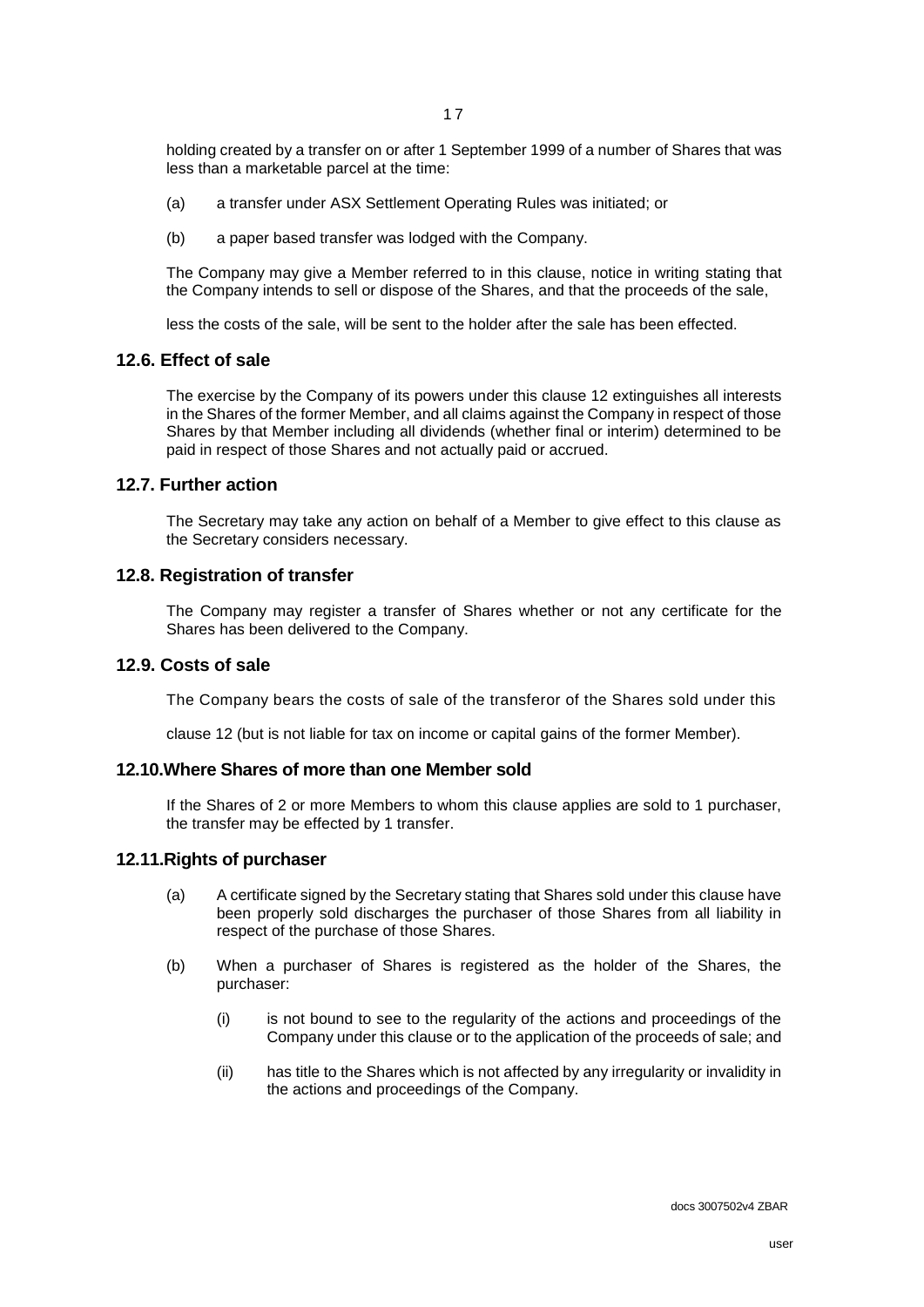holding created by a transfer on or after 1 September 1999 of a number of Shares that was less than a marketable parcel at the time:

(a) a transfer under ASX Settlement Operating Rules was initiated; or

(b) a paper based transfer was lodged with the Company.

The Company may give a Member referred to in this clause, notice in writing stating that the Company intends to sell or dispose of the Shares, and that the proceeds of the sale,

less the costs of the sale, will be sent to the holder after the sale has been effected.

### 12.6. Effect of sale

The exercise by the Company of its powers under this clause 12 extinguishes all interests in the Shares of the former Member, and all claims against the Company in respect of those Shares by that Member including all dividends (whether final or interim) determined to be paid in respect of those Shares and not actually paid or accrued.

### 12.7. Further action

The Secretary may take any action on behalf of a Member to give effect to this clause as the Secretary considers necessary.

### 12.8. Registration of transfer

The Company may register a transfer of Shares whether or not any certificate for the Shares has been delivered to the Company.

### 12.9. Costs of sale

The Company bears the costs of sale of the transferor of the Shares sold under this

clause 12 (but is not liable for tax on income or capital gains of the former Member).

### 12.10. Where Shares of more than one Member sold

If the Shares of 2 or more Members to whom this clause applies are sold to 1 purchaser, the transfer may be effected by 1 transfer.

### 12.11. Rights of purchaser

(a) A certificate signed by the Secretary stating that Shares sold under this clause have been properly sold discharges the purchaser of those Shares from all liability in respect of the purchase of those Shares.

(b) When a purchaser of Shares is registered as the holder of the Shares, the purchaser:

   (i) is not bound to see to the regularity of the actions and proceedings of the Company under this clause or to the application of the proceeds of sale; and

   (ii) has title to the Shares which is not affected by any irregularity or invalidity in the actions and proceedings of the Company.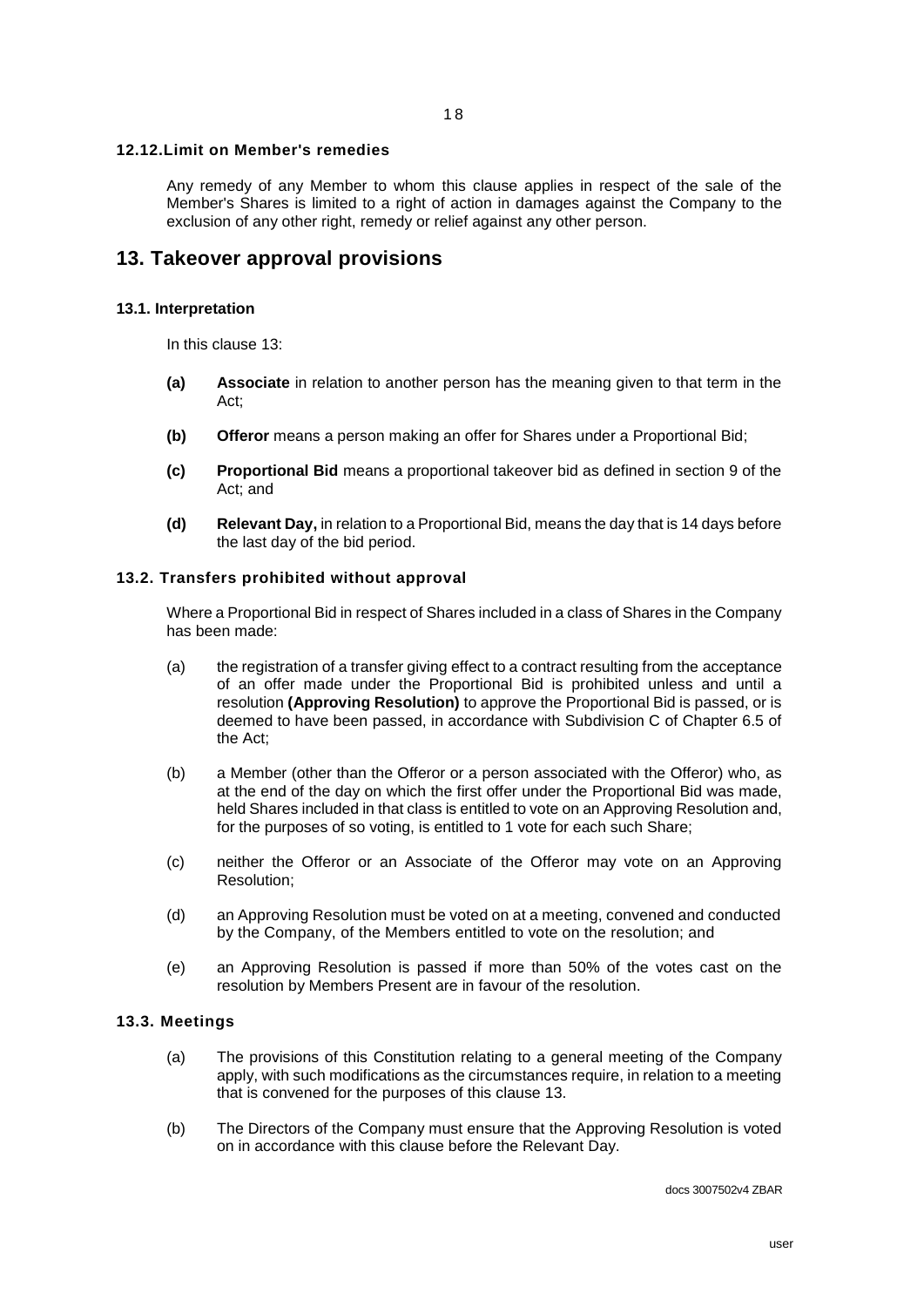#### 12.12. Limit on Member's remedies

Any remedy of any Member to whom this clause applies in respect of the sale of the Member's Shares is limited to a right of action in damages against the Company to the exclusion of any other right, remedy or relief against any other person.

## 13. Takeover approval provisions

#### 13.1. Interpretation

In this clause 13:

**(a)** **Associate** in relation to another person has the meaning given to that term in the Act;

**(b)** **Offeror** means a person making an offer for Shares under a Proportional Bid;

**(c)** **Proportional Bid** means a proportional takeover bid as defined in section 9 of the Act; and

**(d)** **Relevant Day,** in relation to a Proportional Bid, means the day that is 14 days before the last day of the bid period.

#### 13.2. Transfers prohibited without approval

Where a Proportional Bid in respect of Shares included in a class of Shares in the Company has been made:

(a) the registration of a transfer giving effect to a contract resulting from the acceptance of an offer made under the Proportional Bid is prohibited unless and until a resolution **(Approving Resolution)** to approve the Proportional Bid is passed, or is deemed to have been passed, in accordance with Subdivision C of Chapter 6.5 of the Act;

(b) a Member (other than the Offeror or a person associated with the Offeror) who, as at the end of the day on which the first offer under the Proportional Bid was made, held Shares included in that class is entitled to vote on an Approving Resolution and, for the purposes of so voting, is entitled to 1 vote for each such Share;

(c) neither the Offeror or an Associate of the Offeror may vote on an Approving Resolution;

(d) an Approving Resolution must be voted on at a meeting, convened and conducted by the Company, of the Members entitled to vote on the resolution; and

(e) an Approving Resolution is passed if more than 50% of the votes cast on the resolution by Members Present are in favour of the resolution.

#### 13.3. Meetings

(a) The provisions of this Constitution relating to a general meeting of the Company apply, with such modifications as the circumstances require, in relation to a meeting that is convened for the purposes of this clause 13.

(b) The Directors of the Company must ensure that the Approving Resolution is voted on in accordance with this clause before the Relevant Day.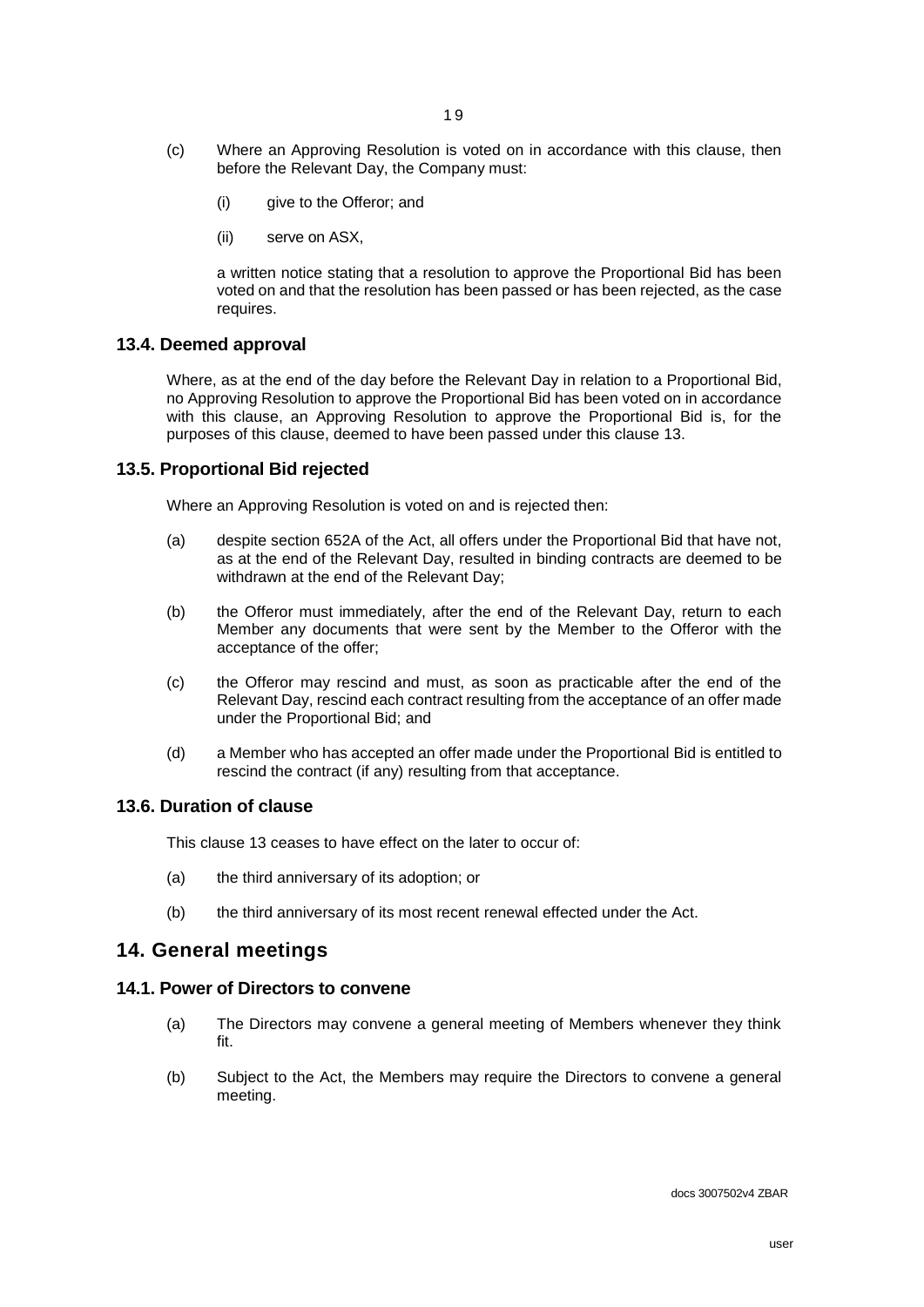(c) Where an Approving Resolution is voted on in accordance with this clause, then before the Relevant Day, the Company must:

    (i) give to the Offeror; and

    (ii) serve on ASX,

    a written notice stating that a resolution to approve the Proportional Bid has been voted on and that the resolution has been passed or has been rejected, as the case requires.

### 13.4. Deemed approval

Where, as at the end of the day before the Relevant Day in relation to a Proportional Bid, no Approving Resolution to approve the Proportional Bid has been voted on in accordance with this clause, an Approving Resolution to approve the Proportional Bid is, for the purposes of this clause, deemed to have been passed under this clause 13.

### 13.5. Proportional Bid rejected

Where an Approving Resolution is voted on and is rejected then:

(a) despite section 652A of the Act, all offers under the Proportional Bid that have not, as at the end of the Relevant Day, resulted in binding contracts are deemed to be withdrawn at the end of the Relevant Day;

(b) the Offeror must immediately, after the end of the Relevant Day, return to each Member any documents that were sent by the Member to the Offeror with the acceptance of the offer;

(c) the Offeror may rescind and must, as soon as practicable after the end of the Relevant Day, rescind each contract resulting from the acceptance of an offer made under the Proportional Bid; and

(d) a Member who has accepted an offer made under the Proportional Bid is entitled to rescind the contract (if any) resulting from that acceptance.

### 13.6. Duration of clause

This clause 13 ceases to have effect on the later to occur of:

(a) the third anniversary of its adoption; or

(b) the third anniversary of its most recent renewal effected under the Act.

## 14. General meetings

### 14.1. Power of Directors to convene

(a) The Directors may convene a general meeting of Members whenever they think fit.

(b) Subject to the Act, the Members may require the Directors to convene a general meeting.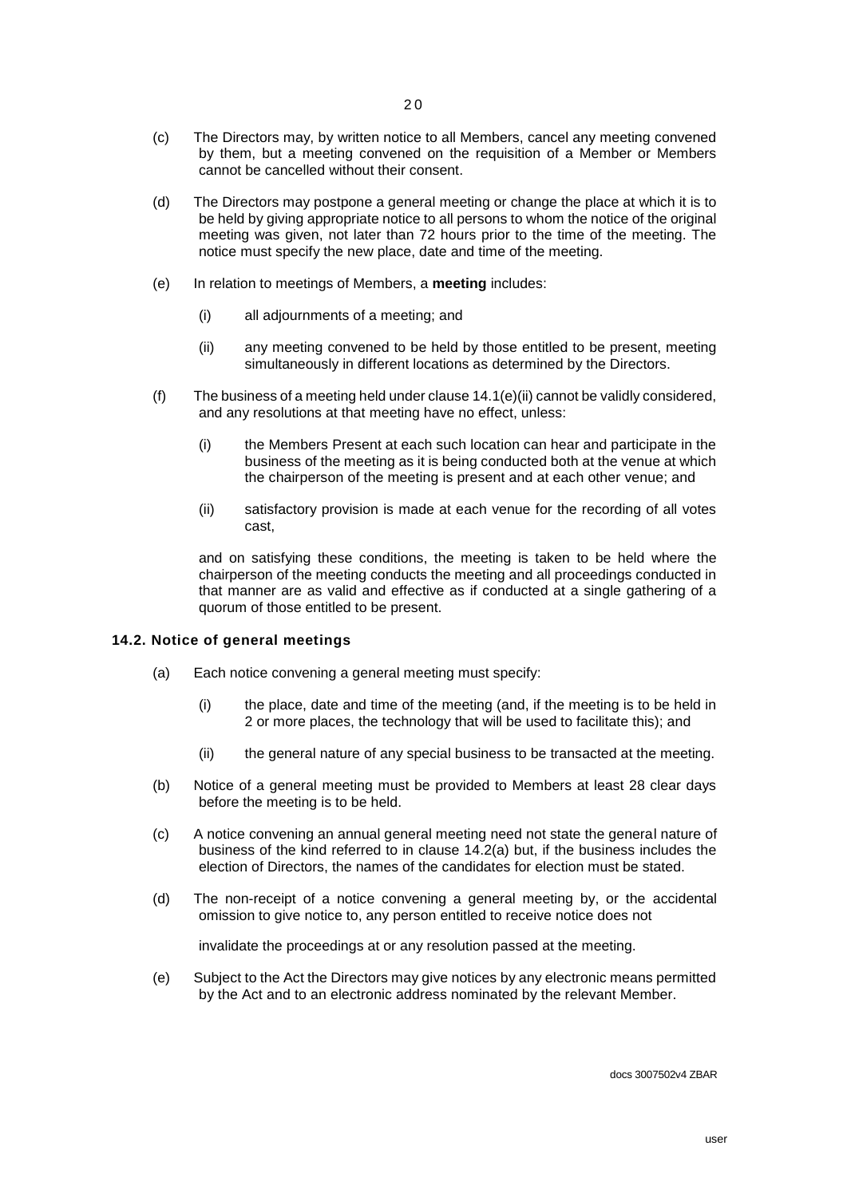(c) The Directors may, by written notice to all Members, cancel any meeting convened by them, but a meeting convened on the requisition of a Member or Members cannot be cancelled without their consent.

(d) The Directors may postpone a general meeting or change the place at which it is to be held by giving appropriate notice to all persons to whom the notice of the original meeting was given, not later than 72 hours prior to the time of the meeting. The notice must specify the new place, date and time of the meeting.

(e) In relation to meetings of Members, a **meeting** includes:

  (i) all adjournments of a meeting; and

  (ii) any meeting convened to be held by those entitled to be present, meeting simultaneously in different locations as determined by the Directors.

(f) The business of a meeting held under clause 14.1(e)(ii) cannot be validly considered, and any resolutions at that meeting have no effect, unless:

  (i) the Members Present at each such location can hear and participate in the business of the meeting as it is being conducted both at the venue at which the chairperson of the meeting is present and at each other venue; and

  (ii) satisfactory provision is made at each venue for the recording of all votes cast,

  and on satisfying these conditions, the meeting is taken to be held where the chairperson of the meeting conducts the meeting and all proceedings conducted in that manner are as valid and effective as if conducted at a single gathering of a quorum of those entitled to be present.

### 14.2. Notice of general meetings

(a) Each notice convening a general meeting must specify:

  (i) the place, date and time of the meeting (and, if the meeting is to be held in 2 or more places, the technology that will be used to facilitate this); and

  (ii) the general nature of any special business to be transacted at the meeting.

(b) Notice of a general meeting must be provided to Members at least 28 clear days before the meeting is to be held.

(c) A notice convening an annual general meeting need not state the general nature of business of the kind referred to in clause 14.2(a) but, if the business includes the election of Directors, the names of the candidates for election must be stated.

(d) The non-receipt of a notice convening a general meeting by, or the accidental omission to give notice to, any person entitled to receive notice does not invalidate the proceedings at or any resolution passed at the meeting.

(e) Subject to the Act the Directors may give notices by any electronic means permitted by the Act and to an electronic address nominated by the relevant Member.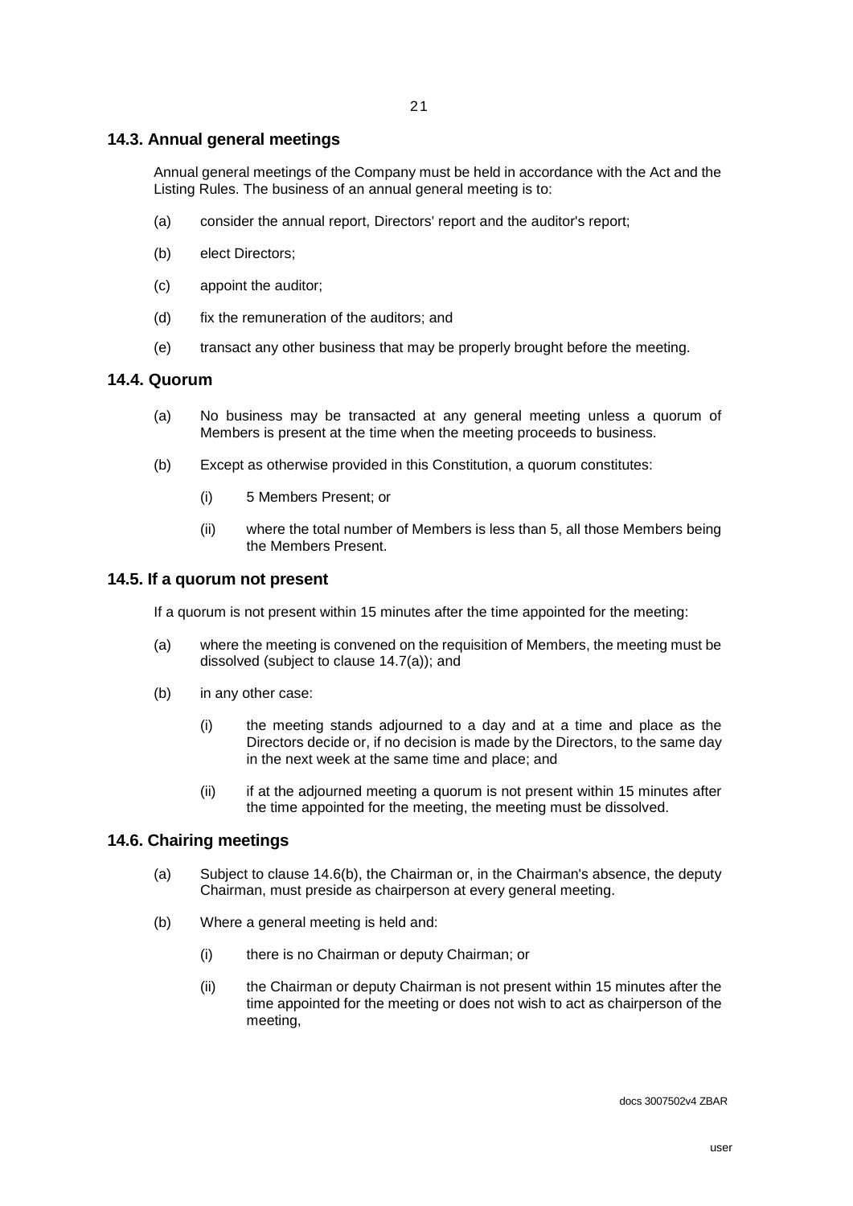## 14.3. Annual general meetings

Annual general meetings of the Company must be held in accordance with the Act and the Listing Rules. The business of an annual general meeting is to:

(a) consider the annual report, Directors' report and the auditor's report;

(b) elect Directors;

(c) appoint the auditor;

(d) fix the remuneration of the auditors; and

(e) transact any other business that may be properly brought before the meeting.

## 14.4. Quorum

(a) No business may be transacted at any general meeting unless a quorum of Members is present at the time when the meeting proceeds to business.

(b) Except as otherwise provided in this Constitution, a quorum constitutes:

  (i) 5 Members Present; or

  (ii) where the total number of Members is less than 5, all those Members being the Members Present.

## 14.5. If a quorum not present

If a quorum is not present within 15 minutes after the time appointed for the meeting:

(a) where the meeting is convened on the requisition of Members, the meeting must be dissolved (subject to clause 14.7(a)); and

(b) in any other case:

  (i) the meeting stands adjourned to a day and at a time and place as the Directors decide or, if no decision is made by the Directors, to the same day in the next week at the same time and place; and

  (ii) if at the adjourned meeting a quorum is not present within 15 minutes after the time appointed for the meeting, the meeting must be dissolved.

## 14.6. Chairing meetings

(a) Subject to clause 14.6(b), the Chairman or, in the Chairman's absence, the deputy Chairman, must preside as chairperson at every general meeting.

(b) Where a general meeting is held and:

  (i) there is no Chairman or deputy Chairman; or

  (ii) the Chairman or deputy Chairman is not present within 15 minutes after the time appointed for the meeting or does not wish to act as chairperson of the meeting,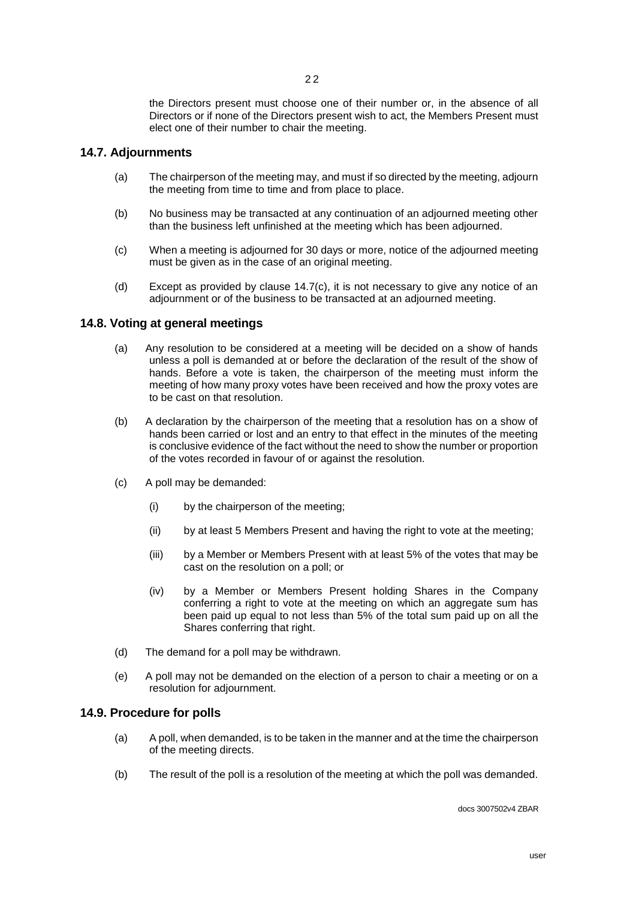the Directors present must choose one of their number or, in the absence of all Directors or if none of the Directors present wish to act, the Members Present must elect one of their number to chair the meeting.

## 14.7. Adjournments

(a) The chairperson of the meeting may, and must if so directed by the meeting, adjourn the meeting from time to time and from place to place.

(b) No business may be transacted at any continuation of an adjourned meeting other than the business left unfinished at the meeting which has been adjourned.

(c) When a meeting is adjourned for 30 days or more, notice of the adjourned meeting must be given as in the case of an original meeting.

(d) Except as provided by clause 14.7(c), it is not necessary to give any notice of an adjournment or of the business to be transacted at an adjourned meeting.

## 14.8. Voting at general meetings

(a) Any resolution to be considered at a meeting will be decided on a show of hands unless a poll is demanded at or before the declaration of the result of the show of hands. Before a vote is taken, the chairperson of the meeting must inform the meeting of how many proxy votes have been received and how the proxy votes are to be cast on that resolution.

(b) A declaration by the chairperson of the meeting that a resolution has on a show of hands been carried or lost and an entry to that effect in the minutes of the meeting is conclusive evidence of the fact without the need to show the number or proportion of the votes recorded in favour of or against the resolution.

(c) A poll may be demanded:

(i) by the chairperson of the meeting;

(ii) by at least 5 Members Present and having the right to vote at the meeting;

(iii) by a Member or Members Present with at least 5% of the votes that may be cast on the resolution on a poll; or

(iv) by a Member or Members Present holding Shares in the Company conferring a right to vote at the meeting on which an aggregate sum has been paid up equal to not less than 5% of the total sum paid up on all the Shares conferring that right.

(d) The demand for a poll may be withdrawn.

(e) A poll may not be demanded on the election of a person to chair a meeting or on a resolution for adjournment.

## 14.9. Procedure for polls

(a) A poll, when demanded, is to be taken in the manner and at the time the chairperson of the meeting directs.

(b) The result of the poll is a resolution of the meeting at which the poll was demanded.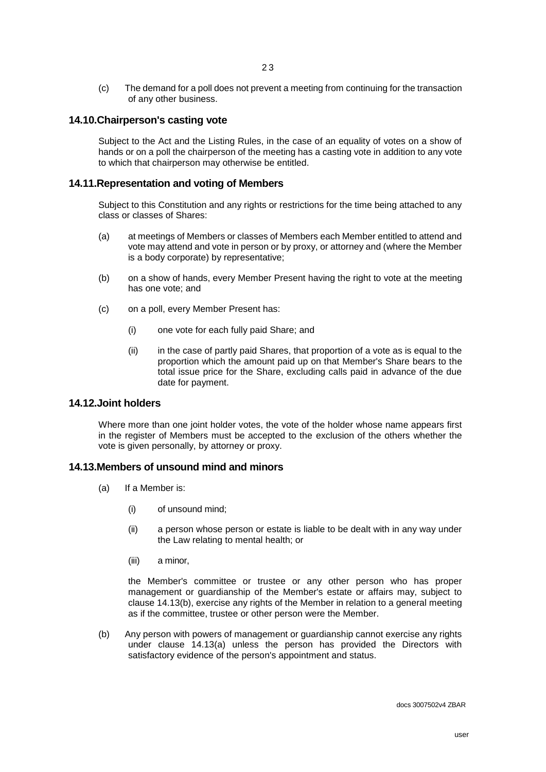(c) The demand for a poll does not prevent a meeting from continuing for the transaction of any other business.

## 14.10. Chairperson's casting vote

Subject to the Act and the Listing Rules, in the case of an equality of votes on a show of hands or on a poll the chairperson of the meeting has a casting vote in addition to any vote to which that chairperson may otherwise be entitled.

## 14.11. Representation and voting of Members

Subject to this Constitution and any rights or restrictions for the time being attached to any class or classes of Shares:

(a) at meetings of Members or classes of Members each Member entitled to attend and vote may attend and vote in person or by proxy, or attorney and (where the Member is a body corporate) by representative;

(b) on a show of hands, every Member Present having the right to vote at the meeting has one vote; and

(c) on a poll, every Member Present has:

  (i) one vote for each fully paid Share; and

  (ii) in the case of partly paid Shares, that proportion of a vote as is equal to the proportion which the amount paid up on that Member's Share bears to the total issue price for the Share, excluding calls paid in advance of the due date for payment.

## 14.12. Joint holders

Where more than one joint holder votes, the vote of the holder whose name appears first in the register of Members must be accepted to the exclusion of the others whether the vote is given personally, by attorney or proxy.

## 14.13. Members of unsound mind and minors

(a) If a Member is:

  (i) of unsound mind;

  (ii) a person whose person or estate is liable to be dealt with in any way under the Law relating to mental health; or

  (iii) a minor,

  the Member's committee or trustee or any other person who has proper management or guardianship of the Member's estate or affairs may, subject to clause 14.13(b), exercise any rights of the Member in relation to a general meeting as if the committee, trustee or other person were the Member.

(b) Any person with powers of management or guardianship cannot exercise any rights under clause 14.13(a) unless the person has provided the Directors with satisfactory evidence of the person's appointment and status.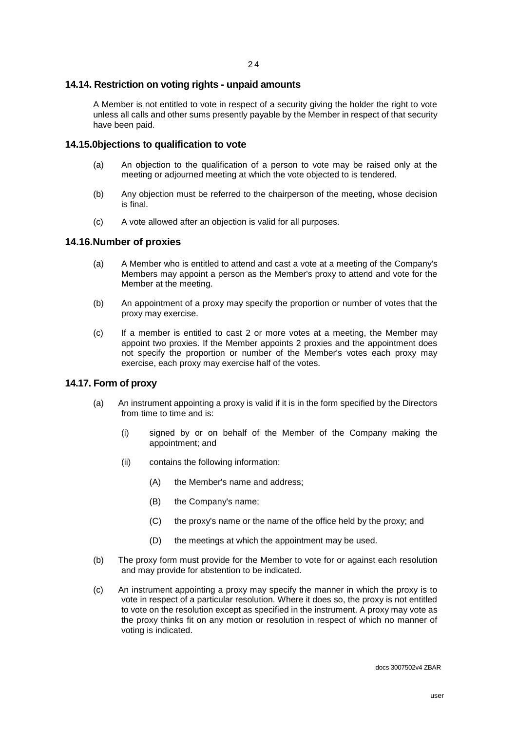## 14.14. Restriction on voting rights - unpaid amounts

A Member is not entitled to vote in respect of a security giving the holder the right to vote unless all calls and other sums presently payable by the Member in respect of that security have been paid.

## 14.15.0bjections to qualification to vote

(a) An objection to the qualification of a person to vote may be raised only at the meeting or adjourned meeting at which the vote objected to is tendered.

(b) Any objection must be referred to the chairperson of the meeting, whose decision is final.

(c) A vote allowed after an objection is valid for all purposes.

## 14.16.Number of proxies

(a) A Member who is entitled to attend and cast a vote at a meeting of the Company's Members may appoint a person as the Member's proxy to attend and vote for the Member at the meeting.

(b) An appointment of a proxy may specify the proportion or number of votes that the proxy may exercise.

(c) If a member is entitled to cast 2 or more votes at a meeting, the Member may appoint two proxies. If the Member appoints 2 proxies and the appointment does not specify the proportion or number of the Member's votes each proxy may exercise, each proxy may exercise half of the votes.

## 14.17. Form of proxy

(a) An instrument appointing a proxy is valid if it is in the form specified by the Directors from time to time and is:

  (i) signed by or on behalf of the Member of the Company making the appointment; and

  (ii) contains the following information:

    (A) the Member's name and address;

    (B) the Company's name;

    (C) the proxy's name or the name of the office held by the proxy; and

    (D) the meetings at which the appointment may be used.

(b) The proxy form must provide for the Member to vote for or against each resolution and may provide for abstention to be indicated.

(c) An instrument appointing a proxy may specify the manner in which the proxy is to vote in respect of a particular resolution. Where it does so, the proxy is not entitled to vote on the resolution except as specified in the instrument. A proxy may vote as the proxy thinks fit on any motion or resolution in respect of which no manner of voting is indicated.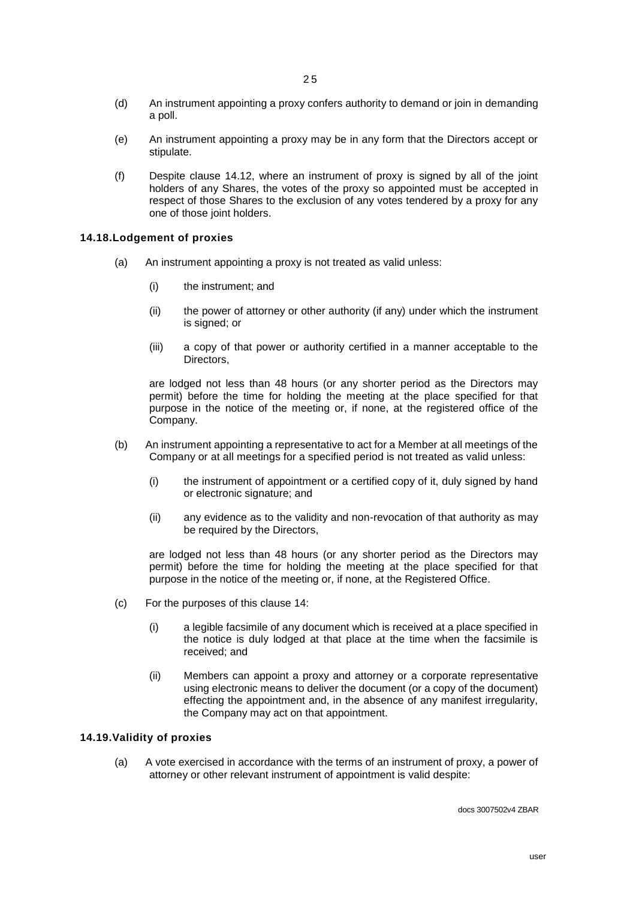(d) An instrument appointing a proxy confers authority to demand or join in demanding a poll.

(e) An instrument appointing a proxy may be in any form that the Directors accept or stipulate.

(f) Despite clause 14.12, where an instrument of proxy is signed by all of the joint holders of any Shares, the votes of the proxy so appointed must be accepted in respect of those Shares to the exclusion of any votes tendered by a proxy for any one of those joint holders.

### 14.18. Lodgement of proxies

(a) An instrument appointing a proxy is not treated as valid unless:

   (i) the instrument; and

   (ii) the power of attorney or other authority (if any) under which the instrument is signed; or

   (iii) a copy of that power or authority certified in a manner acceptable to the Directors,

   are lodged not less than 48 hours (or any shorter period as the Directors may permit) before the time for holding the meeting at the place specified for that purpose in the notice of the meeting or, if none, at the registered office of the Company.

(b) An instrument appointing a representative to act for a Member at all meetings of the Company or at all meetings for a specified period is not treated as valid unless:

   (i) the instrument of appointment or a certified copy of it, duly signed by hand or electronic signature; and

   (ii) any evidence as to the validity and non-revocation of that authority as may be required by the Directors,

   are lodged not less than 48 hours (or any shorter period as the Directors may permit) before the time for holding the meeting at the place specified for that purpose in the notice of the meeting or, if none, at the Registered Office.

(c) For the purposes of this clause 14:

   (i) a legible facsimile of any document which is received at a place specified in the notice is duly lodged at that place at the time when the facsimile is received; and

   (ii) Members can appoint a proxy and attorney or a corporate representative using electronic means to deliver the document (or a copy of the document) effecting the appointment and, in the absence of any manifest irregularity, the Company may act on that appointment.

### 14.19. Validity of proxies

(a) A vote exercised in accordance with the terms of an instrument of proxy, a power of attorney or other relevant instrument of appointment is valid despite: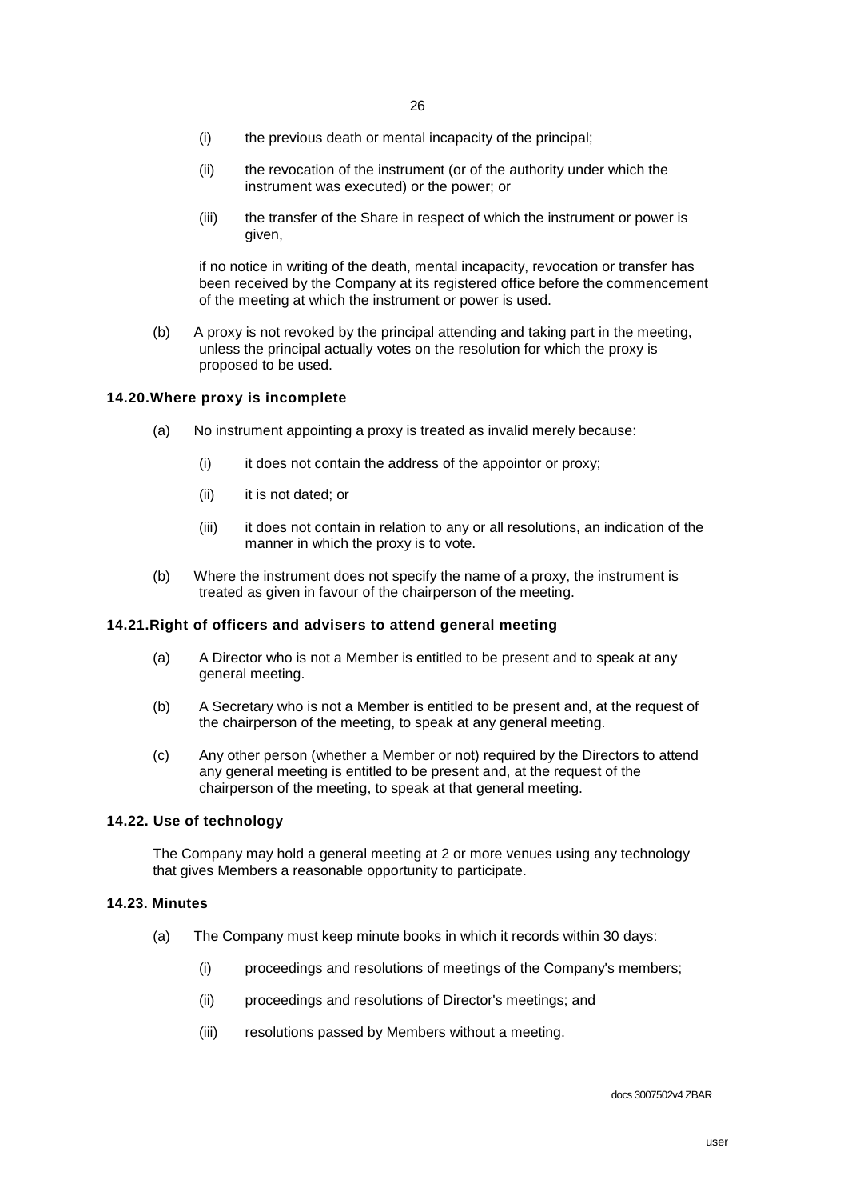(i) the previous death or mental incapacity of the principal;

(ii) the revocation of the instrument (or of the authority under which the instrument was executed) or the power; or

(iii) the transfer of the Share in respect of which the instrument or power is given,

if no notice in writing of the death, mental incapacity, revocation or transfer has been received by the Company at its registered office before the commencement of the meeting at which the instrument or power is used.

(b) A proxy is not revoked by the principal attending and taking part in the meeting, unless the principal actually votes on the resolution for which the proxy is proposed to be used.

### 14.20. Where proxy is incomplete

(a) No instrument appointing a proxy is treated as invalid merely because:

(i) it does not contain the address of the appointor or proxy;

(ii) it is not dated; or

(iii) it does not contain in relation to any or all resolutions, an indication of the manner in which the proxy is to vote.

(b) Where the instrument does not specify the name of a proxy, the instrument is treated as given in favour of the chairperson of the meeting.

### 14.21. Right of officers and advisers to attend general meeting

(a) A Director who is not a Member is entitled to be present and to speak at any general meeting.

(b) A Secretary who is not a Member is entitled to be present and, at the request of the chairperson of the meeting, to speak at any general meeting.

(c) Any other person (whether a Member or not) required by the Directors to attend any general meeting is entitled to be present and, at the request of the chairperson of the meeting, to speak at that general meeting.

### 14.22. Use of technology

The Company may hold a general meeting at 2 or more venues using any technology that gives Members a reasonable opportunity to participate.

### 14.23. Minutes

(a) The Company must keep minute books in which it records within 30 days:

(i) proceedings and resolutions of meetings of the Company's members;

(ii) proceedings and resolutions of Director's meetings; and

(iii) resolutions passed by Members without a meeting.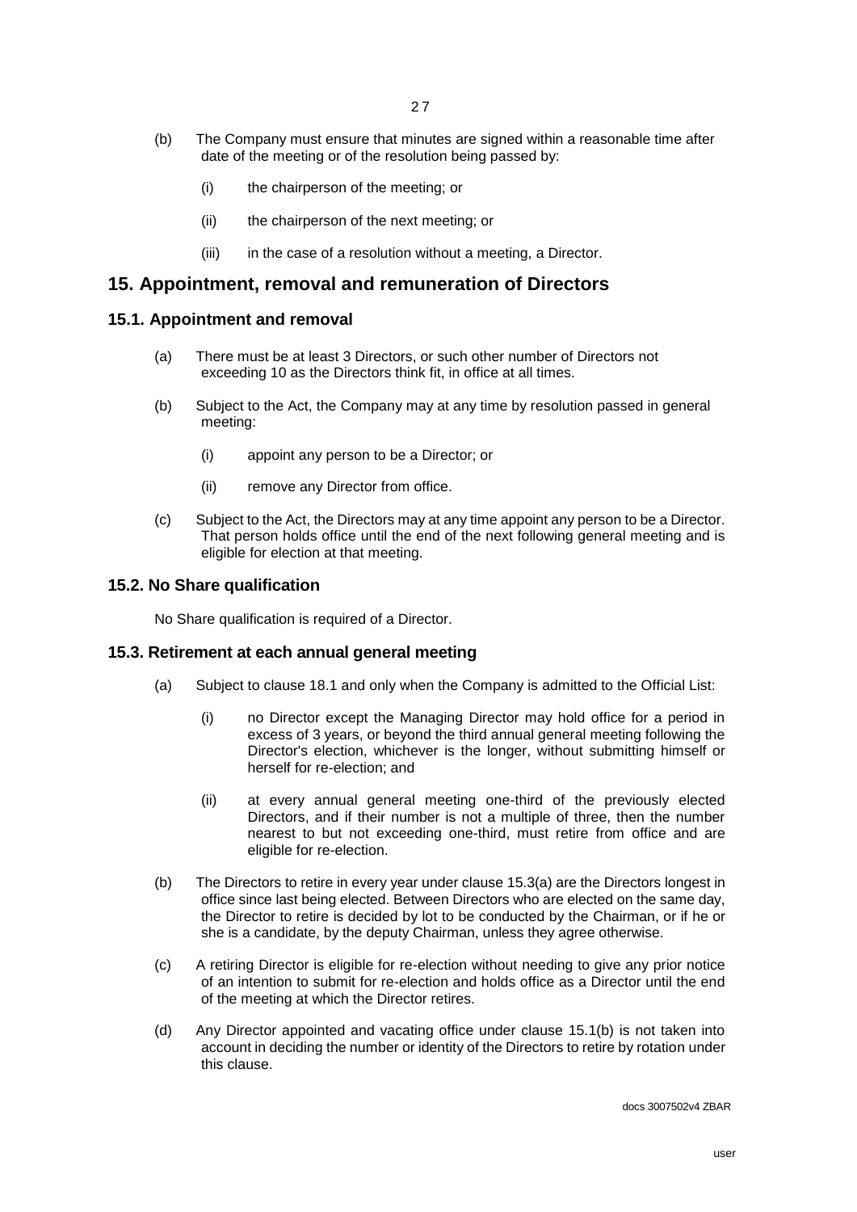(b) The Company must ensure that minutes are signed within a reasonable time after date of the meeting or of the resolution being passed by:

  (i) the chairperson of the meeting; or

  (ii) the chairperson of the next meeting; or

  (iii) in the case of a resolution without a meeting, a Director.

# 15. Appointment, removal and remuneration of Directors

## 15.1. Appointment and removal

(a) There must be at least 3 Directors, or such other number of Directors not exceeding 10 as the Directors think fit, in office at all times.

(b) Subject to the Act, the Company may at any time by resolution passed in general meeting:

  (i) appoint any person to be a Director; or

  (ii) remove any Director from office.

(c) Subject to the Act, the Directors may at any time appoint any person to be a Director. That person holds office until the end of the next following general meeting and is eligible for election at that meeting.

## 15.2. No Share qualification

No Share qualification is required of a Director.

## 15.3. Retirement at each annual general meeting

(a) Subject to clause 18.1 and only when the Company is admitted to the Official List:

  (i) no Director except the Managing Director may hold office for a period in excess of 3 years, or beyond the third annual general meeting following the Director's election, whichever is the longer, without submitting himself or herself for re-election; and

  (ii) at every annual general meeting one-third of the previously elected Directors, and if their number is not a multiple of three, then the number nearest to but not exceeding one-third, must retire from office and are eligible for re-election.

(b) The Directors to retire in every year under clause 15.3(a) are the Directors longest in office since last being elected. Between Directors who are elected on the same day, the Director to retire is decided by lot to be conducted by the Chairman, or if he or she is a candidate, by the deputy Chairman, unless they agree otherwise.

(c) A retiring Director is eligible for re-election without needing to give any prior notice of an intention to submit for re-election and holds office as a Director until the end of the meeting at which the Director retires.

(d) Any Director appointed and vacating office under clause 15.1(b) is not taken into account in deciding the number or identity of the Directors to retire by rotation under this clause.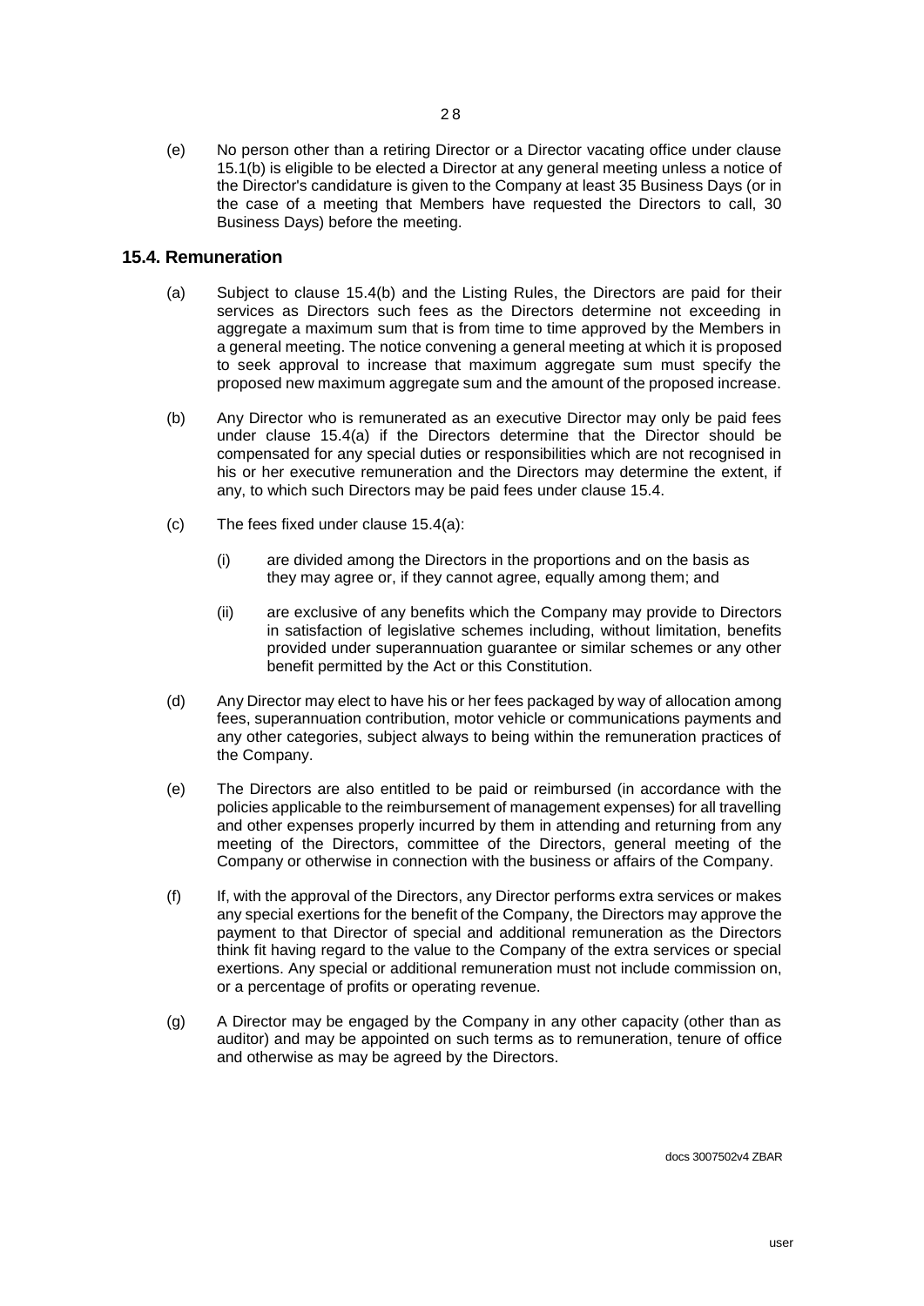(e) No person other than a retiring Director or a Director vacating office under clause 15.1(b) is eligible to be elected a Director at any general meeting unless a notice of the Director's candidature is given to the Company at least 35 Business Days (or in the case of a meeting that Members have requested the Directors to call, 30 Business Days) before the meeting.

## 15.4. Remuneration

(a) Subject to clause 15.4(b) and the Listing Rules, the Directors are paid for their services as Directors such fees as the Directors determine not exceeding in aggregate a maximum sum that is from time to time approved by the Members in a general meeting. The notice convening a general meeting at which it is proposed to seek approval to increase that maximum aggregate sum must specify the proposed new maximum aggregate sum and the amount of the proposed increase.

(b) Any Director who is remunerated as an executive Director may only be paid fees under clause 15.4(a) if the Directors determine that the Director should be compensated for any special duties or responsibilities which are not recognised in his or her executive remuneration and the Directors may determine the extent, if any, to which such Directors may be paid fees under clause 15.4.

(c) The fees fixed under clause 15.4(a):

   (i) are divided among the Directors in the proportions and on the basis as they may agree or, if they cannot agree, equally among them; and

   (ii) are exclusive of any benefits which the Company may provide to Directors in satisfaction of legislative schemes including, without limitation, benefits provided under superannuation guarantee or similar schemes or any other benefit permitted by the Act or this Constitution.

(d) Any Director may elect to have his or her fees packaged by way of allocation among fees, superannuation contribution, motor vehicle or communications payments and any other categories, subject always to being within the remuneration practices of the Company.

(e) The Directors are also entitled to be paid or reimbursed (in accordance with the policies applicable to the reimbursement of management expenses) for all travelling and other expenses properly incurred by them in attending and returning from any meeting of the Directors, committee of the Directors, general meeting of the Company or otherwise in connection with the business or affairs of the Company.

(f) If, with the approval of the Directors, any Director performs extra services or makes any special exertions for the benefit of the Company, the Directors may approve the payment to that Director of special and additional remuneration as the Directors think fit having regard to the value to the Company of the extra services or special exertions. Any special or additional remuneration must not include commission on, or a percentage of profits or operating revenue.

(g) A Director may be engaged by the Company in any other capacity (other than as auditor) and may be appointed on such terms as to remuneration, tenure of office and otherwise as may be agreed by the Directors.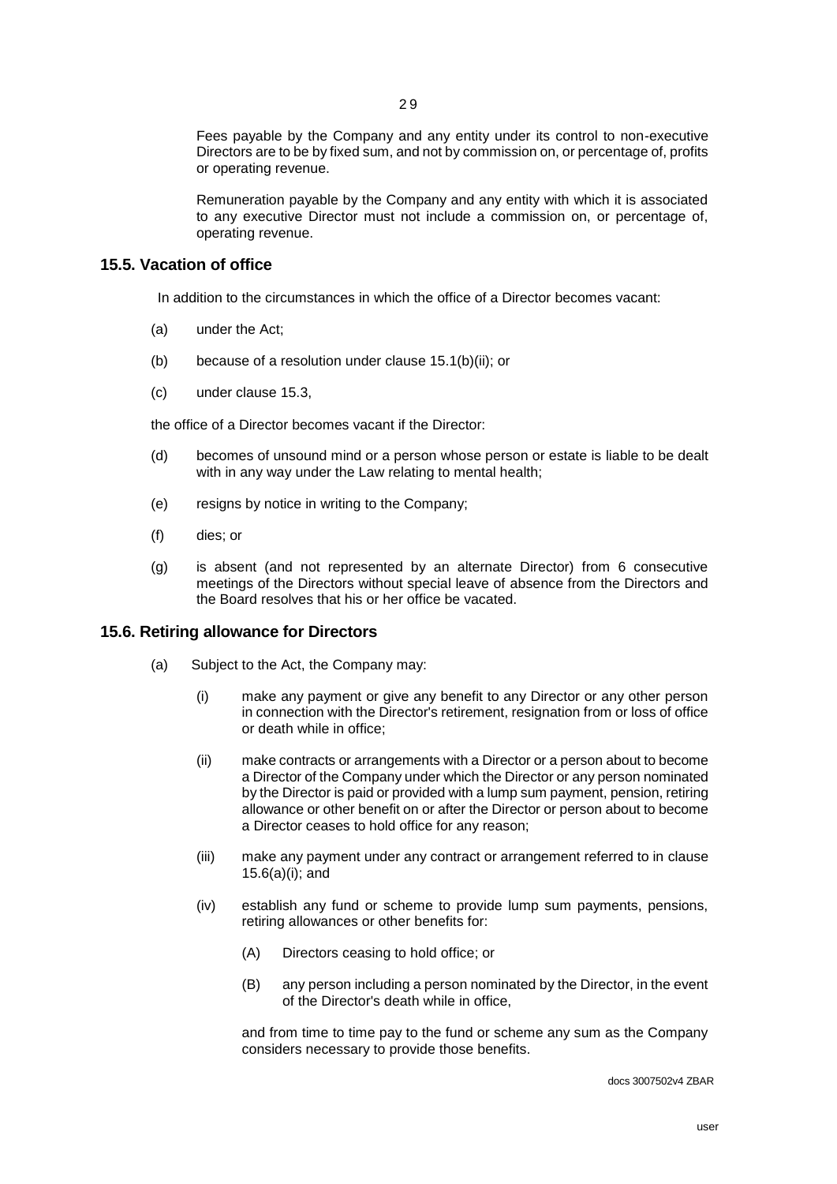Fees payable by the Company and any entity under its control to non-executive Directors are to be by fixed sum, and not by commission on, or percentage of, profits or operating revenue.

Remuneration payable by the Company and any entity with which it is associated to any executive Director must not include a commission on, or percentage of, operating revenue.

## 15.5. Vacation of office

In addition to the circumstances in which the office of a Director becomes vacant:

(a) under the Act;

(b) because of a resolution under clause 15.1(b)(ii); or

(c) under clause 15.3,

the office of a Director becomes vacant if the Director:

(d) becomes of unsound mind or a person whose person or estate is liable to be dealt with in any way under the Law relating to mental health;

(e) resigns by notice in writing to the Company;

(f) dies; or

(g) is absent (and not represented by an alternate Director) from 6 consecutive meetings of the Directors without special leave of absence from the Directors and the Board resolves that his or her office be vacated.

## 15.6. Retiring allowance for Directors

(a) Subject to the Act, the Company may:

(i) make any payment or give any benefit to any Director or any other person in connection with the Director's retirement, resignation from or loss of office or death while in office;

(ii) make contracts or arrangements with a Director or a person about to become a Director of the Company under which the Director or any person nominated by the Director is paid or provided with a lump sum payment, pension, retiring allowance or other benefit on or after the Director or person about to become a Director ceases to hold office for any reason;

(iii) make any payment under any contract or arrangement referred to in clause 15.6(a)(i); and

(iv) establish any fund or scheme to provide lump sum payments, pensions, retiring allowances or other benefits for:

(A) Directors ceasing to hold office; or

(B) any person including a person nominated by the Director, in the event of the Director's death while in office,

and from time to time pay to the fund or scheme any sum as the Company considers necessary to provide those benefits.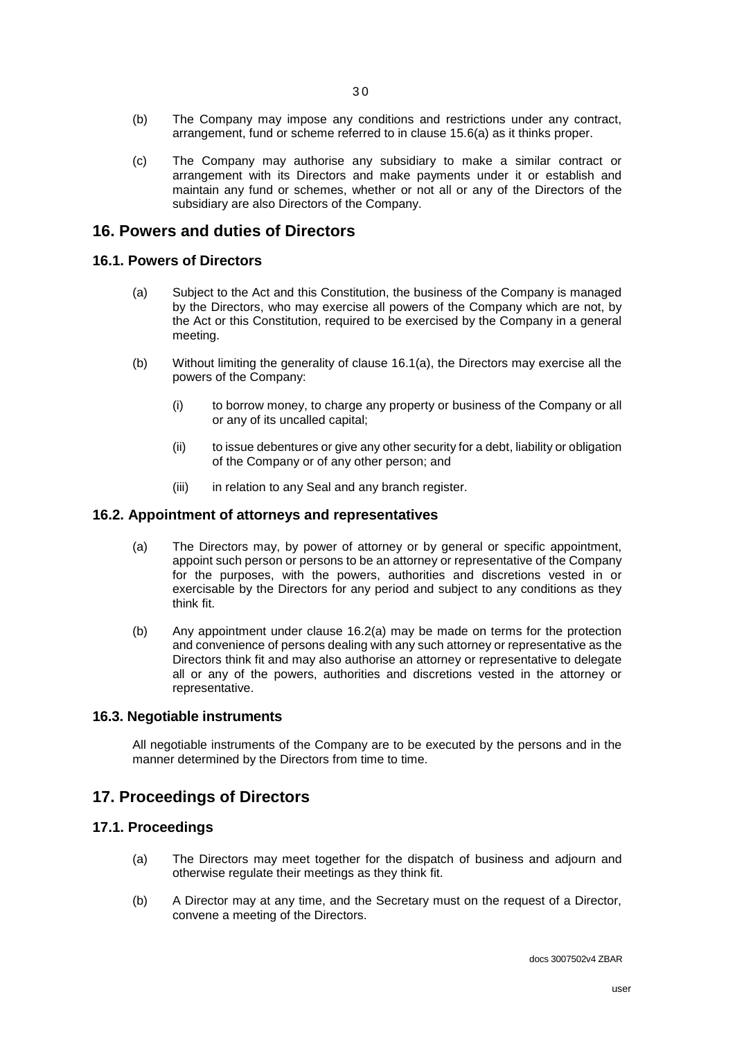(b) The Company may impose any conditions and restrictions under any contract, arrangement, fund or scheme referred to in clause 15.6(a) as it thinks proper.

(c) The Company may authorise any subsidiary to make a similar contract or arrangement with its Directors and make payments under it or establish and maintain any fund or schemes, whether or not all or any of the Directors of the subsidiary are also Directors of the Company.

## 16. Powers and duties of Directors

### 16.1. Powers of Directors

(a) Subject to the Act and this Constitution, the business of the Company is managed by the Directors, who may exercise all powers of the Company which are not, by the Act or this Constitution, required to be exercised by the Company in a general meeting.

(b) Without limiting the generality of clause 16.1(a), the Directors may exercise all the powers of the Company:

(i) to borrow money, to charge any property or business of the Company or all or any of its uncalled capital;

(ii) to issue debentures or give any other security for a debt, liability or obligation of the Company or of any other person; and

(iii) in relation to any Seal and any branch register.

### 16.2. Appointment of attorneys and representatives

(a) The Directors may, by power of attorney or by general or specific appointment, appoint such person or persons to be an attorney or representative of the Company for the purposes, with the powers, authorities and discretions vested in or exercisable by the Directors for any period and subject to any conditions as they think fit.

(b) Any appointment under clause 16.2(a) may be made on terms for the protection and convenience of persons dealing with any such attorney or representative as the Directors think fit and may also authorise an attorney or representative to delegate all or any of the powers, authorities and discretions vested in the attorney or representative.

### 16.3. Negotiable instruments

All negotiable instruments of the Company are to be executed by the persons and in the manner determined by the Directors from time to time.

## 17. Proceedings of Directors

### 17.1. Proceedings

(a) The Directors may meet together for the dispatch of business and adjourn and otherwise regulate their meetings as they think fit.

(b) A Director may at any time, and the Secretary must on the request of a Director, convene a meeting of the Directors.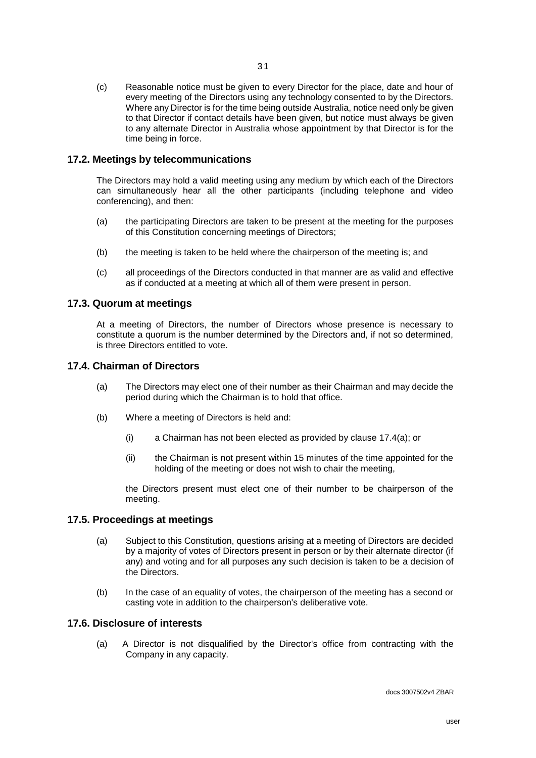(c) Reasonable notice must be given to every Director for the place, date and hour of every meeting of the Directors using any technology consented to by the Directors. Where any Director is for the time being outside Australia, notice need only be given to that Director if contact details have been given, but notice must always be given to any alternate Director in Australia whose appointment by that Director is for the time being in force.

### 17.2. Meetings by telecommunications

The Directors may hold a valid meeting using any medium by which each of the Directors can simultaneously hear all the other participants (including telephone and video conferencing), and then:

(a) the participating Directors are taken to be present at the meeting for the purposes of this Constitution concerning meetings of Directors;

(b) the meeting is taken to be held where the chairperson of the meeting is; and

(c) all proceedings of the Directors conducted in that manner are as valid and effective as if conducted at a meeting at which all of them were present in person.

### 17.3. Quorum at meetings

At a meeting of Directors, the number of Directors whose presence is necessary to constitute a quorum is the number determined by the Directors and, if not so determined, is three Directors entitled to vote.

### 17.4. Chairman of Directors

(a) The Directors may elect one of their number as their Chairman and may decide the period during which the Chairman is to hold that office.

(b) Where a meeting of Directors is held and:

(i) a Chairman has not been elected as provided by clause 17.4(a); or

(ii) the Chairman is not present within 15 minutes of the time appointed for the holding of the meeting or does not wish to chair the meeting,

the Directors present must elect one of their number to be chairperson of the meeting.

### 17.5. Proceedings at meetings

(a) Subject to this Constitution, questions arising at a meeting of Directors are decided by a majority of votes of Directors present in person or by their alternate director (if any) and voting and for all purposes any such decision is taken to be a decision of the Directors.

(b) In the case of an equality of votes, the chairperson of the meeting has a second or casting vote in addition to the chairperson's deliberative vote.

### 17.6. Disclosure of interests

(a) A Director is not disqualified by the Director's office from contracting with the Company in any capacity.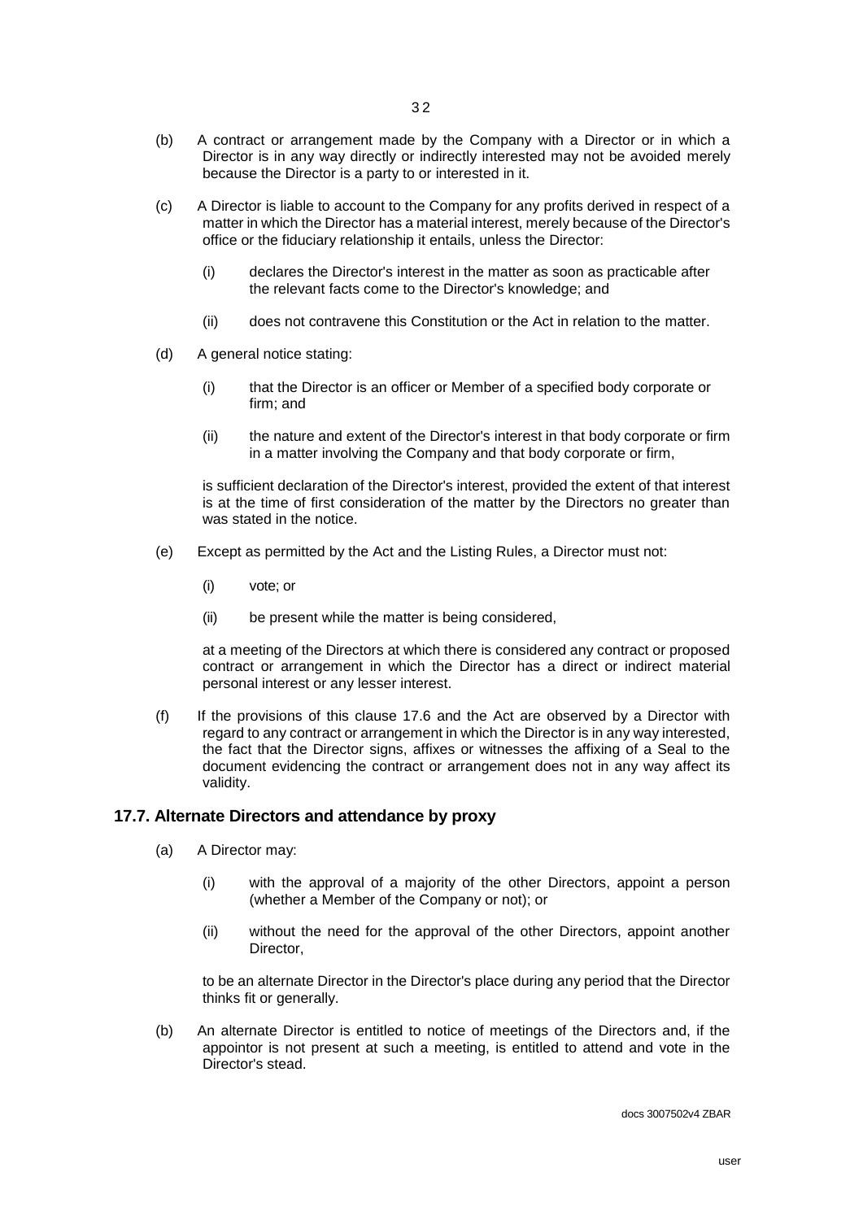(b) A contract or arrangement made by the Company with a Director or in which a Director is in any way directly or indirectly interested may not be avoided merely because the Director is a party to or interested in it.

(c) A Director is liable to account to the Company for any profits derived in respect of a matter in which the Director has a material interest, merely because of the Director's office or the fiduciary relationship it entails, unless the Director:

  (i) declares the Director's interest in the matter as soon as practicable after the relevant facts come to the Director's knowledge; and

  (ii) does not contravene this Constitution or the Act in relation to the matter.

(d) A general notice stating:

  (i) that the Director is an officer or Member of a specified body corporate or firm; and

  (ii) the nature and extent of the Director's interest in that body corporate or firm in a matter involving the Company and that body corporate or firm,

  is sufficient declaration of the Director's interest, provided the extent of that interest is at the time of first consideration of the matter by the Directors no greater than was stated in the notice.

(e) Except as permitted by the Act and the Listing Rules, a Director must not:

  (i) vote; or

  (ii) be present while the matter is being considered,

  at a meeting of the Directors at which there is considered any contract or proposed contract or arrangement in which the Director has a direct or indirect material personal interest or any lesser interest.

(f) If the provisions of this clause 17.6 and the Act are observed by a Director with regard to any contract or arrangement in which the Director is in any way interested, the fact that the Director signs, affixes or witnesses the affixing of a Seal to the document evidencing the contract or arrangement does not in any way affect its validity.

## 17.7. Alternate Directors and attendance by proxy

(a) A Director may:

  (i) with the approval of a majority of the other Directors, appoint a person (whether a Member of the Company or not); or

  (ii) without the need for the approval of the other Directors, appoint another Director,

  to be an alternate Director in the Director's place during any period that the Director thinks fit or generally.

(b) An alternate Director is entitled to notice of meetings of the Directors and, if the appointor is not present at such a meeting, is entitled to attend and vote in the Director's stead.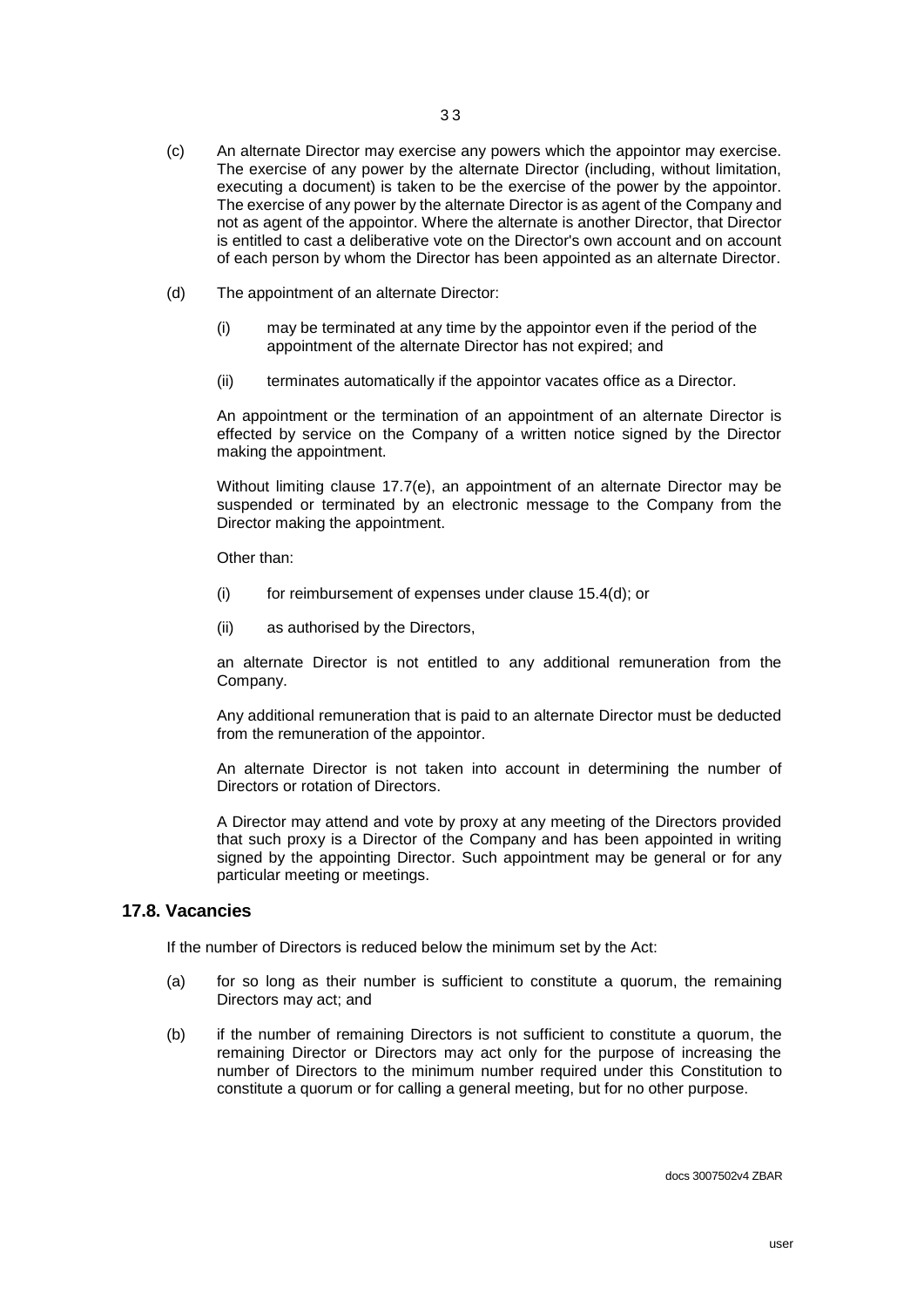(c) An alternate Director may exercise any powers which the appointor may exercise. The exercise of any power by the alternate Director (including, without limitation, executing a document) is taken to be the exercise of the power by the appointor. The exercise of any power by the alternate Director is as agent of the Company and not as agent of the appointor. Where the alternate is another Director, that Director is entitled to cast a deliberative vote on the Director's own account and on account of each person by whom the Director has been appointed as an alternate Director.

(d) The appointment of an alternate Director:

   (i) may be terminated at any time by the appointor even if the period of the appointment of the alternate Director has not expired; and

   (ii) terminates automatically if the appointor vacates office as a Director.

   An appointment or the termination of an appointment of an alternate Director is effected by service on the Company of a written notice signed by the Director making the appointment.

   Without limiting clause 17.7(e), an appointment of an alternate Director may be suspended or terminated by an electronic message to the Company from the Director making the appointment.

   Other than:

   (i) for reimbursement of expenses under clause 15.4(d); or

   (ii) as authorised by the Directors,

   an alternate Director is not entitled to any additional remuneration from the Company.

   Any additional remuneration that is paid to an alternate Director must be deducted from the remuneration of the appointor.

   An alternate Director is not taken into account in determining the number of Directors or rotation of Directors.

   A Director may attend and vote by proxy at any meeting of the Directors provided that such proxy is a Director of the Company and has been appointed in writing signed by the appointing Director. Such appointment may be general or for any particular meeting or meetings.

## 17.8. Vacancies

If the number of Directors is reduced below the minimum set by the Act:

(a) for so long as their number is sufficient to constitute a quorum, the remaining Directors may act; and

(b) if the number of remaining Directors is not sufficient to constitute a quorum, the remaining Director or Directors may act only for the purpose of increasing the number of Directors to the minimum number required under this Constitution to constitute a quorum or for calling a general meeting, but for no other purpose.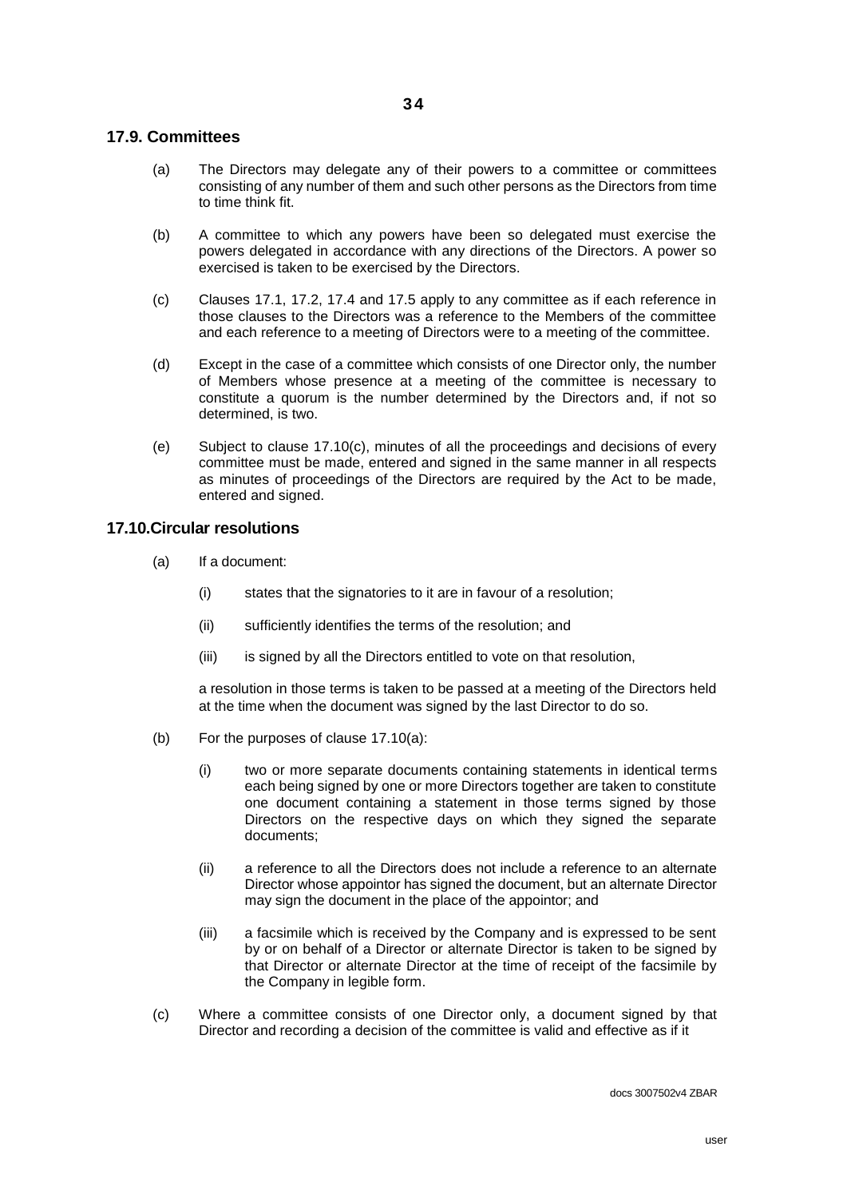## 17.9. Committees

(a) The Directors may delegate any of their powers to a committee or committees consisting of any number of them and such other persons as the Directors from time to time think fit.

(b) A committee to which any powers have been so delegated must exercise the powers delegated in accordance with any directions of the Directors. A power so exercised is taken to be exercised by the Directors.

(c) Clauses 17.1, 17.2, 17.4 and 17.5 apply to any committee as if each reference in those clauses to the Directors was a reference to the Members of the committee and each reference to a meeting of Directors were to a meeting of the committee.

(d) Except in the case of a committee which consists of one Director only, the number of Members whose presence at a meeting of the committee is necessary to constitute a quorum is the number determined by the Directors and, if not so determined, is two.

(e) Subject to clause 17.10(c), minutes of all the proceedings and decisions of every committee must be made, entered and signed in the same manner in all respects as minutes of proceedings of the Directors are required by the Act to be made, entered and signed.

## 17.10. Circular resolutions

(a) If a document:

  (i) states that the signatories to it are in favour of a resolution;

  (ii) sufficiently identifies the terms of the resolution; and

  (iii) is signed by all the Directors entitled to vote on that resolution,

  a resolution in those terms is taken to be passed at a meeting of the Directors held at the time when the document was signed by the last Director to do so.

(b) For the purposes of clause 17.10(a):

  (i) two or more separate documents containing statements in identical terms each being signed by one or more Directors together are taken to constitute one document containing a statement in those terms signed by those Directors on the respective days on which they signed the separate documents;

  (ii) a reference to all the Directors does not include a reference to an alternate Director whose appointor has signed the document, but an alternate Director may sign the document in the place of the appointor; and

  (iii) a facsimile which is received by the Company and is expressed to be sent by or on behalf of a Director or alternate Director is taken to be signed by that Director or alternate Director at the time of receipt of the facsimile by the Company in legible form.

(c) Where a committee consists of one Director only, a document signed by that Director and recording a decision of the committee is valid and effective as if it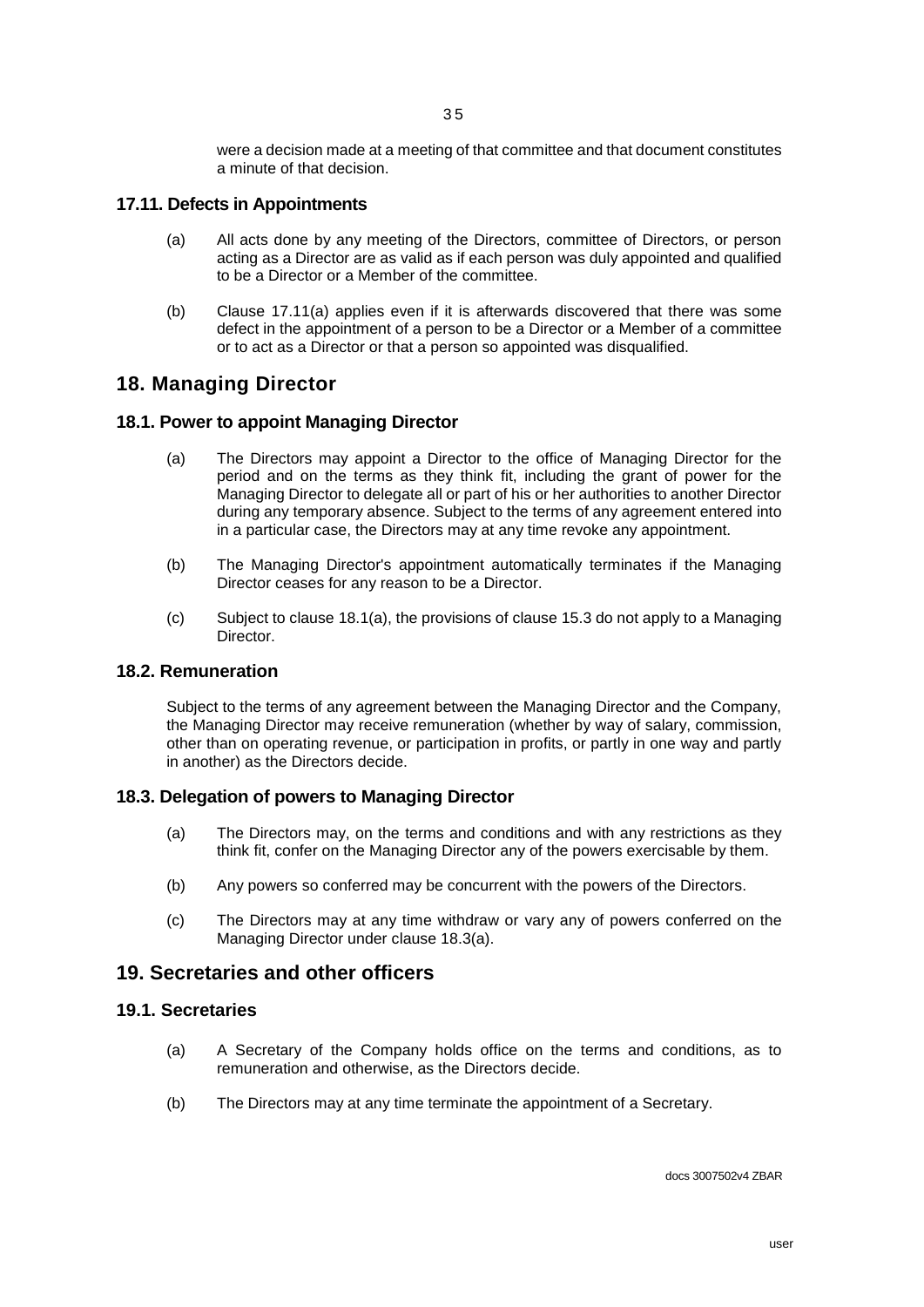were a decision made at a meeting of that committee and that document constitutes a minute of that decision.

### 17.11. Defects in Appointments

(a) All acts done by any meeting of the Directors, committee of Directors, or person acting as a Director are as valid as if each person was duly appointed and qualified to be a Director or a Member of the committee.

(b) Clause 17.11(a) applies even if it is afterwards discovered that there was some defect in the appointment of a person to be a Director or a Member of a committee or to act as a Director or that a person so appointed was disqualified.

## 18. Managing Director

### 18.1. Power to appoint Managing Director

(a) The Directors may appoint a Director to the office of Managing Director for the period and on the terms as they think fit, including the grant of power for the Managing Director to delegate all or part of his or her authorities to another Director during any temporary absence. Subject to the terms of any agreement entered into in a particular case, the Directors may at any time revoke any appointment.

(b) The Managing Director's appointment automatically terminates if the Managing Director ceases for any reason to be a Director.

(c) Subject to clause 18.1(a), the provisions of clause 15.3 do not apply to a Managing Director.

### 18.2. Remuneration

Subject to the terms of any agreement between the Managing Director and the Company, the Managing Director may receive remuneration (whether by way of salary, commission, other than on operating revenue, or participation in profits, or partly in one way and partly in another) as the Directors decide.

### 18.3. Delegation of powers to Managing Director

(a) The Directors may, on the terms and conditions and with any restrictions as they think fit, confer on the Managing Director any of the powers exercisable by them.

(b) Any powers so conferred may be concurrent with the powers of the Directors.

(c) The Directors may at any time withdraw or vary any of powers conferred on the Managing Director under clause 18.3(a).

## 19. Secretaries and other officers

### 19.1. Secretaries

(a) A Secretary of the Company holds office on the terms and conditions, as to remuneration and otherwise, as the Directors decide.

(b) The Directors may at any time terminate the appointment of a Secretary.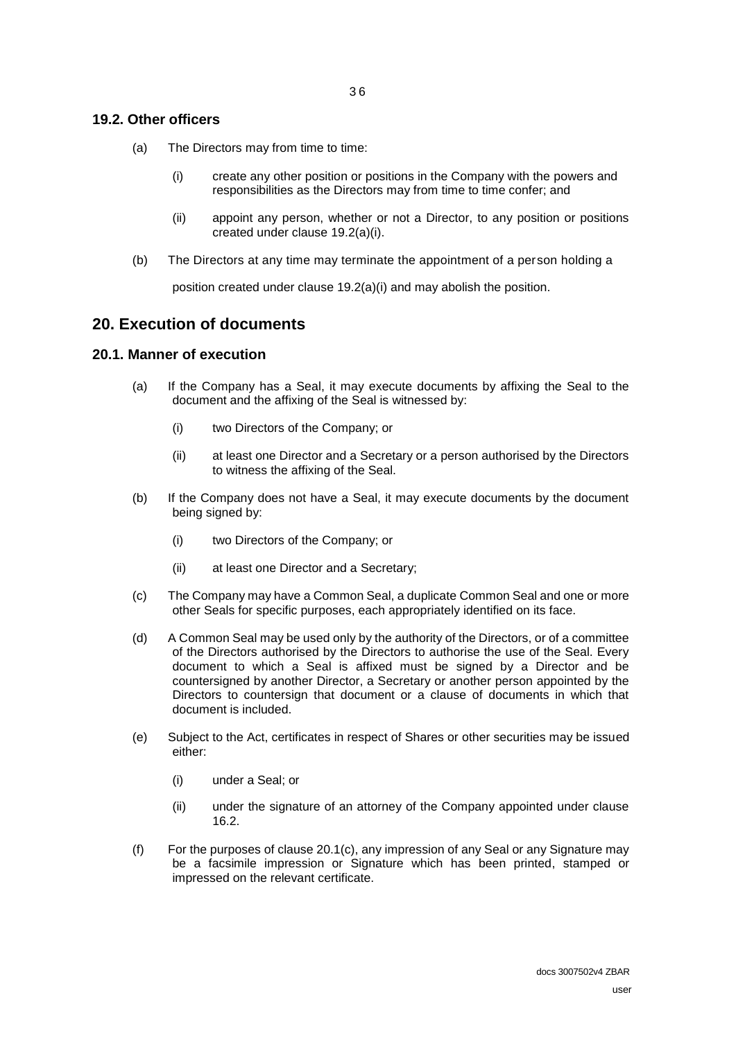### 19.2. Other officers

(a) The Directors may from time to time:

(i) create any other position or positions in the Company with the powers and responsibilities as the Directors may from time to time confer; and

(ii) appoint any person, whether or not a Director, to any position or positions created under clause 19.2(a)(i).

(b) The Directors at any time may terminate the appointment of a person holding a position created under clause 19.2(a)(i) and may abolish the position.

## 20. Execution of documents

### 20.1. Manner of execution

(a) If the Company has a Seal, it may execute documents by affixing the Seal to the document and the affixing of the Seal is witnessed by:

(i) two Directors of the Company; or

(ii) at least one Director and a Secretary or a person authorised by the Directors to witness the affixing of the Seal.

(b) If the Company does not have a Seal, it may execute documents by the document being signed by:

(i) two Directors of the Company; or

(ii) at least one Director and a Secretary;

(c) The Company may have a Common Seal, a duplicate Common Seal and one or more other Seals for specific purposes, each appropriately identified on its face.

(d) A Common Seal may be used only by the authority of the Directors, or of a committee of the Directors authorised by the Directors to authorise the use of the Seal. Every document to which a Seal is affixed must be signed by a Director and be countersigned by another Director, a Secretary or another person appointed by the Directors to countersign that document or a clause of documents in which that document is included.

(e) Subject to the Act, certificates in respect of Shares or other securities may be issued either:

(i) under a Seal; or

(ii) under the signature of an attorney of the Company appointed under clause 16.2.

(f) For the purposes of clause 20.1(c), any impression of any Seal or any Signature may be a facsimile impression or Signature which has been printed, stamped or impressed on the relevant certificate.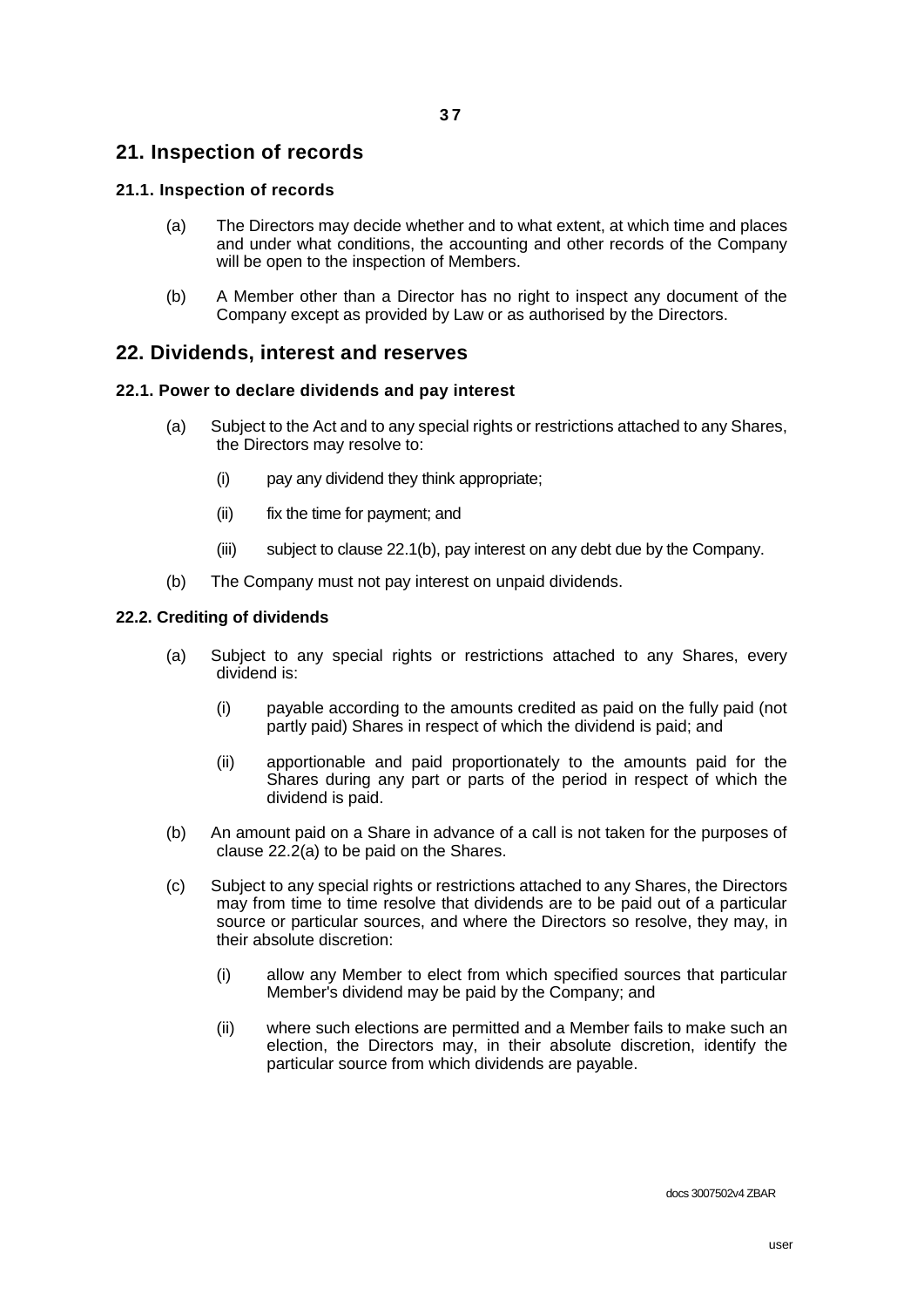# 21. Inspection of records

### 21.1. Inspection of records

(a) The Directors may decide whether and to what extent, at which time and places and under what conditions, the accounting and other records of the Company will be open to the inspection of Members.

(b) A Member other than a Director has no right to inspect any document of the Company except as provided by Law or as authorised by the Directors.

# 22. Dividends, interest and reserves

### 22.1. Power to declare dividends and pay interest

(a) Subject to the Act and to any special rights or restrictions attached to any Shares, the Directors may resolve to:

(i) pay any dividend they think appropriate;

(ii) fix the time for payment; and

(iii) subject to clause 22.1(b), pay interest on any debt due by the Company.

(b) The Company must not pay interest on unpaid dividends.

### 22.2. Crediting of dividends

(a) Subject to any special rights or restrictions attached to any Shares, every dividend is:

(i) payable according to the amounts credited as paid on the fully paid (not partly paid) Shares in respect of which the dividend is paid; and

(ii) apportionable and paid proportionately to the amounts paid for the Shares during any part or parts of the period in respect of which the dividend is paid.

(b) An amount paid on a Share in advance of a call is not taken for the purposes of clause 22.2(a) to be paid on the Shares.

(c) Subject to any special rights or restrictions attached to any Shares, the Directors may from time to time resolve that dividends are to be paid out of a particular source or particular sources, and where the Directors so resolve, they may, in their absolute discretion:

(i) allow any Member to elect from which specified sources that particular Member's dividend may be paid by the Company; and

(ii) where such elections are permitted and a Member fails to make such an election, the Directors may, in their absolute discretion, identify the particular source from which dividends are payable.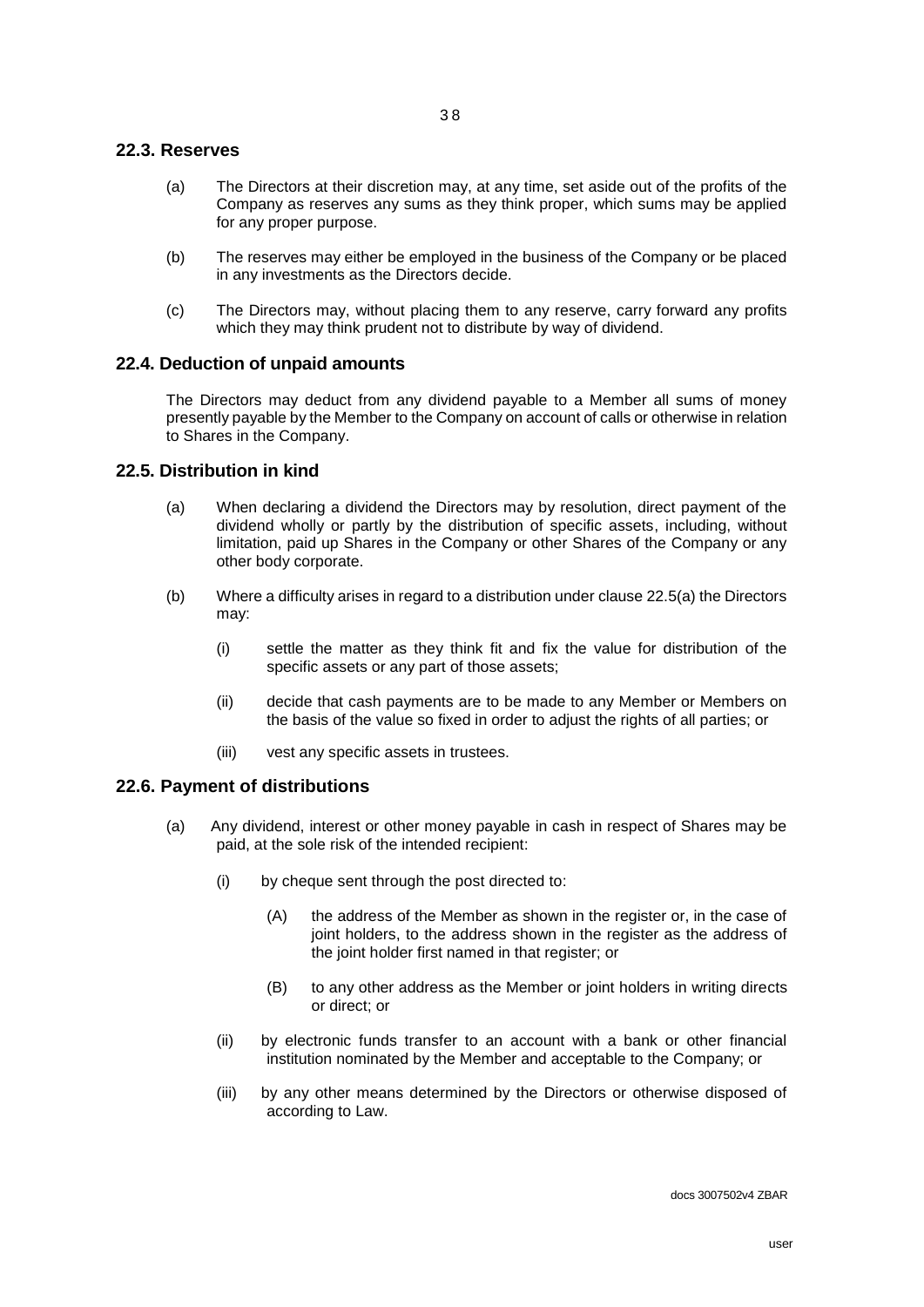## 22.3. Reserves

(a) The Directors at their discretion may, at any time, set aside out of the profits of the Company as reserves any sums as they think proper, which sums may be applied for any proper purpose.

(b) The reserves may either be employed in the business of the Company or be placed in any investments as the Directors decide.

(c) The Directors may, without placing them to any reserve, carry forward any profits which they may think prudent not to distribute by way of dividend.

## 22.4. Deduction of unpaid amounts

The Directors may deduct from any dividend payable to a Member all sums of money presently payable by the Member to the Company on account of calls or otherwise in relation to Shares in the Company.

## 22.5. Distribution in kind

(a) When declaring a dividend the Directors may by resolution, direct payment of the dividend wholly or partly by the distribution of specific assets, including, without limitation, paid up Shares in the Company or other Shares of the Company or any other body corporate.

(b) Where a difficulty arises in regard to a distribution under clause 22.5(a) the Directors may:

   (i) settle the matter as they think fit and fix the value for distribution of the specific assets or any part of those assets;

   (ii) decide that cash payments are to be made to any Member or Members on the basis of the value so fixed in order to adjust the rights of all parties; or

   (iii) vest any specific assets in trustees.

## 22.6. Payment of distributions

(a) Any dividend, interest or other money payable in cash in respect of Shares may be paid, at the sole risk of the intended recipient:

   (i) by cheque sent through the post directed to:

      (A) the address of the Member as shown in the register or, in the case of joint holders, to the address shown in the register as the address of the joint holder first named in that register; or

      (B) to any other address as the Member or joint holders in writing directs or direct; or

   (ii) by electronic funds transfer to an account with a bank or other financial institution nominated by the Member and acceptable to the Company; or

   (iii) by any other means determined by the Directors or otherwise disposed of according to Law.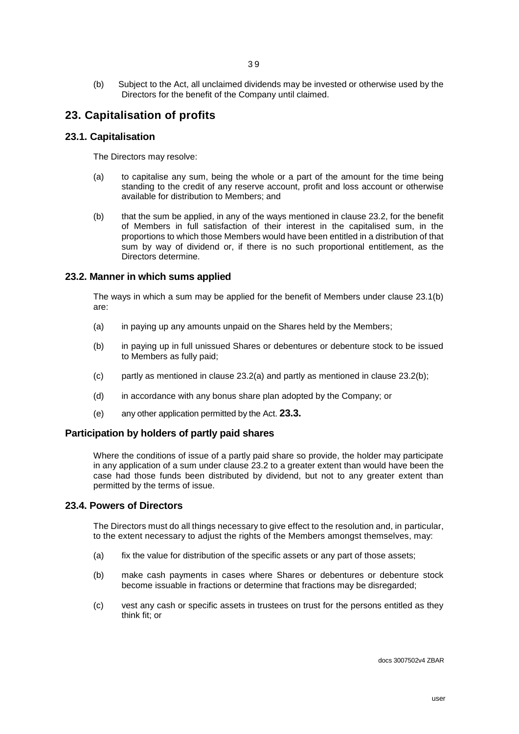(b) Subject to the Act, all unclaimed dividends may be invested or otherwise used by the Directors for the benefit of the Company until claimed.

## 23. Capitalisation of profits

### 23.1. Capitalisation

The Directors may resolve:

(a) to capitalise any sum, being the whole or a part of the amount for the time being standing to the credit of any reserve account, profit and loss account or otherwise available for distribution to Members; and

(b) that the sum be applied, in any of the ways mentioned in clause 23.2, for the benefit of Members in full satisfaction of their interest in the capitalised sum, in the proportions to which those Members would have been entitled in a distribution of that sum by way of dividend or, if there is no such proportional entitlement, as the Directors determine.

### 23.2. Manner in which sums applied

The ways in which a sum may be applied for the benefit of Members under clause 23.1(b) are:

(a) in paying up any amounts unpaid on the Shares held by the Members;

(b) in paying up in full unissued Shares or debentures or debenture stock to be issued to Members as fully paid;

(c) partly as mentioned in clause 23.2(a) and partly as mentioned in clause 23.2(b);

(d) in accordance with any bonus share plan adopted by the Company; or

(e) any other application permitted by the Act.

### 23.3. Participation by holders of partly paid shares

Where the conditions of issue of a partly paid share so provide, the holder may participate in any application of a sum under clause 23.2 to a greater extent than would have been the case had those funds been distributed by dividend, but not to any greater extent than permitted by the terms of issue.

### 23.4. Powers of Directors

The Directors must do all things necessary to give effect to the resolution and, in particular, to the extent necessary to adjust the rights of the Members amongst themselves, may:

(a) fix the value for distribution of the specific assets or any part of those assets;

(b) make cash payments in cases where Shares or debentures or debenture stock become issuable in fractions or determine that fractions may be disregarded;

(c) vest any cash or specific assets in trustees on trust for the persons entitled as they think fit; or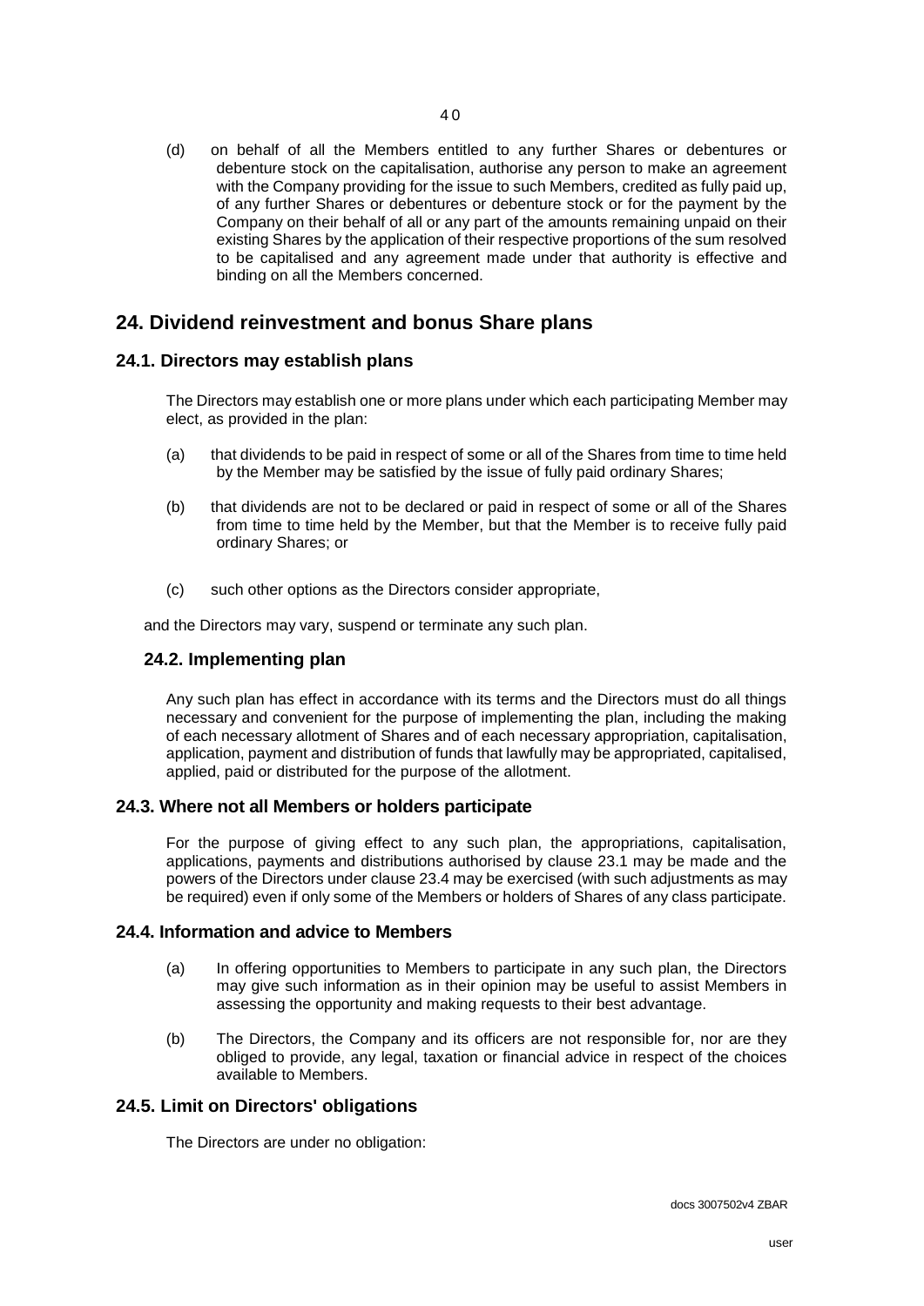(d) on behalf of all the Members entitled to any further Shares or debentures or debenture stock on the capitalisation, authorise any person to make an agreement with the Company providing for the issue to such Members, credited as fully paid up, of any further Shares or debentures or debenture stock or for the payment by the Company on their behalf of all or any part of the amounts remaining unpaid on their existing Shares by the application of their respective proportions of the sum resolved to be capitalised and any agreement made under that authority is effective and binding on all the Members concerned.

## 24. Dividend reinvestment and bonus Share plans

### 24.1. Directors may establish plans

The Directors may establish one or more plans under which each participating Member may elect, as provided in the plan:

(a) that dividends to be paid in respect of some or all of the Shares from time to time held by the Member may be satisfied by the issue of fully paid ordinary Shares;

(b) that dividends are not to be declared or paid in respect of some or all of the Shares from time to time held by the Member, but that the Member is to receive fully paid ordinary Shares; or

(c) such other options as the Directors consider appropriate,

and the Directors may vary, suspend or terminate any such plan.

### 24.2. Implementing plan

Any such plan has effect in accordance with its terms and the Directors must do all things necessary and convenient for the purpose of implementing the plan, including the making of each necessary allotment of Shares and of each necessary appropriation, capitalisation, application, payment and distribution of funds that lawfully may be appropriated, capitalised, applied, paid or distributed for the purpose of the allotment.

### 24.3. Where not all Members or holders participate

For the purpose of giving effect to any such plan, the appropriations, capitalisation, applications, payments and distributions authorised by clause 23.1 may be made and the powers of the Directors under clause 23.4 may be exercised (with such adjustments as may be required) even if only some of the Members or holders of Shares of any class participate.

### 24.4. Information and advice to Members

(a) In offering opportunities to Members to participate in any such plan, the Directors may give such information as in their opinion may be useful to assist Members in assessing the opportunity and making requests to their best advantage.

(b) The Directors, the Company and its officers are not responsible for, nor are they obliged to provide, any legal, taxation or financial advice in respect of the choices available to Members.

### 24.5. Limit on Directors' obligations

The Directors are under no obligation: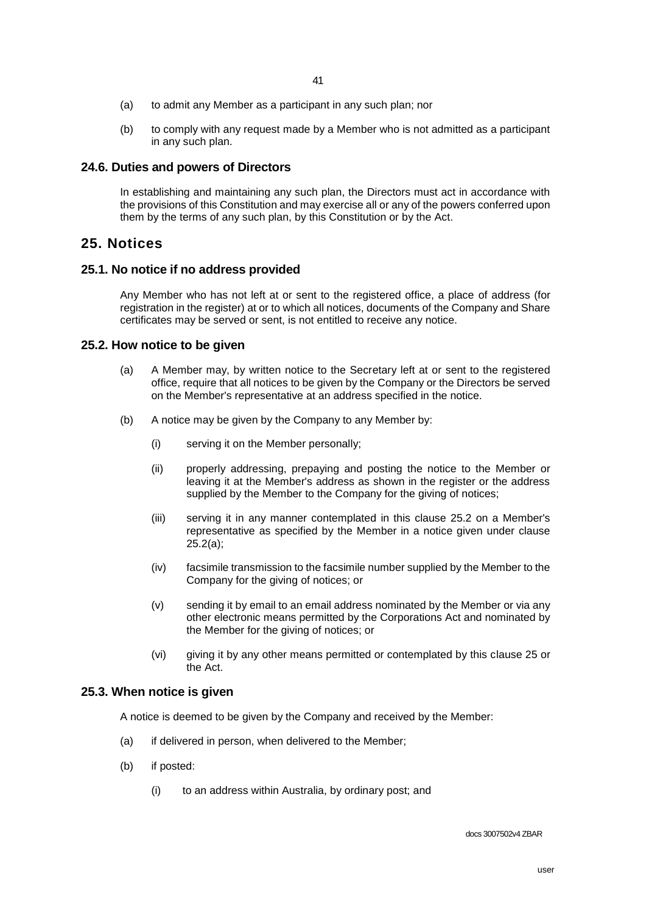(a) to admit any Member as a participant in any such plan; nor

(b) to comply with any request made by a Member who is not admitted as a participant in any such plan.

### 24.6. Duties and powers of Directors

In establishing and maintaining any such plan, the Directors must act in accordance with the provisions of this Constitution and may exercise all or any of the powers conferred upon them by the terms of any such plan, by this Constitution or by the Act.

## 25. Notices

### 25.1. No notice if no address provided

Any Member who has not left at or sent to the registered office, a place of address (for registration in the register) at or to which all notices, documents of the Company and Share certificates may be served or sent, is not entitled to receive any notice.

### 25.2. How notice to be given

(a) A Member may, by written notice to the Secretary left at or sent to the registered office, require that all notices to be given by the Company or the Directors be served on the Member's representative at an address specified in the notice.

(b) A notice may be given by the Company to any Member by:

(i) serving it on the Member personally;

(ii) properly addressing, prepaying and posting the notice to the Member or leaving it at the Member's address as shown in the register or the address supplied by the Member to the Company for the giving of notices;

(iii) serving it in any manner contemplated in this clause 25.2 on a Member's representative as specified by the Member in a notice given under clause 25.2(a);

(iv) facsimile transmission to the facsimile number supplied by the Member to the Company for the giving of notices; or

(v) sending it by email to an email address nominated by the Member or via any other electronic means permitted by the Corporations Act and nominated by the Member for the giving of notices; or

(vi) giving it by any other means permitted or contemplated by this clause 25 or the Act.

### 25.3. When notice is given

A notice is deemed to be given by the Company and received by the Member:

(a) if delivered in person, when delivered to the Member;

(b) if posted:

(i) to an address within Australia, by ordinary post; and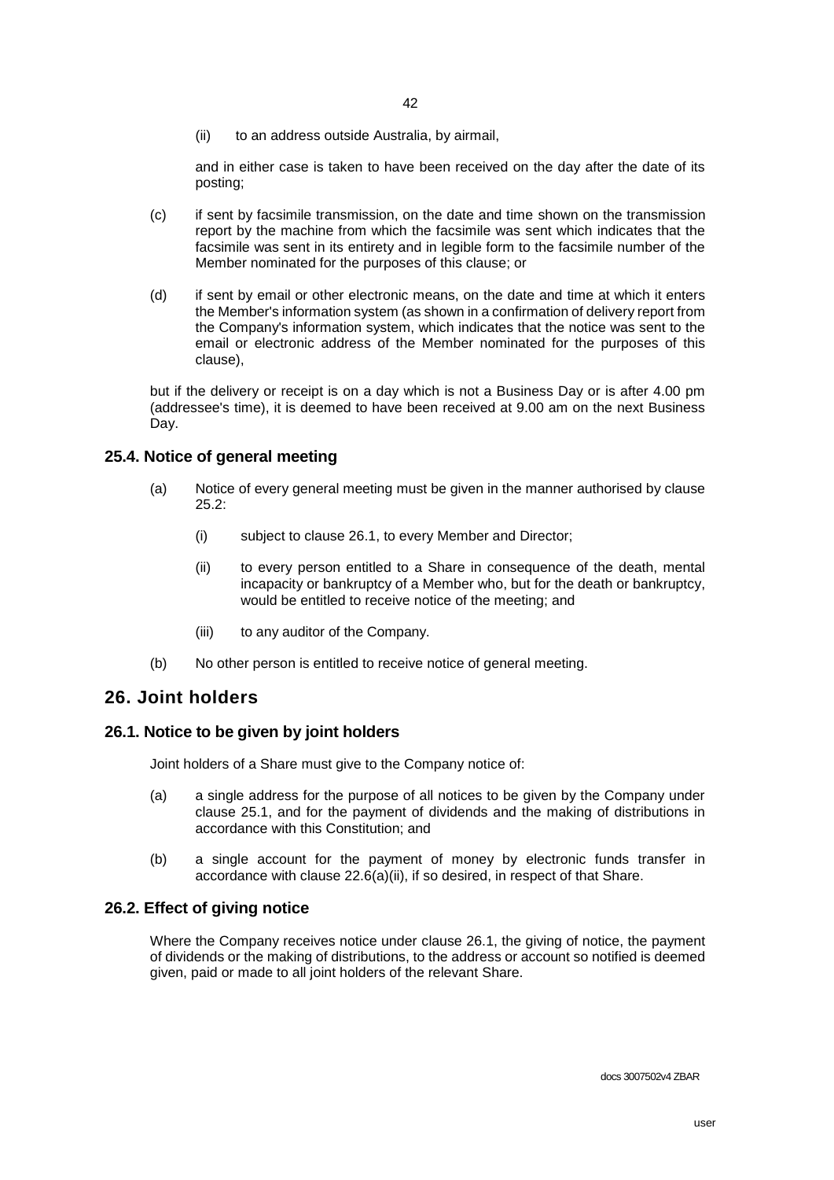(ii) to an address outside Australia, by airmail,

and in either case is taken to have been received on the day after the date of its posting;

(c) if sent by facsimile transmission, on the date and time shown on the transmission report by the machine from which the facsimile was sent which indicates that the facsimile was sent in its entirety and in legible form to the facsimile number of the Member nominated for the purposes of this clause; or

(d) if sent by email or other electronic means, on the date and time at which it enters the Member's information system (as shown in a confirmation of delivery report from the Company's information system, which indicates that the notice was sent to the email or electronic address of the Member nominated for the purposes of this clause),

but if the delivery or receipt is on a day which is not a Business Day or is after 4.00 pm (addressee's time), it is deemed to have been received at 9.00 am on the next Business Day.

### 25.4. Notice of general meeting

(a) Notice of every general meeting must be given in the manner authorised by clause 25.2:

(i) subject to clause 26.1, to every Member and Director;

(ii) to every person entitled to a Share in consequence of the death, mental incapacity or bankruptcy of a Member who, but for the death or bankruptcy, would be entitled to receive notice of the meeting; and

(iii) to any auditor of the Company.

(b) No other person is entitled to receive notice of general meeting.

## 26. Joint holders

### 26.1. Notice to be given by joint holders

Joint holders of a Share must give to the Company notice of:

(a) a single address for the purpose of all notices to be given by the Company under clause 25.1, and for the payment of dividends and the making of distributions in accordance with this Constitution; and

(b) a single account for the payment of money by electronic funds transfer in accordance with clause 22.6(a)(ii), if so desired, in respect of that Share.

### 26.2. Effect of giving notice

Where the Company receives notice under clause 26.1, the giving of notice, the payment of dividends or the making of distributions, to the address or account so notified is deemed given, paid or made to all joint holders of the relevant Share.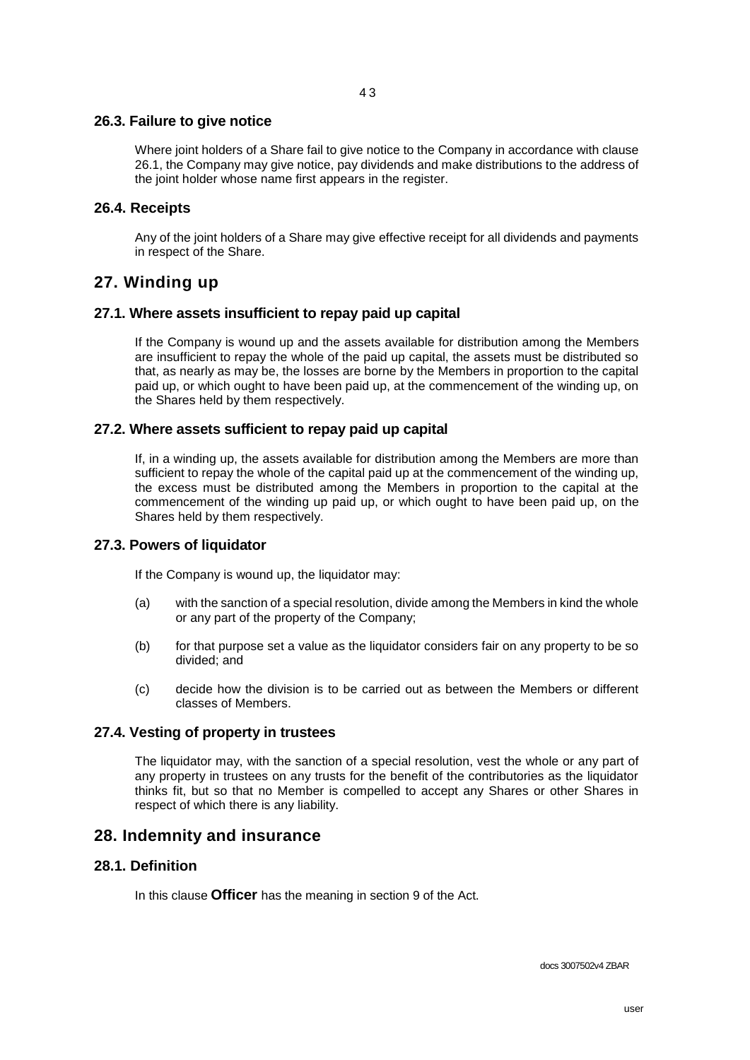### 26.3. Failure to give notice

Where joint holders of a Share fail to give notice to the Company in accordance with clause 26.1, the Company may give notice, pay dividends and make distributions to the address of the joint holder whose name first appears in the register.

### 26.4. Receipts

Any of the joint holders of a Share may give effective receipt for all dividends and payments in respect of the Share.

## 27. Winding up

### 27.1. Where assets insufficient to repay paid up capital

If the Company is wound up and the assets available for distribution among the Members are insufficient to repay the whole of the paid up capital, the assets must be distributed so that, as nearly as may be, the losses are borne by the Members in proportion to the capital paid up, or which ought to have been paid up, at the commencement of the winding up, on the Shares held by them respectively.

### 27.2. Where assets sufficient to repay paid up capital

If, in a winding up, the assets available for distribution among the Members are more than sufficient to repay the whole of the capital paid up at the commencement of the winding up, the excess must be distributed among the Members in proportion to the capital at the commencement of the winding up paid up, or which ought to have been paid up, on the Shares held by them respectively.

### 27.3. Powers of liquidator

If the Company is wound up, the liquidator may:

(a) with the sanction of a special resolution, divide among the Members in kind the whole or any part of the property of the Company;

(b) for that purpose set a value as the liquidator considers fair on any property to be so divided; and

(c) decide how the division is to be carried out as between the Members or different classes of Members.

### 27.4. Vesting of property in trustees

The liquidator may, with the sanction of a special resolution, vest the whole or any part of any property in trustees on any trusts for the benefit of the contributories as the liquidator thinks fit, but so that no Member is compelled to accept any Shares or other Shares in respect of which there is any liability.

## 28. Indemnity and insurance

### 28.1. Definition

In this clause **Officer** has the meaning in section 9 of the Act.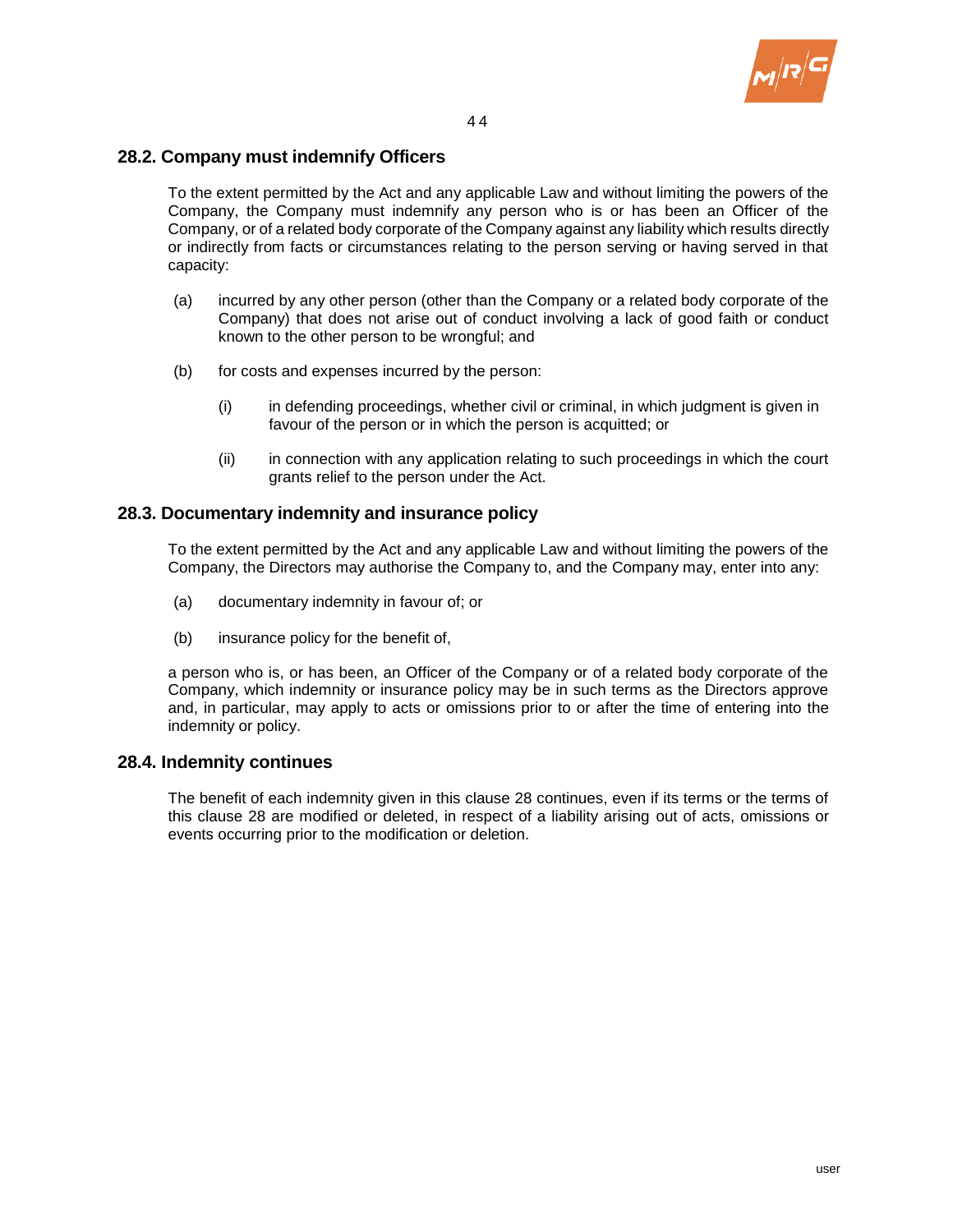## 28.2. Company must indemnify Officers

To the extent permitted by the Act and any applicable Law and without limiting the powers of the Company, the Company must indemnify any person who is or has been an Officer of the Company, or of a related body corporate of the Company against any liability which results directly or indirectly from facts or circumstances relating to the person serving or having served in that capacity:

(a) incurred by any other person (other than the Company or a related body corporate of the Company) that does not arise out of conduct involving a lack of good faith or conduct known to the other person to be wrongful; and

(b) for costs and expenses incurred by the person:

   (i) in defending proceedings, whether civil or criminal, in which judgment is given in favour of the person or in which the person is acquitted; or

   (ii) in connection with any application relating to such proceedings in which the court grants relief to the person under the Act.

## 28.3. Documentary indemnity and insurance policy

To the extent permitted by the Act and any applicable Law and without limiting the powers of the Company, the Directors may authorise the Company to, and the Company may, enter into any:

(a) documentary indemnity in favour of; or

(b) insurance policy for the benefit of,

a person who is, or has been, an Officer of the Company or of a related body corporate of the Company, which indemnity or insurance policy may be in such terms as the Directors approve and, in particular, may apply to acts or omissions prior to or after the time of entering into the indemnity or policy.

## 28.4. Indemnity continues

The benefit of each indemnity given in this clause 28 continues, even if its terms or the terms of this clause 28 are modified or deleted, in respect of a liability arising out of acts, omissions or events occurring prior to the modification or deletion.